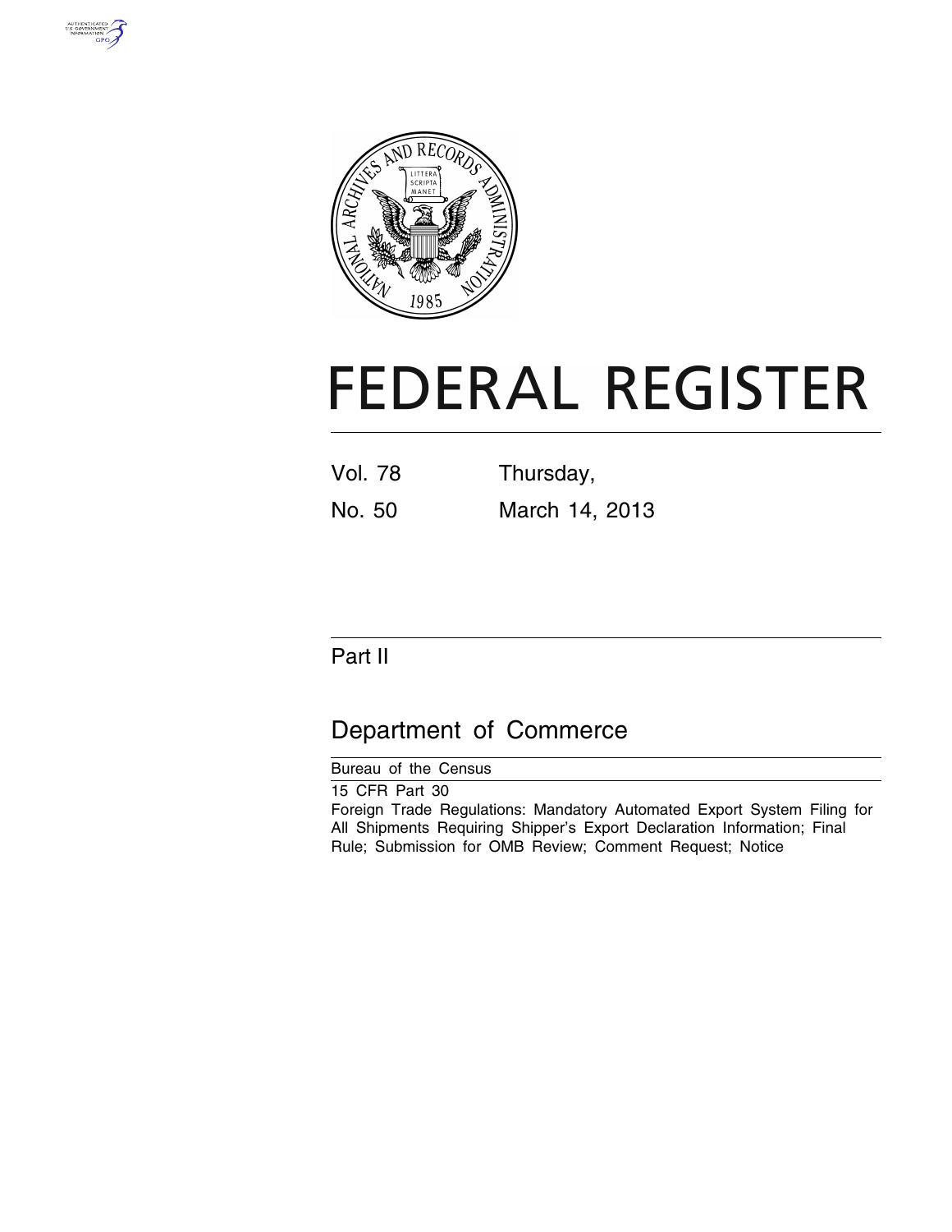# FEDERAL REGISTER

| Vol. 78 | Thursday, |
|---|---|
| No. 50 | March 14, 2013 |

## Part II

## Department of Commerce

Bureau of the Census

15 CFR Part 30

Foreign Trade Regulations: Mandatory Automated Export System Filing for All Shipments Requiring Shipper's Export Declaration Information; Final Rule; Submission for OMB Review; Comment Request; Notice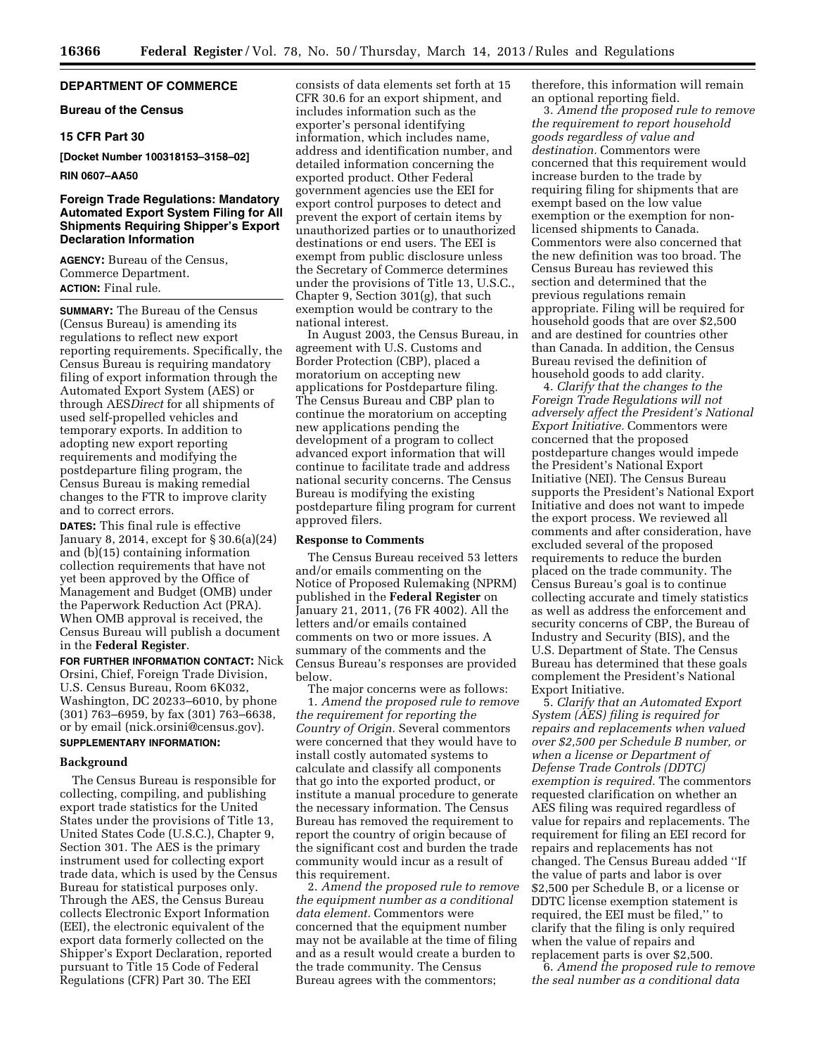**DEPARTMENT OF COMMERCE**

**Bureau of the Census**

**15 CFR Part 30**

**[Docket Number 100318153–3158–02]**

**RIN 0607–AA50**

## Foreign Trade Regulations: Mandatory Automated Export System Filing for All Shipments Requiring Shipper's Export Declaration Information

**AGENCY:** Bureau of the Census, Commerce Department.

**ACTION:** Final rule.

**SUMMARY:** The Bureau of the Census (Census Bureau) is amending its regulations to reflect new export reporting requirements. Specifically, the Census Bureau is requiring mandatory filing of export information through the Automated Export System (AES) or through AES*Direct* for all shipments of used self-propelled vehicles and temporary exports. In addition to adopting new export reporting requirements and modifying the postdeparture filing program, the Census Bureau is making remedial changes to the FTR to improve clarity and to correct errors.

**DATES:** This final rule is effective January 8, 2014, except for § 30.6(a)(24) and (b)(15) containing information collection requirements that have not yet been approved by the Office of Management and Budget (OMB) under the Paperwork Reduction Act (PRA). When OMB approval is received, the Census Bureau will publish a document in the **Federal Register**.

**FOR FURTHER INFORMATION CONTACT:** Nick Orsini, Chief, Foreign Trade Division, U.S. Census Bureau, Room 6K032, Washington, DC 20233–6010, by phone (301) 763–6959, by fax (301) 763–6638, or by email (nick.orsini@census.gov).

**SUPPLEMENTARY INFORMATION:**

### Background

The Census Bureau is responsible for collecting, compiling, and publishing export trade statistics for the United States under the provisions of Title 13, United States Code (U.S.C.), Chapter 9, Section 301. The AES is the primary instrument used for collecting export trade data, which is used by the Census Bureau for statistical purposes only. Through the AES, the Census Bureau collects Electronic Export Information (EEI), the electronic equivalent of the export data formerly collected on the Shipper's Export Declaration, reported pursuant to Title 15 Code of Federal Regulations (CFR) Part 30. The EEI consists of data elements set forth at 15 CFR 30.6 for an export shipment, and includes information such as the exporter's personal identifying information, which includes name, address and identification number, and detailed information concerning the exported product. Other Federal government agencies use the EEI for export control purposes to detect and prevent the export of certain items by unauthorized parties or to unauthorized destinations or end users. The EEI is exempt from public disclosure unless the Secretary of Commerce determines under the provisions of Title 13, U.S.C., Chapter 9, Section 301(g), that such exemption would be contrary to the national interest.

In August 2003, the Census Bureau, in agreement with U.S. Customs and Border Protection (CBP), placed a moratorium on accepting new applications for Postdeparture filing. The Census Bureau and CBP plan to continue the moratorium on accepting new applications pending the development of a program to collect advanced export information that will continue to facilitate trade and address national security concerns. The Census Bureau is modifying the existing postdeparture filing program for current approved filers.

### Response to Comments

The Census Bureau received 53 letters and/or emails commenting on the Notice of Proposed Rulemaking (NPRM) published in the **Federal Register** on January 21, 2011, (76 FR 4002). All the letters and/or emails contained comments on two or more issues. A summary of the comments and the Census Bureau's responses are provided below.

The major concerns were as follows:

1. *Amend the proposed rule to remove the requirement for reporting the Country of Origin.* Several commentors were concerned that they would have to install costly automated systems to calculate and classify all components that go into the exported product, or institute a manual procedure to generate the necessary information. The Census Bureau has removed the requirement to report the country of origin because of the significant cost and burden the trade community would incur as a result of this requirement.

2. *Amend the proposed rule to remove the equipment number as a conditional data element.* Commentors were concerned that the equipment number may not be available at the time of filing and as a result would create a burden to the trade community. The Census Bureau agrees with the commentors; therefore, this information will remain an optional reporting field.

3. *Amend the proposed rule to remove the requirement to report household goods regardless of value and destination.* Commentors were concerned that this requirement would increase burden to the trade by requiring filing for shipments that are exempt based on the low value exemption or the exemption for non-licensed shipments to Canada. Commentors were also concerned that the new definition was too broad. The Census Bureau has reviewed this section and determined that the previous regulations remain appropriate. Filing will be required for household goods that are over $2,500 and are destined for countries other than Canada. In addition, the Census Bureau revised the definition of household goods to add clarity.

4. *Clarify that the changes to the Foreign Trade Regulations will not adversely affect the President's National Export Initiative.* Commentors were concerned that the proposed postdeparture changes would impede the President's National Export Initiative (NEI). The Census Bureau supports the President's National Export Initiative and does not want to impede the export process. We reviewed all comments and after consideration, have excluded several of the proposed requirements to reduce the burden placed on the trade community. The Census Bureau's goal is to continue collecting accurate and timely statistics as well as address the enforcement and security concerns of CBP, the Bureau of Industry and Security (BIS), and the U.S. Department of State. The Census Bureau has determined that these goals complement the President's National Export Initiative.

5. *Clarify that an Automated Export System (AES) filing is required for repairs and replacements when valued over $2,500 per Schedule B number, or when a license or Department of Defense Trade Controls (DDTC) exemption is required.* The commentors requested clarification on whether an AES filing was required regardless of value for repairs and replacements. The requirement for filing an EEI record for repairs and replacements has not changed. The Census Bureau added ''If the value of parts and labor is over $2,500 per Schedule B, or a license or DDTC license exemption statement is required, the EEI must be filed,'' to clarify that the filing is only required when the value of repairs and replacement parts is over $2,500.

6. *Amend the proposed rule to remove the seal number as a conditional data*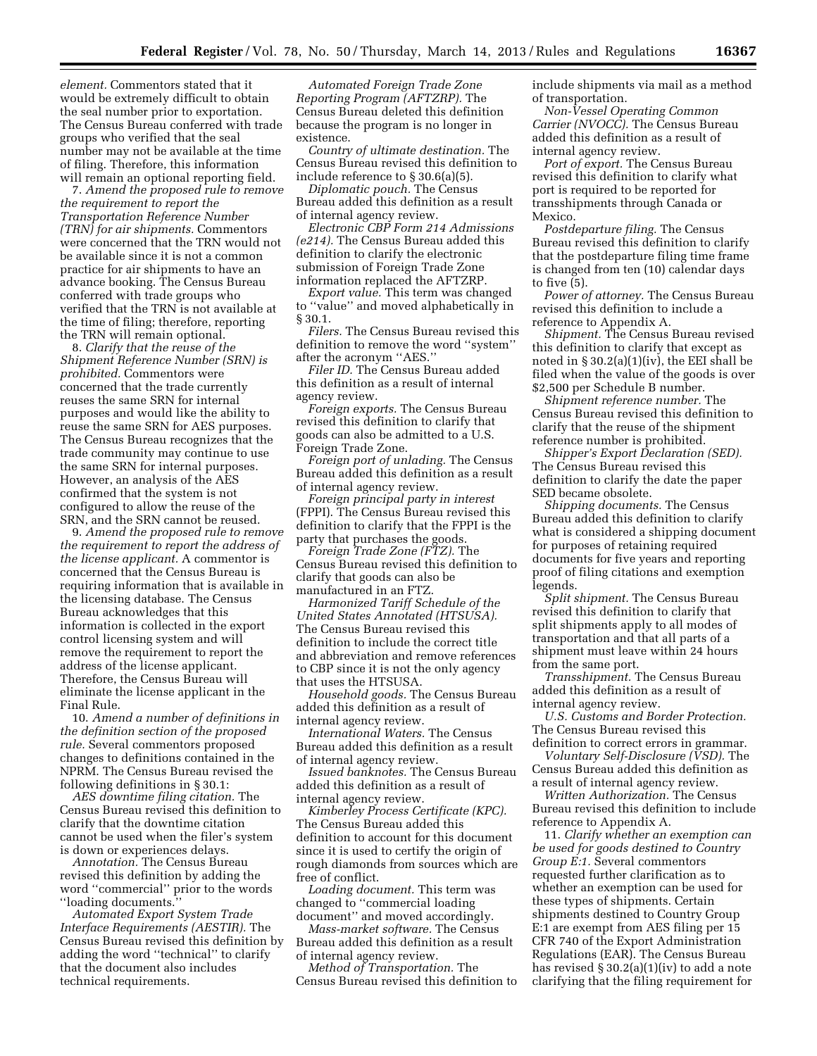*element.* Commentors stated that it would be extremely difficult to obtain the seal number prior to exportation. The Census Bureau conferred with trade groups who verified that the seal number may not be available at the time of filing. Therefore, this information will remain an optional reporting field.

7. *Amend the proposed rule to remove the requirement to report the Transportation Reference Number (TRN) for air shipments.* Commentors were concerned that the TRN would not be available since it is not a common practice for air shipments to have an advance booking. The Census Bureau conferred with trade groups who verified that the TRN is not available at the time of filing; therefore, reporting the TRN will remain optional.

8. *Clarify that the reuse of the Shipment Reference Number (SRN) is prohibited.* Commentors were concerned that the trade currently reuses the same SRN for internal purposes and would like the ability to reuse the same SRN for AES purposes. The Census Bureau recognizes that the trade community may continue to use the same SRN for internal purposes. However, an analysis of the AES confirmed that the system is not configured to allow the reuse of the SRN, and the SRN cannot be reused.

9. *Amend the proposed rule to remove the requirement to report the address of the license applicant.* A commentor is concerned that the Census Bureau is requiring information that is available in the licensing database. The Census Bureau acknowledges that this information is collected in the export control licensing system and will remove the requirement to report the address of the license applicant. Therefore, the Census Bureau will eliminate the license applicant in the Final Rule.

10. *Amend a number of definitions in the definition section of the proposed rule.* Several commentors proposed changes to definitions contained in the NPRM. The Census Bureau revised the following definitions in § 30.1:

*AES downtime filing citation.* The Census Bureau revised this definition to clarify that the downtime citation cannot be used when the filer's system is down or experiences delays.

*Annotation.* The Census Bureau revised this definition by adding the word ''commercial'' prior to the words ''loading documents.''

*Automated Export System Trade Interface Requirements (AESTIR).* The Census Bureau revised this definition by adding the word ''technical'' to clarify that the document also includes technical requirements.

*Automated Foreign Trade Zone Reporting Program (AFTZRP).* The Census Bureau deleted this definition because the program is no longer in existence.

*Country of ultimate destination.* The Census Bureau revised this definition to include reference to § 30.6(a)(5).

*Diplomatic pouch.* The Census Bureau added this definition as a result of internal agency review.

*Electronic CBP Form 214 Admissions (e214).* The Census Bureau added this definition to clarify the electronic submission of Foreign Trade Zone information replaced the AFTZRP.

*Export value.* This term was changed to ''value'' and moved alphabetically in § 30.1.

*Filers.* The Census Bureau revised this definition to remove the word ''system'' after the acronym ''AES.''

*Filer ID.* The Census Bureau added this definition as a result of internal agency review.

*Foreign exports.* The Census Bureau revised this definition to clarify that goods can also be admitted to a U.S. Foreign Trade Zone.

*Foreign port of unlading.* The Census Bureau added this definition as a result of internal agency review.

*Foreign principal party in interest* (FPPI). The Census Bureau revised this definition to clarify that the FPPI is the party that purchases the goods.

*Foreign Trade Zone (FTZ).* The Census Bureau revised this definition to clarify that goods can also be manufactured in an FTZ.

*Harmonized Tariff Schedule of the United States Annotated (HTSUSA).* The Census Bureau revised this definition to include the correct title and abbreviation and remove references to CBP since it is not the only agency that uses the HTSUSA.

*Household goods.* The Census Bureau added this definition as a result of internal agency review.

*International Waters.* The Census Bureau added this definition as a result of internal agency review.

*Issued banknotes.* The Census Bureau added this definition as a result of internal agency review.

*Kimberley Process Certificate (KPC).* The Census Bureau added this definition to account for this document since it is used to certify the origin of rough diamonds from sources which are free of conflict.

*Loading document.* This term was changed to ''commercial loading document'' and moved accordingly.

*Mass-market software.* The Census Bureau added this definition as a result of internal agency review.

*Method of Transportation.* The Census Bureau revised this definition to include shipments via mail as a method of transportation.

*Non-Vessel Operating Common Carrier (NVOCC).* The Census Bureau added this definition as a result of internal agency review.

*Port of export.* The Census Bureau revised this definition to clarify what port is required to be reported for transshipments through Canada or Mexico.

*Postdeparture filing.* The Census Bureau revised this definition to clarify that the postdeparture filing time frame is changed from ten (10) calendar days to five (5).

*Power of attorney.* The Census Bureau revised this definition to include a reference to Appendix A.

*Shipment.* The Census Bureau revised this definition to clarify that except as noted in § 30.2(a)(1)(iv), the EEI shall be filed when the value of the goods is over $2,500 per Schedule B number.

*Shipment reference number.* The Census Bureau revised this definition to clarify that the reuse of the shipment reference number is prohibited.

*Shipper's Export Declaration (SED).* The Census Bureau revised this definition to clarify the date the paper SED became obsolete.

*Shipping documents.* The Census Bureau added this definition to clarify what is considered a shipping document for purposes of retaining required documents for five years and reporting proof of filing citations and exemption legends.

*Split shipment.* The Census Bureau revised this definition to clarify that split shipments apply to all modes of transportation and that all parts of a shipment must leave within 24 hours from the same port.

*Transshipment.* The Census Bureau added this definition as a result of internal agency review.

*U.S. Customs and Border Protection.* The Census Bureau revised this definition to correct errors in grammar.

*Voluntary Self-Disclosure (VSD).* The Census Bureau added this definition as a result of internal agency review.

*Written Authorization.* The Census Bureau revised this definition to include reference to Appendix A.

11. *Clarify whether an exemption can be used for goods destined to Country Group E:1.* Several commentors requested further clarification as to whether an exemption can be used for these types of shipments. Certain shipments destined to Country Group E:1 are exempt from AES filing per 15 CFR 740 of the Export Administration Regulations (EAR). The Census Bureau has revised § 30.2(a)(1)(iv) to add a note clarifying that the filing requirement for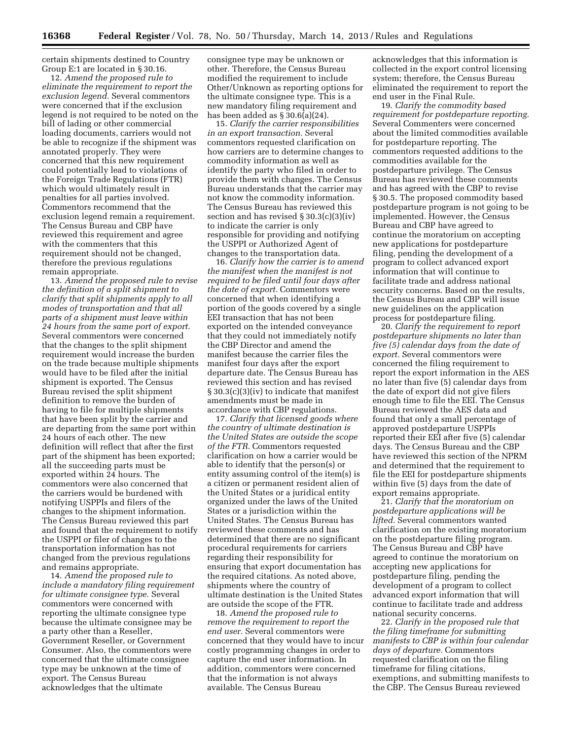certain shipments destined to Country Group E:1 are located in § 30.16.

12. *Amend the proposed rule to eliminate the requirement to report the exclusion legend.* Several commentors were concerned that if the exclusion legend is not required to be noted on the bill of lading or other commercial loading documents, carriers would not be able to recognize if the shipment was annotated properly. They were concerned that this new requirement could potentially lead to violations of the Foreign Trade Regulations (FTR) which would ultimately result in penalties for all parties involved. Commentors recommend that the exclusion legend remain a requirement. The Census Bureau and CBP have reviewed this requirement and agree with the commenters that this requirement should not be changed, therefore the previous regulations remain appropriate.

13. *Amend the proposed rule to revise the definition of a split shipment to clarify that split shipments apply to all modes of transportation and that all parts of a shipment must leave within 24 hours from the same port of export.* Several commentors were concerned that the changes to the split shipment requirement would increase the burden on the trade because multiple shipments would have to be filed after the initial shipment is exported. The Census Bureau revised the split shipment definition to remove the burden of having to file for multiple shipments that have been split by the carrier and are departing from the same port within 24 hours of each other. The new definition will reflect that after the first part of the shipment has been exported; all the succeeding parts must be exported within 24 hours. The commentors were also concerned that the carriers would be burdened with notifying USPPIs and filers of the changes to the shipment information. The Census Bureau reviewed this part and found that the requirement to notify the USPPI or filer of changes to the transportation information has not changed from the previous regulations and remains appropriate.

14. *Amend the proposed rule to include a mandatory filing requirement for ultimate consignee type.* Several commentors were concerned with reporting the ultimate consignee type because the ultimate consignee may be a party other than a Reseller, Government Reseller, or Government Consumer. Also, the commentors were concerned that the ultimate consignee type may be unknown at the time of export. The Census Bureau acknowledges that the ultimate consignee type may be unknown or other. Therefore, the Census Bureau modified the requirement to include Other/Unknown as reporting options for the ultimate consignee type. This is a new mandatory filing requirement and has been added as § 30.6(a)(24).

15. *Clarify the carrier responsibilities in an export transaction.* Several commentors requested clarification on how carriers are to determine changes to commodity information as well as identify the party who filed in order to provide them with changes. The Census Bureau understands that the carrier may not know the commodity information. The Census Bureau has reviewed this section and has revised § 30.3(c)(3)(iv) to indicate the carrier is only responsible for providing and notifying the USPPI or Authorized Agent of changes to the transportation data.

16. *Clarify how the carrier is to amend the manifest when the manifest is not required to be filed until four days after the date of export.* Commentors were concerned that when identifying a portion of the goods covered by a single EEI transaction that has not been exported on the intended conveyance that they could not immediately notify the CBP Director and amend the manifest because the carrier files the manifest four days after the export departure date. The Census Bureau has reviewed this section and has revised § 30.3(c)(3)(iv) to indicate that manifest amendments must be made in accordance with CBP regulations.

17. *Clarify that licensed goods where the country of ultimate destination is the United States are outside the scope of the FTR.* Commentors requested clarification on how a carrier would be able to identify that the person(s) or entity assuming control of the item(s) is a citizen or permanent resident alien of the United States or a juridical entity organized under the laws of the United States or a jurisdiction within the United States. The Census Bureau has reviewed these comments and has determined that there are no significant procedural requirements for carriers regarding their responsibility for ensuring that export documentation has the required citations. As noted above, shipments where the country of ultimate destination is the United States are outside the scope of the FTR.

18. *Amend the proposed rule to remove the requirement to report the end user.* Several commentors were concerned that they would have to incur costly programming changes in order to capture the end user information. In addition, commentors were concerned that the information is not always available. The Census Bureau acknowledges that this information is collected in the export control licensing system; therefore, the Census Bureau eliminated the requirement to report the end user in the Final Rule.

19. *Clarify the commodity based requirement for postdeparture reporting.* Several Commenters were concerned about the limited commodities available for postdeparture reporting. The commentors requested additions to the commodities available for the postdeparture privilege. The Census Bureau has reviewed these comments and has agreed with the CBP to revise § 30.5. The proposed commodity based postdeparture program is not going to be implemented. However, the Census Bureau and CBP have agreed to continue the moratorium on accepting new applications for postdeparture filing, pending the development of a program to collect advanced export information that will continue to facilitate trade and address national security concerns. Based on the results, the Census Bureau and CBP will issue new guidelines on the application process for postdeparture filing.

20. *Clarify the requirement to report postdeparture shipments no later than five (5) calendar days from the date of export.* Several commentors were concerned the filing requirement to report the export information in the AES no later than five (5) calendar days from the date of export did not give filers enough time to file the EEI. The Census Bureau reviewed the AES data and found that only a small percentage of approved postdeparture USPPIs reported their EEI after five (5) calendar days. The Census Bureau and the CBP have reviewed this section of the NPRM and determined that the requirement to file the EEI for postdeparture shipments within five (5) days from the date of export remains appropriate.

21. *Clarify that the moratorium on postdeparture applications will be lifted.* Several commentors wanted clarification on the existing moratorium on the postdeparture filing program. The Census Bureau and CBP have agreed to continue the moratorium on accepting new applications for postdeparture filing, pending the development of a program to collect advanced export information that will continue to facilitate trade and address national security concerns.

22. *Clarify in the proposed rule that the filing timeframe for submitting manifests to CBP is within four calendar days of departure.* Commentors requested clarification on the filing timeframe for filing citations, exemptions, and submitting manifests to the CBP. The Census Bureau reviewed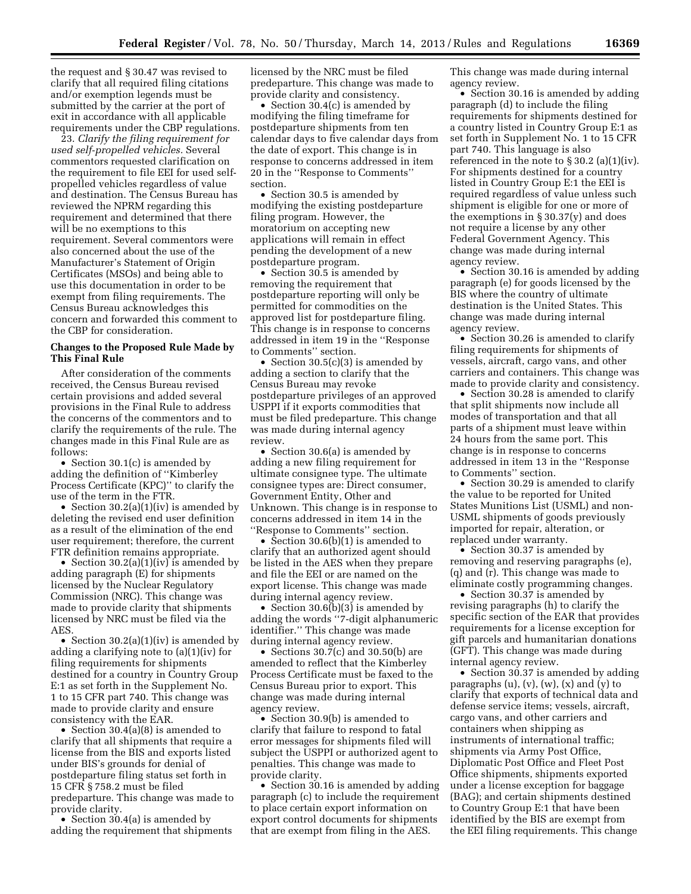the request and § 30.47 was revised to clarify that all required filing citations and/or exemption legends must be submitted by the carrier at the port of exit in accordance with all applicable requirements under the CBP regulations.

23. *Clarify the filing requirement for used self-propelled vehicles.* Several commentors requested clarification on the requirement to file EEI for used self-propelled vehicles regardless of value and destination. The Census Bureau has reviewed the NPRM regarding this requirement and determined that there will be no exemptions to this requirement. Several commentors were also concerned about the use of the Manufacturer's Statement of Origin Certificates (MSOs) and being able to use this documentation in order to be exempt from filing requirements. The Census Bureau acknowledges this concern and forwarded this comment to the CBP for consideration.

**Changes to the Proposed Rule Made by This Final Rule**

After consideration of the comments received, the Census Bureau revised certain provisions and added several provisions in the Final Rule to address the concerns of the commentors and to clarify the requirements of the rule. The changes made in this Final Rule are as follows:

- Section 30.1(c) is amended by adding the definition of "Kimberley Process Certificate (KPC)" to clarify the use of the term in the FTR.
- Section 30.2(a)(1)(iv) is amended by deleting the revised end user definition as a result of the elimination of the end user requirement; therefore, the current FTR definition remains appropriate.
- Section 30.2(a)(1)(iv) is amended by adding paragraph (E) for shipments licensed by the Nuclear Regulatory Commission (NRC). This change was made to provide clarity that shipments licensed by NRC must be filed via the AES.
- Section 30.2(a)(1)(iv) is amended by adding a clarifying note to (a)(1)(iv) for filing requirements for shipments destined for a country in Country Group E:1 as set forth in the Supplement No. 1 to 15 CFR part 740. This change was made to provide clarity and ensure consistency with the EAR.
- Section 30.4(a)(8) is amended to clarify that all shipments that require a license from the BIS and exports listed under BIS's grounds for denial of postdeparture filing status set forth in 15 CFR § 758.2 must be filed predeparture. This change was made to provide clarity.
- Section 30.4(a) is amended by adding the requirement that shipments licensed by the NRC must be filed predeparture. This change was made to provide clarity and consistency.
- Section 30.4(c) is amended by modifying the filing timeframe for postdeparture shipments from ten calendar days to five calendar days from the date of export. This change is in response to concerns addressed in item 20 in the "Response to Comments" section.
- Section 30.5 is amended by modifying the existing postdeparture filing program. However, the moratorium on accepting new applications will remain in effect pending the development of a new postdeparture program.
- Section 30.5 is amended by removing the requirement that postdeparture reporting will only be permitted for commodities on the approved list for postdeparture filing. This change is in response to concerns addressed in item 19 in the "Response to Comments" section.
- Section 30.5(c)(3) is amended by adding a section to clarify that the Census Bureau may revoke postdeparture privileges of an approved USPPI if it exports commodities that must be filed predeparture. This change was made during internal agency review.
- Section 30.6(a) is amended by adding a new filing requirement for ultimate consignee type. The ultimate consignee types are: Direct consumer, Government Entity, Other and Unknown. This change is in response to concerns addressed in item 14 in the "Response to Comments" section.
- Section 30.6(b)(1) is amended to clarify that an authorized agent should be listed in the AES when they prepare and file the EEI or are named on the export license. This change was made during internal agency review.
- Section 30.6(b)(3) is amended by adding the words "7-digit alphanumeric identifier." This change was made during internal agency review.
- Sections 30.7(c) and 30.50(b) are amended to reflect that the Kimberley Process Certificate must be faxed to the Census Bureau prior to export. This change was made during internal agency review.
- Section 30.9(b) is amended to clarify that failure to respond to fatal error messages for shipments filed will subject the USPPI or authorized agent to penalties. This change was made to provide clarity.
- Section 30.16 is amended by adding paragraph (c) to include the requirement to place certain export information on export control documents for shipments that are exempt from filing in the AES. This change was made during internal agency review.
- Section 30.16 is amended by adding paragraph (d) to include the filing requirements for shipments destined for a country listed in Country Group E:1 as set forth in Supplement No. 1 to 15 CFR part 740. This language is also referenced in the note to § 30.2 (a)(1)(iv). For shipments destined for a country listed in Country Group E:1 the EEI is required regardless of value unless such shipment is eligible for one or more of the exemptions in § 30.37(y) and does not require a license by any other Federal Government Agency. This change was made during internal agency review.
- Section 30.16 is amended by adding paragraph (e) for goods licensed by the BIS where the country of ultimate destination is the United States. This change was made during internal agency review.
- Section 30.26 is amended to clarify filing requirements for shipments of vessels, aircraft, cargo vans, and other carriers and containers. This change was made to provide clarity and consistency.
- Section 30.28 is amended to clarify that split shipments now include all modes of transportation and that all parts of a shipment must leave within 24 hours from the same port. This change is in response to concerns addressed in item 13 in the "Response to Comments" section.
- Section 30.29 is amended to clarify the value to be reported for United States Munitions List (USML) and non-USML shipments of goods previously imported for repair, alteration, or replaced under warranty.
- Section 30.37 is amended by removing and reserving paragraphs (e), (q) and (r). This change was made to eliminate costly programming changes.
- Section 30.37 is amended by revising paragraphs (h) to clarify the specific section of the EAR that provides requirements for a license exception for gift parcels and humanitarian donations (GFT). This change was made during internal agency review.
- Section 30.37 is amended by adding paragraphs (u), (v), (w), (x) and (y) to clarify that exports of technical data and defense service items; vessels, aircraft, cargo vans, and other carriers and containers when shipping as instruments of international traffic; shipments via Army Post Office, Diplomatic Post Office and Fleet Post Office shipments, shipments exported under a license exception for baggage (BAG); and certain shipments destined to Country Group E:1 that have been identified by the BIS are exempt from the EEI filing requirements. This change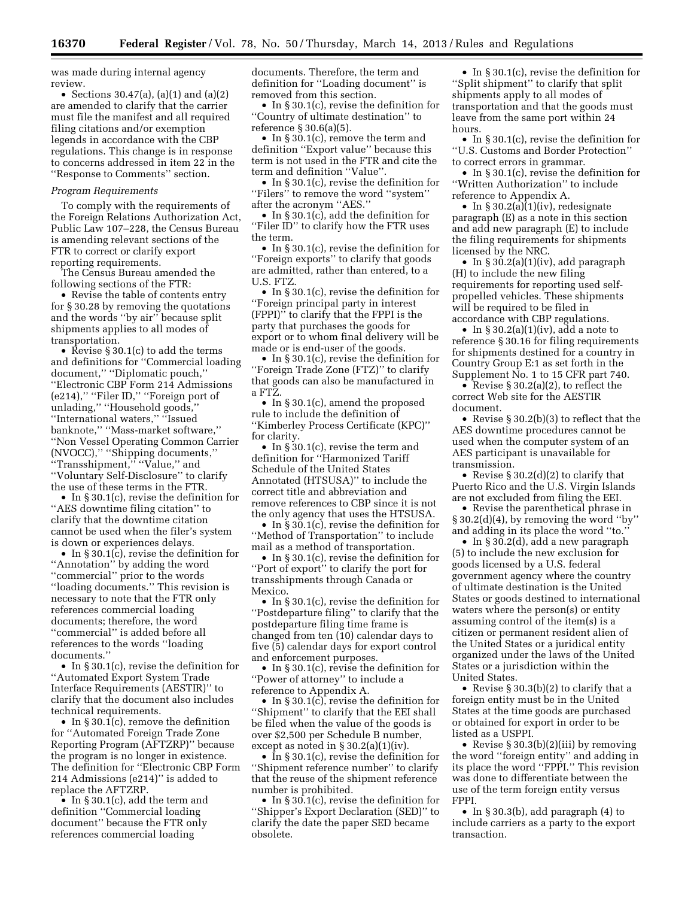was made during internal agency review.

- Sections 30.47(a), (a)(1) and (a)(2) are amended to clarify that the carrier must file the manifest and all required filing citations and/or exemption legends in accordance with the CBP regulations. This change is in response to concerns addressed in item 22 in the ''Response to Comments'' section.

*Program Requirements*

To comply with the requirements of the Foreign Relations Authorization Act, Public Law 107–228, the Census Bureau is amending relevant sections of the FTR to correct or clarify export reporting requirements.

The Census Bureau amended the following sections of the FTR:

- Revise the table of contents entry for § 30.28 by removing the quotations and the words ''by air'' because split shipments applies to all modes of transportation.
- Revise § 30.1(c) to add the terms and definitions for ''Commercial loading document,'' ''Diplomatic pouch,'' ''Electronic CBP Form 214 Admissions (e214),'' ''Filer ID,'' ''Foreign port of unlading,'' ''Household goods,'' ''International waters,'' ''Issued banknote,'' ''Mass-market software,'' ''Non Vessel Operating Common Carrier (NVOCC),'' ''Shipping documents,'' ''Transshipment,'' ''Value,'' and ''Voluntary Self-Disclosure'' to clarify the use of these terms in the FTR.
- In § 30.1(c), revise the definition for ''AES downtime filing citation'' to clarify that the downtime citation cannot be used when the filer's system is down or experiences delays.
- In § 30.1(c), revise the definition for ''Annotation'' by adding the word ''commercial'' prior to the words ''loading documents.'' This revision is necessary to note that the FTR only references commercial loading documents; therefore, the word ''commercial'' is added before all references to the words ''loading documents.''
- In § 30.1(c), revise the definition for ''Automated Export System Trade Interface Requirements (AESTIR)'' to clarify that the document also includes technical requirements.
- In § 30.1(c), remove the definition for ''Automated Foreign Trade Zone Reporting Program (AFTZRP)'' because the program is no longer in existence. The definition for ''Electronic CBP Form 214 Admissions (e214)'' is added to replace the AFTZRP.
- In § 30.1(c), add the term and definition ''Commercial loading document'' because the FTR only references commercial loading documents. Therefore, the term and definition for ''Loading document'' is removed from this section.
- In § 30.1(c), revise the definition for ''Country of ultimate destination'' to reference § 30.6(a)(5).
- In § 30.1(c), remove the term and definition ''Export value'' because this term is not used in the FTR and cite the term and definition ''Value''.
- In § 30.1(c), revise the definition for ''Filers'' to remove the word ''system'' after the acronym ''AES.''
- In § 30.1(c), add the definition for ''Filer ID'' to clarify how the FTR uses the term.
- In § 30.1(c), revise the definition for ''Foreign exports'' to clarify that goods are admitted, rather than entered, to a U.S. FTZ.
- In § 30.1(c), revise the definition for ''Foreign principal party in interest (FPPI)'' to clarify that the FPPI is the party that purchases the goods for export or to whom final delivery will be made or is end-user of the goods.
- In § 30.1(c), revise the definition for ''Foreign Trade Zone (FTZ)'' to clarify that goods can also be manufactured in a FTZ.
- In § 30.1(c), amend the proposed rule to include the definition of ''Kimberley Process Certificate (KPC)'' for clarity.
- In § 30.1(c), revise the term and definition for ''Harmonized Tariff Schedule of the United States Annotated (HTSUSA)'' to include the correct title and abbreviation and remove references to CBP since it is not the only agency that uses the HTSUSA.
- In § 30.1(c), revise the definition for ''Method of Transportation'' to include mail as a method of transportation.
- In § 30.1(c), revise the definition for ''Port of export'' to clarify the port for transshipments through Canada or Mexico.
- In § 30.1(c), revise the definition for ''Postdeparture filing'' to clarify that the postdeparture filing time frame is changed from ten (10) calendar days to five (5) calendar days for export control and enforcement purposes.
- In § 30.1(c), revise the definition for ''Power of attorney'' to include a reference to Appendix A.
- In § 30.1(c), revise the definition for ''Shipment'' to clarify that the EEI shall be filed when the value of the goods is over $2,500 per Schedule B number, except as noted in § 30.2(a)(1)(iv).
- In § 30.1(c), revise the definition for ''Shipment reference number'' to clarify that the reuse of the shipment reference number is prohibited.
- In § 30.1(c), revise the definition for ''Shipper's Export Declaration (SED)'' to clarify the date the paper SED became obsolete.
- In § 30.1(c), revise the definition for ''Split shipment'' to clarify that split shipments apply to all modes of transportation and that the goods must leave from the same port within 24 hours.
- In § 30.1(c), revise the definition for ''U.S. Customs and Border Protection'' to correct errors in grammar.
- In § 30.1(c), revise the definition for ''Written Authorization'' to include reference to Appendix A.
- In § 30.2(a)(1)(iv), redesignate paragraph (E) as a note in this section and add new paragraph (E) to include the filing requirements for shipments licensed by the NRC.
- In § 30.2(a)(1)(iv), add paragraph (H) to include the new filing requirements for reporting used self-propelled vehicles. These shipments will be required to be filed in accordance with CBP regulations.
- In § 30.2(a)(1)(iv), add a note to reference § 30.16 for filing requirements for shipments destined for a country in Country Group E:1 as set forth in the Supplement No. 1 to 15 CFR part 740.
- Revise § 30.2(a)(2), to reflect the correct Web site for the AESTIR document.
- Revise § 30.2(b)(3) to reflect that the AES downtime procedures cannot be used when the computer system of an AES participant is unavailable for transmission.
- Revise § 30.2(d)(2) to clarify that Puerto Rico and the U.S. Virgin Islands are not excluded from filing the EEI.
- Revise the parenthetical phrase in § 30.2(d)(4), by removing the word ''by'' and adding in its place the word ''to.''
- In § 30.2(d), add a new paragraph (5) to include the new exclusion for goods licensed by a U.S. federal government agency where the country of ultimate destination is the United States or goods destined to international waters where the person(s) or entity assuming control of the item(s) is a citizen or permanent resident alien of the United States or a juridical entity organized under the laws of the United States or a jurisdiction within the United States.
- Revise § 30.3(b)(2) to clarify that a foreign entity must be in the United States at the time goods are purchased or obtained for export in order to be listed as a USPPI.
- Revise § 30.3(b)(2)(iii) by removing the word ''foreign entity'' and adding in its place the word ''FPPI.'' This revision was done to differentiate between the use of the term foreign entity versus FPPI.
- In § 30.3(b), add paragraph (4) to include carriers as a party to the export transaction.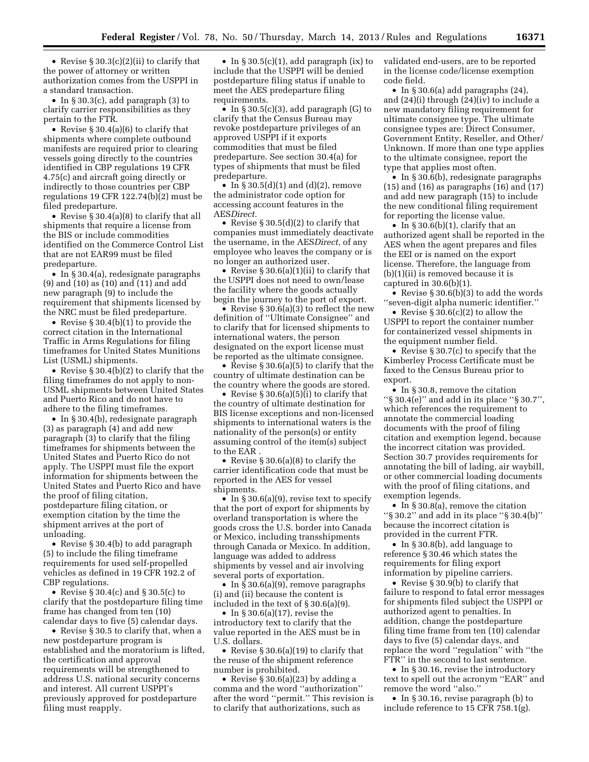- Revise § 30.3(c)(2)(ii) to clarify that the power of attorney or written authorization comes from the USPPI in a standard transaction.
- In § 30.3(c), add paragraph (3) to clarify carrier responsibilities as they pertain to the FTR.
- Revise § 30.4(a)(6) to clarify that shipments where complete outbound manifests are required prior to clearing vessels going directly to the countries identified in CBP regulations 19 CFR 4.75(c) and aircraft going directly or indirectly to those countries per CBP regulations 19 CFR 122.74(b)(2) must be filed predeparture.
- Revise § 30.4(a)(8) to clarify that all shipments that require a license from the BIS or include commodities identified on the Commerce Control List that are not EAR99 must be filed predeparture.
- In § 30.4(a), redesignate paragraphs (9) and (10) as (10) and (11) and add new paragraph (9) to include the requirement that shipments licensed by the NRC must be filed predeparture.
- Revise § 30.4(b)(1) to provide the correct citation in the International Traffic in Arms Regulations for filing timeframes for United States Munitions List (USML) shipments.
- Revise § 30.4(b)(2) to clarify that the filing timeframes do not apply to non-USML shipments between United States and Puerto Rico and do not have to adhere to the filing timeframes.
- In § 30.4(b), redesignate paragraph (3) as paragraph (4) and add new paragraph (3) to clarify that the filing timeframes for shipments between the United States and Puerto Rico do not apply. The USPPI must file the export information for shipments between the United States and Puerto Rico and have the proof of filing citation, postdeparture filing citation, or exemption citation by the time the shipment arrives at the port of unloading.
- Revise § 30.4(b) to add paragraph (5) to include the filing timeframe requirements for used self-propelled vehicles as defined in 19 CFR 192.2 of CBP regulations.
- Revise § 30.4(c) and § 30.5(c) to clarify that the postdeparture filing time frame has changed from ten (10) calendar days to five (5) calendar days.
- Revise § 30.5 to clarify that, when a new postdeparture program is established and the moratorium is lifted, the certification and approval requirements will be strengthened to address U.S. national security concerns and interest. All current USPPI's previously approved for postdeparture filing must reapply.
- In § 30.5(c)(1), add paragraph (ix) to include that the USPPI will be denied postdeparture filing status if unable to meet the AES predeparture filing requirements.
- In § 30.5(c)(3), add paragraph (G) to clarify that the Census Bureau may revoke postdeparture privileges of an approved USPPI if it exports commodities that must be filed predeparture. See section 30.4(a) for types of shipments that must be filed predeparture.
- In § 30.5(d)(1) and (d)(2), remove the administrator code option for accessing account features in the AES*Direct.*
- Revise § 30.5(d)(2) to clarify that companies must immediately deactivate the username, in the AES*Direct,* of any employee who leaves the company or is no longer an authorized user.
- Revise § 30.6(a)(1)(ii) to clarify that the USPPI does not need to own/lease the facility where the goods actually begin the journey to the port of export.
- Revise § 30.6(a)(3) to reflect the new definition of "Ultimate Consignee" and to clarify that for licensed shipments to international waters, the person designated on the export license must be reported as the ultimate consignee.
- Revise § 30.6(a)(5) to clarify that the country of ultimate destination can be the country where the goods are stored.
- Revise § 30.6(a)(5)(i) to clarify that the country of ultimate destination for BIS license exceptions and non-licensed shipments to international waters is the nationality of the person(s) or entity assuming control of the item(s) subject to the EAR .
- Revise § 30.6(a)(8) to clarify the carrier identification code that must be reported in the AES for vessel shipments.
- In § 30.6(a)(9), revise text to specify that the port of export for shipments by overland transportation is where the goods cross the U.S. border into Canada or Mexico, including transshipments through Canada or Mexico. In addition, language was added to address shipments by vessel and air involving several ports of exportation.
- In § 30.6(a)(9), remove paragraphs (i) and (ii) because the content is included in the text of § 30.6(a)(9).
- In § 30.6(a)(17), revise the introductory text to clarify that the value reported in the AES must be in U.S. dollars.
- Revise § 30.6(a)(19) to clarify that the reuse of the shipment reference number is prohibited.
- Revise § 30.6(a)(23) by adding a comma and the word "authorization" after the word "permit." This revision is to clarify that authorizations, such as validated end-users, are to be reported in the license code/license exemption code field.
- In § 30.6(a) add paragraphs (24), and (24)(i) through (24)(iv) to include a new mandatory filing requirement for ultimate consignee type. The ultimate consignee types are: Direct Consumer, Government Entity, Reseller, and Other/Unknown. If more than one type applies to the ultimate consignee, report the type that applies most often.
- In § 30.6(b), redesignate paragraphs (15) and (16) as paragraphs (16) and (17) and add new paragraph (15) to include the new conditional filing requirement for reporting the license value.
- In § 30.6(b)(1), clarify that an authorized agent shall be reported in the AES when the agent prepares and files the EEI or is named on the export license. Therefore, the language from (b)(1)(ii) is removed because it is captured in 30.6(b)(1).
- Revise § 30.6(b)(3) to add the words "seven-digit alpha numeric identifier."
- Revise § 30.6(c)(2) to allow the USPPI to report the container number for containerized vessel shipments in the equipment number field.
- Revise § 30.7(c) to specify that the Kimberley Process Certificate must be faxed to the Census Bureau prior to export.
- In § 30.8, remove the citation "§ 30.4(e)" and add in its place "§ 30.7", which references the requirement to annotate the commercial loading documents with the proof of filing citation and exemption legend, because the incorrect citation was provided. Section 30.7 provides requirements for annotating the bill of lading, air waybill, or other commercial loading documents with the proof of filing citations, and exemption legends.
- In § 30.8(a), remove the citation "§ 30.2" and add in its place "§ 30.4(b)" because the incorrect citation is provided in the current FTR.
- In § 30.8(b), add language to reference § 30.46 which states the requirements for filing export information by pipeline carriers.
- Revise § 30.9(b) to clarify that failure to respond to fatal error messages for shipments filed subject the USPPI or authorized agent to penalties. In addition, change the postdeparture filing time frame from ten (10) calendar days to five (5) calendar days, and replace the word "regulation" with "the FTR" in the second to last sentence.
- In § 30.16, revise the introductory text to spell out the acronym "EAR" and remove the word "also."
- In § 30.16, revise paragraph (b) to include reference to 15 CFR 758.1(g).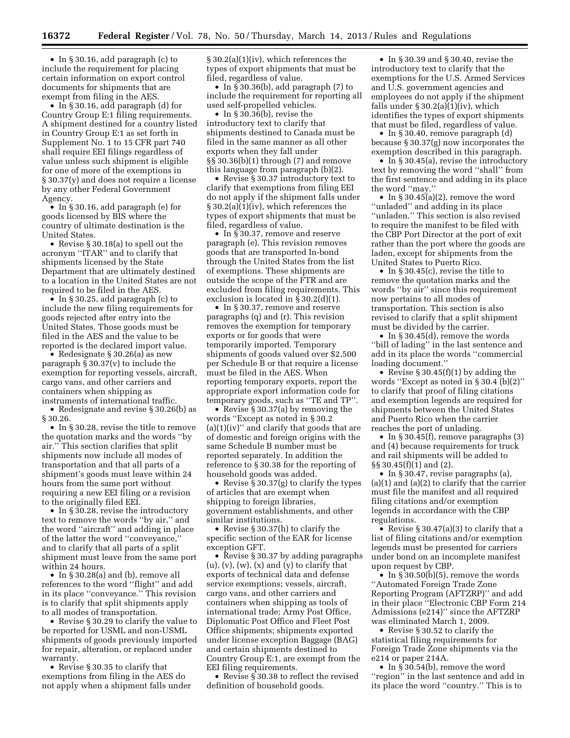- In § 30.16, add paragraph (c) to include the requirement for placing certain information on export control documents for shipments that are exempt from filing in the AES.
- In § 30.16, add paragraph (d) for Country Group E:1 filing requirements. A shipment destined for a country listed in Country Group E:1 as set forth in Supplement No. 1 to 15 CFR part 740 shall require EEI filings regardless of value unless such shipment is eligible for one or more of the exemptions in § 30.37(y) and does not require a license by any other Federal Government Agency.
- In § 30.16, add paragraph (e) for goods licensed by BIS where the country of ultimate destination is the United States.
- Revise § 30.18(a) to spell out the acronym ''ITAR'' and to clarify that shipments licensed by the State Department that are ultimately destined to a location in the United States are not required to be filed in the AES.
- In § 30.25, add paragraph (c) to include the new filing requirements for goods rejected after entry into the United States. Those goods must be filed in the AES and the value to be reported is the declared import value.
- Redesignate § 30.26(a) as new paragraph § 30.37(v) to include the exemption for reporting vessels, aircraft, cargo vans, and other carriers and containers when shipping as instruments of international traffic.
- Redesignate and revise § 30.26(b) as § 30.26.
- In § 30.28, revise the title to remove the quotation marks and the words ''by air.'' This section clarifies that split shipments now include all modes of transportation and that all parts of a shipment's goods must leave within 24 hours from the same port without requiring a new EEI filing or a revision to the originally filed EEI.
- In § 30.28, revise the introductory text to remove the words ''by air,'' and the word ''aircraft'' and adding in place of the latter the word ''conveyance,'' and to clarify that all parts of a split shipment must leave from the same port within 24 hours.
- In § 30.28(a) and (b), remove all references to the word ''flight'' and add in its place ''conveyance.'' This revision is to clarify that split shipments apply to all modes of transportation.
- Revise § 30.29 to clarify the value to be reported for USML and non-USML shipments of goods previously imported for repair, alteration, or replaced under warranty.
- Revise § 30.35 to clarify that exemptions from filing in the AES do not apply when a shipment falls under § 30.2(a)(1)(iv), which references the types of export shipments that must be filed, regardless of value.
- In § 30.36(b), add paragraph (7) to include the requirement for reporting all used self-propelled vehicles.
- In § 30.36(b), revise the introductory text to clarify that shipments destined to Canada must be filed in the same manner as all other exports when they fall under §§ 30.36(b)(1) through (7) and remove this language from paragraph (b)(2).
- Revise § 30.37 introductory text to clarify that if exemptions from filing EEI do not apply if the shipment falls under § 30.2(a)(1)(iv), which references the types of export shipments that must be filed, regardless of value.
- In § 30.37, remove and reserve paragraph (e). This revision removes goods that are transported In-bond through the United States from the list of exemptions. These shipments are outside the scope of the FTR and are excluded from filing requirements. This exclusion is located in § 30.2(d)(1).
- In § 30.37, remove and reserve paragraphs (q) and (r). This revision removes the exemption for temporary exports or for goods that were temporarily imported. Temporary shipments of goods valued over $2,500 per Schedule B or that require a license must be filed in the AES. When reporting temporary exports, report the appropriate export information code for temporary goods, such as ''TE and TP''.
- Revise § 30.37(a) by removing the words ''Except as noted in § 30.2 (a)(1)(iv)'' and clarify that goods that are of domestic and foreign origins with the same Schedule B number must be reported separately. In addition the reference to § 30.38 for the reporting of household goods was added.
- Revise § 30.37(g) to clarify the types of articles that are exempt when shipping to foreign libraries, government establishments, and other similar institutions.
- Revise § 30.37(h) to clarify the specific section of the EAR for license exception GFT.
- Revise § 30.37 by adding paragraphs (u), (v), (w), (x) and (y) to clarify that exports of technical data and defense service exemptions; vessels, aircraft, cargo vans, and other carriers and containers when shipping as tools of international trade; Army Post Office, Diplomatic Post Office and Fleet Post Office shipments; shipments exported under license exception Baggage (BAG) and certain shipments destined to Country Group E:1, are exempt from the EEI filing requirements.
- Revise § 30.38 to reflect the revised definition of household goods.
- In § 30.39 and § 30.40, revise the introductory text to clarify that the exemptions for the U.S. Armed Services and U.S. government agencies and employees do not apply if the shipment falls under § 30.2(a)(1)(iv), which identifies the types of export shipments that must be filed, regardless of value.
- In § 30.40, remove paragraph (d) because § 30.37(g) now incorporates the exemption described in this paragraph.
- In § 30.45(a), revise the introductory text by removing the word ''shall'' from the first sentence and adding in its place the word ''may.''
- In § 30.45(a)(2), remove the word ''unladed'' and adding in its place ''unladen.'' This section is also revised to require the manifest to be filed with the CBP Port Director at the port of exit rather than the port where the goods are laden, except for shipments from the United States to Puerto Rico.
- In § 30.45(c), revise the title to remove the quotation marks and the words ''by air'' since this requirement now pertains to all modes of transportation. This section is also revised to clarify that a split shipment must be divided by the carrier.
- In § 30.45(d), remove the words ''bill of lading'' in the last sentence and add in its place the words ''commercial loading document.''
- Revise § 30.45(f)(1) by adding the words ''Except as noted in § 30.4 (b)(2)'' to clarify that proof of filing citations and exemption legends are required for shipments between the United States and Puerto Rico when the carrier reaches the port of unlading.
- In § 30.45(f), remove paragraphs (3) and (4) because requirements for truck and rail shipments will be added to §§ 30.45(f)(1) and (2).
- In § 30.47, revise paragraphs (a), (a)(1) and (a)(2) to clarify that the carrier must file the manifest and all required filing citations and/or exemption legends in accordance with the CBP regulations.
- Revise § 30.47(a)(3) to clarify that a list of filing citations and/or exemption legends must be presented for carriers under bond on an incomplete manifest upon request by CBP.
- In § 30.50(b)(5), remove the words ''Automated Foreign Trade Zone Reporting Program (AFTZRP)'' and add in their place ''Electronic CBP Form 214 Admissions (e214)'' since the AFTZRP was eliminated March 1, 2009.
- Revise § 30.52 to clarify the statistical filing requirements for Foreign Trade Zone shipments via the e214 or paper 214A.
- In § 30.54(b), remove the word ''region'' in the last sentence and add in its place the word ''country.'' This is to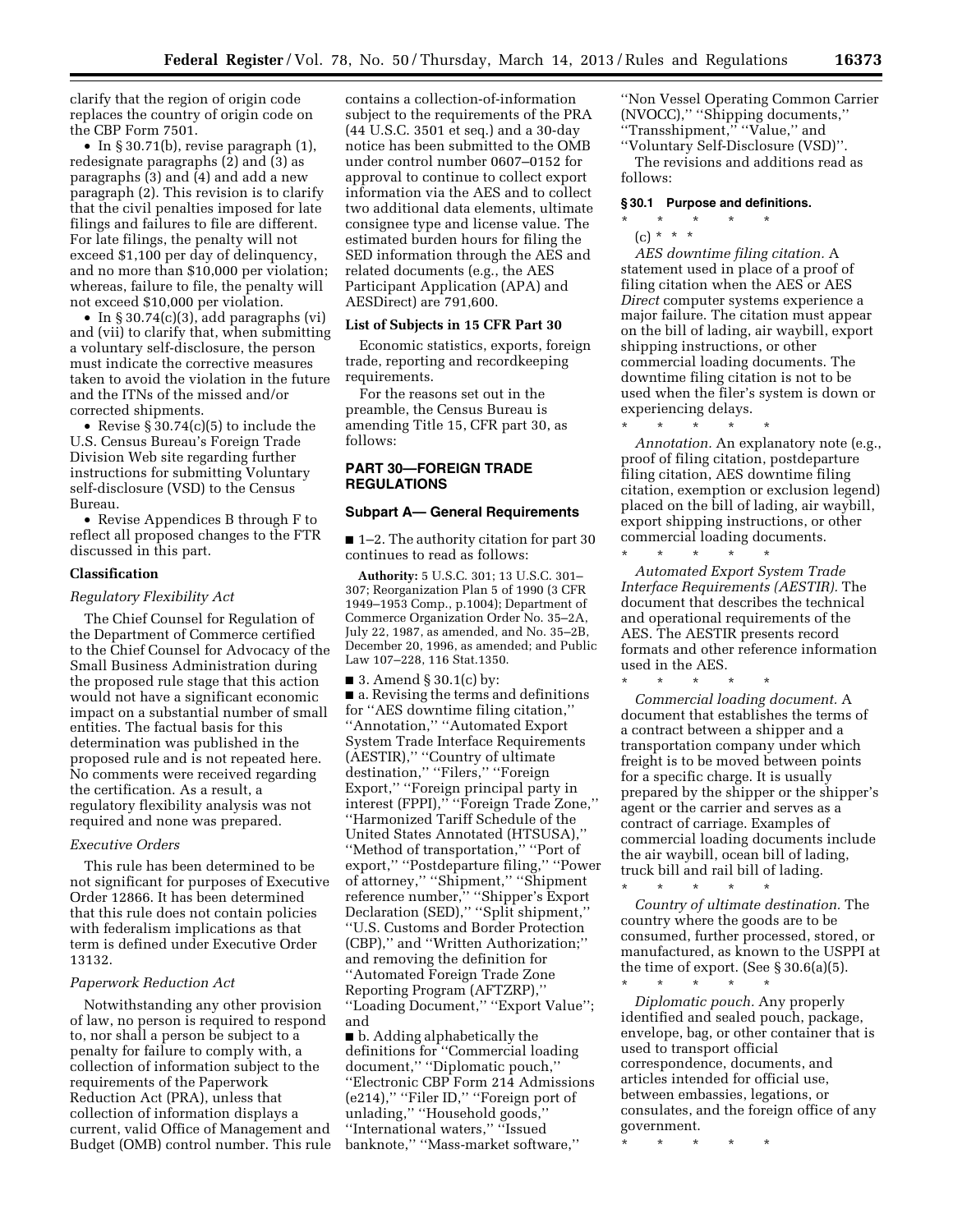clarify that the region of origin code replaces the country of origin code on the CBP Form 7501.

- In § 30.71(b), revise paragraph (1), redesignate paragraphs (2) and (3) as paragraphs (3) and (4) and add a new paragraph (2). This revision is to clarify that the civil penalties imposed for late filings and failures to file are different. For late filings, the penalty will not exceed $1,100 per day of delinquency, and no more than $10,000 per violation; whereas, failure to file, the penalty will not exceed $10,000 per violation.
- In § 30.74(c)(3), add paragraphs (vi) and (vii) to clarify that, when submitting a voluntary self-disclosure, the person must indicate the corrective measures taken to avoid the violation in the future and the ITNs of the missed and/or corrected shipments.
- Revise § 30.74(c)(5) to include the U.S. Census Bureau's Foreign Trade Division Web site regarding further instructions for submitting Voluntary self-disclosure (VSD) to the Census Bureau.
- Revise Appendices B through F to reflect all proposed changes to the FTR discussed in this part.

### Classification

*Regulatory Flexibility Act*

The Chief Counsel for Regulation of the Department of Commerce certified to the Chief Counsel for Advocacy of the Small Business Administration during the proposed rule stage that this action would not have a significant economic impact on a substantial number of small entities. The factual basis for this determination was published in the proposed rule and is not repeated here. No comments were received regarding the certification. As a result, a regulatory flexibility analysis was not required and none was prepared.

*Executive Orders*

This rule has been determined to be not significant for purposes of Executive Order 12866. It has been determined that this rule does not contain policies with federalism implications as that term is defined under Executive Order 13132.

*Paperwork Reduction Act*

Notwithstanding any other provision of law, no person is required to respond to, nor shall a person be subject to a penalty for failure to comply with, a collection of information subject to the requirements of the Paperwork Reduction Act (PRA), unless that collection of information displays a current, valid Office of Management and Budget (OMB) control number. This rule contains a collection-of-information subject to the requirements of the PRA (44 U.S.C. 3501 et seq.) and a 30-day notice has been submitted to the OMB under control number 0607–0152 for approval to continue to collect export information via the AES and to collect two additional data elements, ultimate consignee type and license value. The estimated burden hours for filing the SED information through the AES and related documents (e.g., the AES Participant Application (APA) and AESDirect) are 791,600.

### List of Subjects in 15 CFR Part 30

Economic statistics, exports, foreign trade, reporting and recordkeeping requirements.

For the reasons set out in the preamble, the Census Bureau is amending Title 15, CFR part 30, as follows:

## PART 30—FOREIGN TRADE REGULATIONS

### Subpart A— General Requirements

■ 1–2. The authority citation for part 30 continues to read as follows:

**Authority:** 5 U.S.C. 301; 13 U.S.C. 301–307; Reorganization Plan 5 of 1990 (3 CFR 1949–1953 Comp., p.1004); Department of Commerce Organization Order No. 35–2A, July 22, 1987, as amended, and No. 35–2B, December 20, 1996, as amended; and Public Law 107–228, 116 Stat.1350.

■ 3. Amend § 30.1(c) by:

■ a. Revising the terms and definitions for ''AES downtime filing citation,'' ''Annotation,'' ''Automated Export System Trade Interface Requirements (AESTIR),'' ''Country of ultimate destination,'' ''Filers,'' ''Foreign Export,'' ''Foreign principal party in interest (FPPI),'' ''Foreign Trade Zone,'' ''Harmonized Tariff Schedule of the United States Annotated (HTSUSA),'' ''Method of transportation,'' ''Port of export,'' ''Postdeparture filing,'' ''Power of attorney,'' ''Shipment,'' ''Shipment reference number,'' ''Shipper's Export Declaration (SED),'' ''Split shipment,'' ''U.S. Customs and Border Protection (CBP),'' and ''Written Authorization;'' and removing the definition for ''Automated Foreign Trade Zone Reporting Program (AFTZRP),'' ''Loading Document,'' ''Export Value''; and

■ b. Adding alphabetically the definitions for ''Commercial loading document,'' ''Diplomatic pouch,'' ''Electronic CBP Form 214 Admissions (e214),'' ''Filer ID,'' ''Foreign port of unlading,'' ''Household goods,'' ''International waters,'' ''Issued banknote,'' ''Mass-market software,'' ''Non Vessel Operating Common Carrier (NVOCC),'' ''Shipping documents,'' ''Transshipment,'' ''Value,'' and ''Voluntary Self-Disclosure (VSD)''.

The revisions and additions read as follows:

#### § 30.1 Purpose and definitions.

\* \* \* \* \*

(c) \* \* \*

*AES downtime filing citation.* A statement used in place of a proof of filing citation when the AES or AES *Direct* computer systems experience a major failure. The citation must appear on the bill of lading, air waybill, export shipping instructions, or other commercial loading documents. The downtime filing citation is not to be used when the filer's system is down or experiencing delays.

\* \* \* \* \*

*Annotation.* An explanatory note (e.g., proof of filing citation, postdeparture filing citation, AES downtime filing citation, exemption or exclusion legend) placed on the bill of lading, air waybill, export shipping instructions, or other commercial loading documents.

\* \* \* \* \*

*Automated Export System Trade Interface Requirements (AESTIR).* The document that describes the technical and operational requirements of the AES. The AESTIR presents record formats and other reference information used in the AES.

\* \* \* \* \*

*Commercial loading document.* A document that establishes the terms of a contract between a shipper and a transportation company under which freight is to be moved between points for a specific charge. It is usually prepared by the shipper or the shipper's agent or the carrier and serves as a contract of carriage. Examples of commercial loading documents include the air waybill, ocean bill of lading, truck bill and rail bill of lading.

\* \* \* \* \*

*Country of ultimate destination.* The country where the goods are to be consumed, further processed, stored, or manufactured, as known to the USPPI at the time of export. (See § 30.6(a)(5).

\* \* \* \* \*

*Diplomatic pouch.* Any properly identified and sealed pouch, package, envelope, bag, or other container that is used to transport official correspondence, documents, and articles intended for official use, between embassies, legations, or consulates, and the foreign office of any government.

\* \* \* \* \*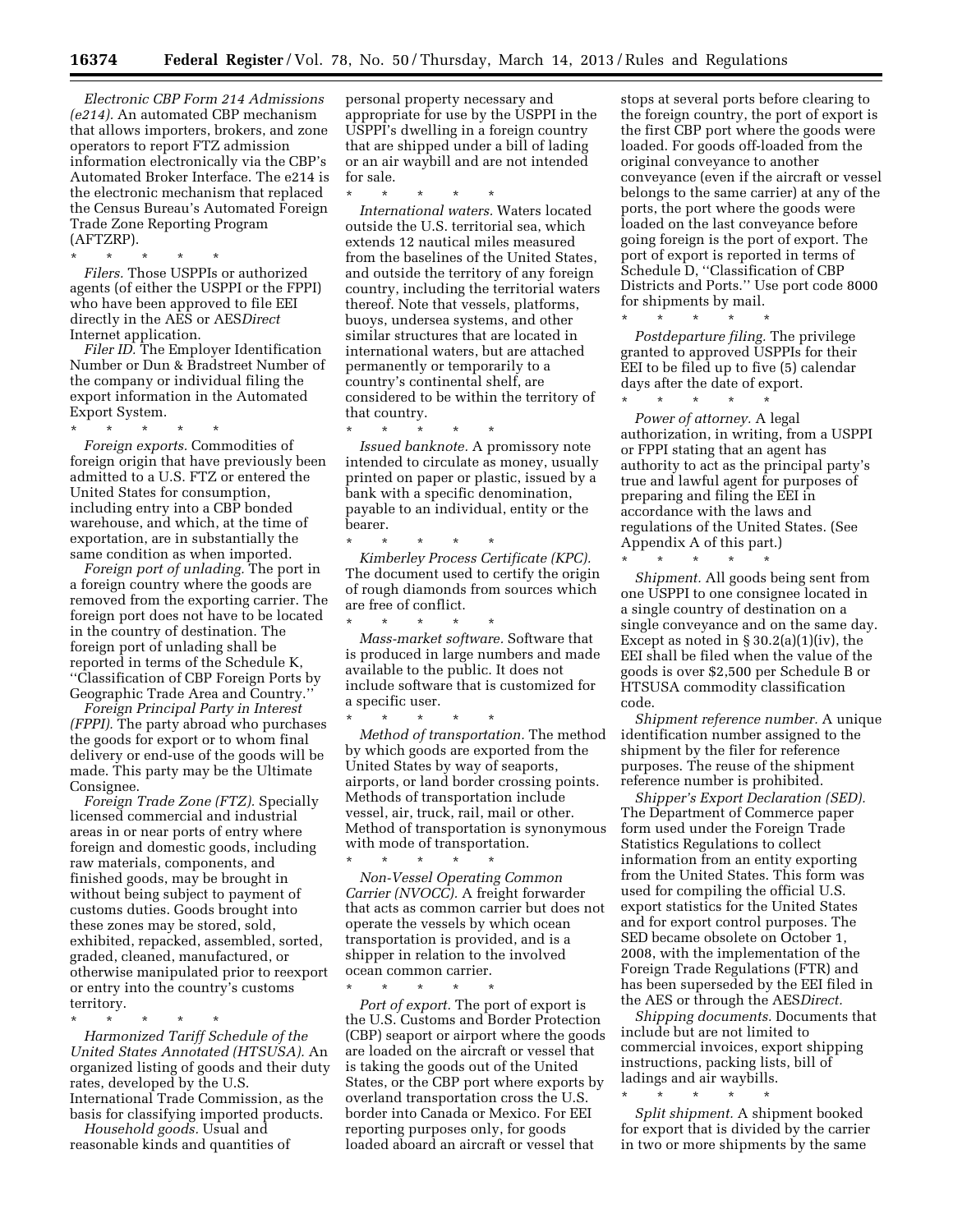*Electronic CBP Form 214 Admissions (e214).* An automated CBP mechanism that allows importers, brokers, and zone operators to report FTZ admission information electronically via the CBP's Automated Broker Interface. The e214 is the electronic mechanism that replaced the Census Bureau's Automated Foreign Trade Zone Reporting Program (AFTZRP).

\* \* \* \* \*

*Filers.* Those USPPIs or authorized agents (of either the USPPI or the FPPI) who have been approved to file EEI directly in the AES or AES*Direct* Internet application.

*Filer ID.* The Employer Identification Number or Dun & Bradstreet Number of the company or individual filing the export information in the Automated Export System.

\* \* \* \* \*

*Foreign exports.* Commodities of foreign origin that have previously been admitted to a U.S. FTZ or entered the United States for consumption, including entry into a CBP bonded warehouse, and which, at the time of exportation, are in substantially the same condition as when imported.

*Foreign port of unlading.* The port in a foreign country where the goods are removed from the exporting carrier. The foreign port does not have to be located in the country of destination. The foreign port of unlading shall be reported in terms of the Schedule K, ''Classification of CBP Foreign Ports by Geographic Trade Area and Country.''

*Foreign Principal Party in Interest (FPPI).* The party abroad who purchases the goods for export or to whom final delivery or end-use of the goods will be made. This party may be the Ultimate Consignee.

*Foreign Trade Zone (FTZ).* Specially licensed commercial and industrial areas in or near ports of entry where foreign and domestic goods, including raw materials, components, and finished goods, may be brought in without being subject to payment of customs duties. Goods brought into these zones may be stored, sold, exhibited, repacked, assembled, sorted, graded, cleaned, manufactured, or otherwise manipulated prior to reexport or entry into the country's customs territory.

\* \* \* \* \*

*Harmonized Tariff Schedule of the United States Annotated (HTSUSA).* An organized listing of goods and their duty rates, developed by the U.S. International Trade Commission, as the basis for classifying imported products.

*Household goods.* Usual and reasonable kinds and quantities of personal property necessary and appropriate for use by the USPPI in the USPPI's dwelling in a foreign country that are shipped under a bill of lading or an air waybill and are not intended for sale.

\* \* \* \* \*

*International waters.* Waters located outside the U.S. territorial sea, which extends 12 nautical miles measured from the baselines of the United States, and outside the territory of any foreign country, including the territorial waters thereof. Note that vessels, platforms, buoys, undersea systems, and other similar structures that are located in international waters, but are attached permanently or temporarily to a country's continental shelf, are considered to be within the territory of that country.

\* \* \* \* \*

*Issued banknote.* A promissory note intended to circulate as money, usually printed on paper or plastic, issued by a bank with a specific denomination, payable to an individual, entity or the bearer.

\* \* \* \* \*

*Kimberley Process Certificate (KPC).* The document used to certify the origin of rough diamonds from sources which are free of conflict.

\* \* \* \* \*

*Mass-market software.* Software that is produced in large numbers and made available to the public. It does not include software that is customized for a specific user.

\* \* \* \* \*

*Method of transportation.* The method by which goods are exported from the United States by way of seaports, airports, or land border crossing points. Methods of transportation include vessel, air, truck, rail, mail or other. Method of transportation is synonymous with mode of transportation.

\* \* \* \* \*

*Non-Vessel Operating Common Carrier (NVOCC).* A freight forwarder that acts as common carrier but does not operate the vessels by which ocean transportation is provided, and is a shipper in relation to the involved ocean common carrier.

\* \* \* \* \*

*Port of export.* The port of export is the U.S. Customs and Border Protection (CBP) seaport or airport where the goods are loaded on the aircraft or vessel that is taking the goods out of the United States, or the CBP port where exports by overland transportation cross the U.S. border into Canada or Mexico. For EEI reporting purposes only, for goods loaded aboard an aircraft or vessel that stops at several ports before clearing to the foreign country, the port of export is the first CBP port where the goods were loaded. For goods off-loaded from the original conveyance to another conveyance (even if the aircraft or vessel belongs to the same carrier) at any of the ports, the port where the goods were loaded on the last conveyance before going foreign is the port of export. The port of export is reported in terms of Schedule D, ''Classification of CBP Districts and Ports.'' Use port code 8000 for shipments by mail.

\* \* \* \* \*

*Postdeparture filing.* The privilege granted to approved USPPIs for their EEI to be filed up to five (5) calendar days after the date of export.

\* \* \* \* \*

*Power of attorney.* A legal authorization, in writing, from a USPPI or FPPI stating that an agent has authority to act as the principal party's true and lawful agent for purposes of preparing and filing the EEI in accordance with the laws and regulations of the United States. (See Appendix A of this part.)

\* \* \* \* \*

*Shipment.* All goods being sent from one USPPI to one consignee located in a single country of destination on a single conveyance and on the same day. Except as noted in § 30.2(a)(1)(iv), the EEI shall be filed when the value of the goods is over $2,500 per Schedule B or HTSUSA commodity classification code.

*Shipment reference number.* A unique identification number assigned to the shipment by the filer for reference purposes. The reuse of the shipment reference number is prohibited.

*Shipper's Export Declaration (SED).* The Department of Commerce paper form used under the Foreign Trade Statistics Regulations to collect information from an entity exporting from the United States. This form was used for compiling the official U.S. export statistics for the United States and for export control purposes. The SED became obsolete on October 1, 2008, with the implementation of the Foreign Trade Regulations (FTR) and has been superseded by the EEI filed in the AES or through the AES*Direct.*

*Shipping documents.* Documents that include but are not limited to commercial invoices, export shipping instructions, packing lists, bill of ladings and air waybills.

\* \* \* \* \*

*Split shipment.* A shipment booked for export that is divided by the carrier in two or more shipments by the same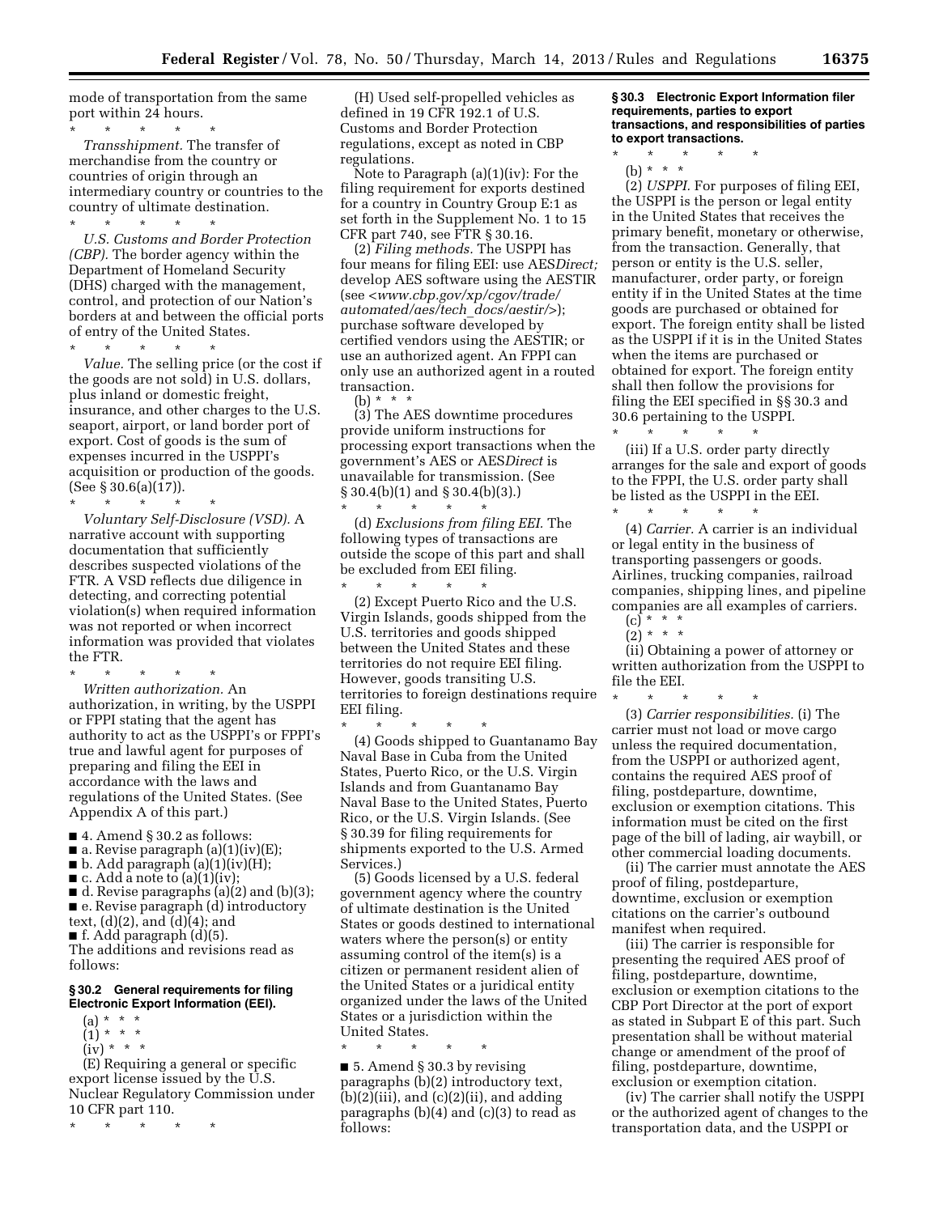mode of transportation from the same port within 24 hours.

\* \* \* \* \*

*Transshipment.* The transfer of merchandise from the country or countries of origin through an intermediary country or countries to the country of ultimate destination.

\* \* \* \* \*

*U.S. Customs and Border Protection (CBP).* The border agency within the Department of Homeland Security (DHS) charged with the management, control, and protection of our Nation's borders at and between the official ports of entry of the United States.

\* \* \* \* \*

*Value.* The selling price (or the cost if the goods are not sold) in U.S. dollars, plus inland or domestic freight, insurance, and other charges to the U.S. seaport, airport, or land border port of export. Cost of goods is the sum of expenses incurred in the USPPI's acquisition or production of the goods. (See § 30.6(a)(17)).

\* \* \* \* \*

*Voluntary Self-Disclosure (VSD).* A narrative account with supporting documentation that sufficiently describes suspected violations of the FTR. A VSD reflects due diligence in detecting, and correcting potential violation(s) when required information was not reported or when incorrect information was provided that violates the FTR.

\* \* \* \* \*

*Written authorization.* An authorization, in writing, by the USPPI or FPPI stating that the agent has authority to act as the USPPI's or FPPI's true and lawful agent for purposes of preparing and filing the EEI in accordance with the laws and regulations of the United States. (See Appendix A of this part.)

■ 4. Amend § 30.2 as follows:
■ a. Revise paragraph (a)(1)(iv)(E);
■ b. Add paragraph (a)(1)(iv)(H);
■ c. Add a note to (a)(1)(iv);
■ d. Revise paragraphs (a)(2) and (b)(3);
■ e. Revise paragraph (d) introductory text, (d)(2), and (d)(4); and
■ f. Add paragraph (d)(5).

The additions and revisions read as follows:

#### § 30.2 General requirements for filing Electronic Export Information (EEI).

(a) \* \* \*

(1) \* \* \*

(iv) \* \* \*

(E) Requiring a general or specific export license issued by the U.S. Nuclear Regulatory Commission under 10 CFR part 110.

\* \* \* \* \*

(H) Used self-propelled vehicles as defined in 19 CFR 192.1 of U.S. Customs and Border Protection regulations, except as noted in CBP regulations.

Note to Paragraph (a)(1)(iv): For the filing requirement for exports destined for a country in Country Group E:1 as set forth in the Supplement No. 1 to 15 CFR part 740, see FTR § 30.16.

(2) *Filing methods.* The USPPI has four means for filing EEI: use AES*Direct;* develop AES software using the AESTIR (see <*www.cbp.gov/xp/cgov/trade/automated/aes/tech_docs/aestir/*>); purchase software developed by certified vendors using the AESTIR; or use an authorized agent. An FPPI can only use an authorized agent in a routed transaction.

(b) \* \* \*

(3) The AES downtime procedures provide uniform instructions for processing export transactions when the government's AES or AES*Direct* is unavailable for transmission. (See § 30.4(b)(1) and § 30.4(b)(3).)

\* \* \* \* \*

(d) *Exclusions from filing EEI.* The following types of transactions are outside the scope of this part and shall be excluded from EEI filing.

\* \* \* \* \*

(2) Except Puerto Rico and the U.S. Virgin Islands, goods shipped from the U.S. territories and goods shipped between the United States and these territories do not require EEI filing. However, goods transiting U.S. territories to foreign destinations require EEI filing.

\* \* \* \* \*

(4) Goods shipped to Guantanamo Bay Naval Base in Cuba from the United States, Puerto Rico, or the U.S. Virgin Islands and from Guantanamo Bay Naval Base to the United States, Puerto Rico, or the U.S. Virgin Islands. (See § 30.39 for filing requirements for shipments exported to the U.S. Armed Services.)

(5) Goods licensed by a U.S. federal government agency where the country of ultimate destination is the United States or goods destined to international waters where the person(s) or entity assuming control of the item(s) is a citizen or permanent resident alien of the United States or a juridical entity organized under the laws of the United States or a jurisdiction within the United States.

\* \* \* \* \*

■ 5. Amend § 30.3 by revising paragraphs (b)(2) introductory text, (b)(2)(iii), and (c)(2)(ii), and adding paragraphs (b)(4) and (c)(3) to read as follows:

#### § 30.3 Electronic Export Information filer requirements, parties to export transactions, and responsibilities of parties to export transactions.

\* \* \* \* \*

(b) \* \* \*

(2) *USPPI.* For purposes of filing EEI, the USPPI is the person or legal entity in the United States that receives the primary benefit, monetary or otherwise, from the transaction. Generally, that person or entity is the U.S. seller, manufacturer, order party, or foreign entity if in the United States at the time goods are purchased or obtained for export. The foreign entity shall be listed as the USPPI if it is in the United States when the items are purchased or obtained for export. The foreign entity shall then follow the provisions for filing the EEI specified in §§ 30.3 and 30.6 pertaining to the USPPI.

\* \* \* \* \*

(iii) If a U.S. order party directly arranges for the sale and export of goods to the FPPI, the U.S. order party shall be listed as the USPPI in the EEI.

\* \* \* \* \*

(4) *Carrier.* A carrier is an individual or legal entity in the business of transporting passengers or goods. Airlines, trucking companies, railroad companies, shipping lines, and pipeline companies are all examples of carriers.

(c) \* \* \*

(2) \* \* \*

(ii) Obtaining a power of attorney or written authorization from the USPPI to file the EEI.

\* \* \* \* \*

(3) *Carrier responsibilities.* (i) The carrier must not load or move cargo unless the required documentation, from the USPPI or authorized agent, contains the required AES proof of filing, postdeparture, downtime, exclusion or exemption citations. This information must be cited on the first page of the bill of lading, air waybill, or other commercial loading documents.

(ii) The carrier must annotate the AES proof of filing, postdeparture, downtime, exclusion or exemption citations on the carrier's outbound manifest when required.

(iii) The carrier is responsible for presenting the required AES proof of filing, postdeparture, downtime, exclusion or exemption citations to the CBP Port Director at the port of export as stated in Subpart E of this part. Such presentation shall be without material change or amendment of the proof of filing, postdeparture, downtime, exclusion or exemption citation.

(iv) The carrier shall notify the USPPI or the authorized agent of changes to the transportation data, and the USPPI or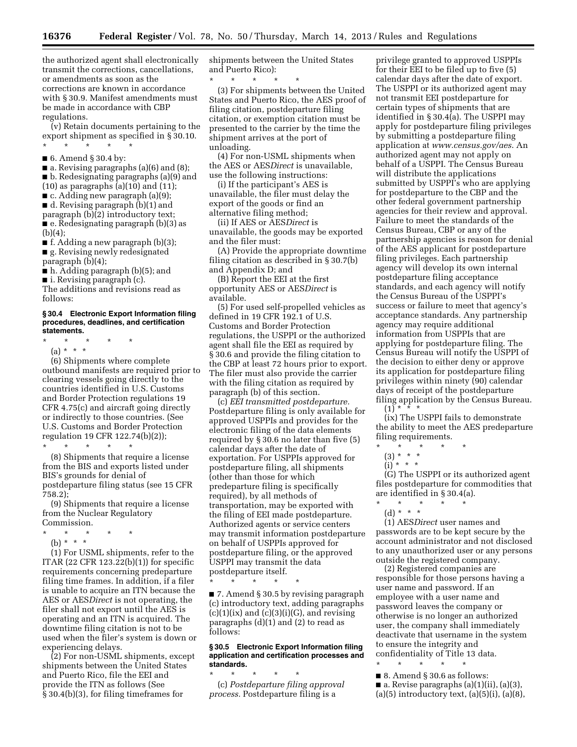the authorized agent shall electronically transmit the corrections, cancellations, or amendments as soon as the corrections are known in accordance with § 30.9. Manifest amendments must be made in accordance with CBP regulations.

(v) Retain documents pertaining to the export shipment as specified in § 30.10.

\* \* \* \* \*

■ 6. Amend § 30.4 by:

■ a. Revising paragraphs (a)(6) and (8);

■ b. Redesignating paragraphs (a)(9) and (10) as paragraphs (a)(10) and (11);

■ c. Adding new paragraph (a)(9);

■ d. Revising paragraph (b)(1) and paragraph (b)(2) introductory text;

■ e. Redesignating paragraph (b)(3) as (b)(4);

■ f. Adding a new paragraph (b)(3);

■ g. Revising newly redesignated paragraph (b)(4);

■ h. Adding paragraph (b)(5); and

■ i. Revising paragraph (c).

The additions and revisions read as follows:

### § 30.4 Electronic Export Information filing procedures, deadlines, and certification statements.

\* \* \* \* \*

(a) \* \* \*

(6) Shipments where complete outbound manifests are required prior to clearing vessels going directly to the countries identified in U.S. Customs and Border Protection regulations 19 CFR 4.75(c) and aircraft going directly or indirectly to those countries. (See U.S. Customs and Border Protection regulation 19 CFR 122.74(b)(2));

\* \* \* \* \*

(8) Shipments that require a license from the BIS and exports listed under BIS's grounds for denial of postdeparture filing status (see 15 CFR 758.2);

(9) Shipments that require a license from the Nuclear Regulatory Commission.

\* \* \* \* \*

(b) \* \* \*

(1) For USML shipments, refer to the ITAR (22 CFR 123.22(b)(1)) for specific requirements concerning predeparture filing time frames. In addition, if a filer is unable to acquire an ITN because the AES or AES*Direct* is not operating, the filer shall not export until the AES is operating and an ITN is acquired. The downtime filing citation is not to be used when the filer's system is down or experiencing delays.

(2) For non-USML shipments, except shipments between the United States and Puerto Rico, file the EEI and provide the ITN as follows (See § 30.4(b)(3), for filing timeframes for shipments between the United States and Puerto Rico):

\* \* \* \* \*

(3) For shipments between the United States and Puerto Rico, the AES proof of filing citation, postdeparture filing citation, or exemption citation must be presented to the carrier by the time the shipment arrives at the port of unloading.

(4) For non-USML shipments when the AES or AES*Direct* is unavailable, use the following instructions:

(i) If the participant's AES is unavailable, the filer must delay the export of the goods or find an alternative filing method;

(ii) If AES or AES*Direct* is unavailable, the goods may be exported and the filer must:

(A) Provide the appropriate downtime filing citation as described in § 30.7(b) and Appendix D; and

(B) Report the EEI at the first opportunity AES or AES*Direct* is available.

(5) For used self-propelled vehicles as defined in 19 CFR 192.1 of U.S. Customs and Border Protection regulations, the USPPI or the authorized agent shall file the EEI as required by § 30.6 and provide the filing citation to the CBP at least 72 hours prior to export. The filer must also provide the carrier with the filing citation as required by paragraph (b) of this section.

(c) *EEI transmitted postdeparture.* Postdeparture filing is only available for approved USPPIs and provides for the electronic filing of the data elements required by § 30.6 no later than five (5) calendar days after the date of exportation. For USPPIs approved for postdeparture filing, all shipments (other than those for which predeparture filing is specifically required), by all methods of transportation, may be exported with the filing of EEI made postdeparture. Authorized agents or service centers may transmit information postdeparture on behalf of USPPIs approved for postdeparture filing, or the approved USPPI may transmit the data postdeparture itself.

\* \* \* \* \*

■ 7. Amend § 30.5 by revising paragraph (c) introductory text, adding paragraphs (c)(1)(ix) and (c)(3)(i)(G), and revising paragraphs (d)(1) and (2) to read as follows:

### § 30.5 Electronic Export Information filing application and certification processes and standards.

\* \* \* \* \*

(c) *Postdeparture filing approval process.* Postdeparture filing is a privilege granted to approved USPPIs for their EEI to be filed up to five (5) calendar days after the date of export. The USPPI or its authorized agent may not transmit EEI postdeparture for certain types of shipments that are identified in § 30.4(a). The USPPI may apply for postdeparture filing privileges by submitting a postdeparture filing application at *www.census.gov/aes.* An authorized agent may not apply on behalf of a USPPI. The Census Bureau will distribute the applications submitted by USPPI's who are applying for postdeparture to the CBP and the other federal government partnership agencies for their review and approval. Failure to meet the standards of the Census Bureau, CBP or any of the partnership agencies is reason for denial of the AES applicant for postdeparture filing privileges. Each partnership agency will develop its own internal postdeparture filing acceptance standards, and each agency will notify the Census Bureau of the USPPI's success or failure to meet that agency's acceptance standards. Any partnership agency may require additional information from USPPIs that are applying for postdeparture filing. The Census Bureau will notify the USPPI of the decision to either deny or approve its application for postdeparture filing privileges within ninety (90) calendar days of receipt of the postdeparture filing application by the Census Bureau.

(1) \* \* \*

(ix) The USPPI fails to demonstrate the ability to meet the AES predeparture filing requirements.

\* \* \* \* \*

(3) \* \* \*

(i) \* \* \*

(G) The USPPI or its authorized agent files postdeparture for commodities that are identified in § 30.4(a).

\* \* \* \* \*

(d) \* \* \*

(1) AES*Direct* user names and passwords are to be kept secure by the account administrator and not disclosed to any unauthorized user or any persons outside the registered company.

(2) Registered companies are responsible for those persons having a user name and password. If an employee with a user name and password leaves the company or otherwise is no longer an authorized user, the company shall immediately deactivate that username in the system to ensure the integrity and confidentiality of Title 13 data.

\* \* \* \* \*

■ 8. Amend § 30.6 as follows:

■ a. Revise paragraphs (a)(1)(ii), (a)(3), (a)(5) introductory text, (a)(5)(i), (a)(8),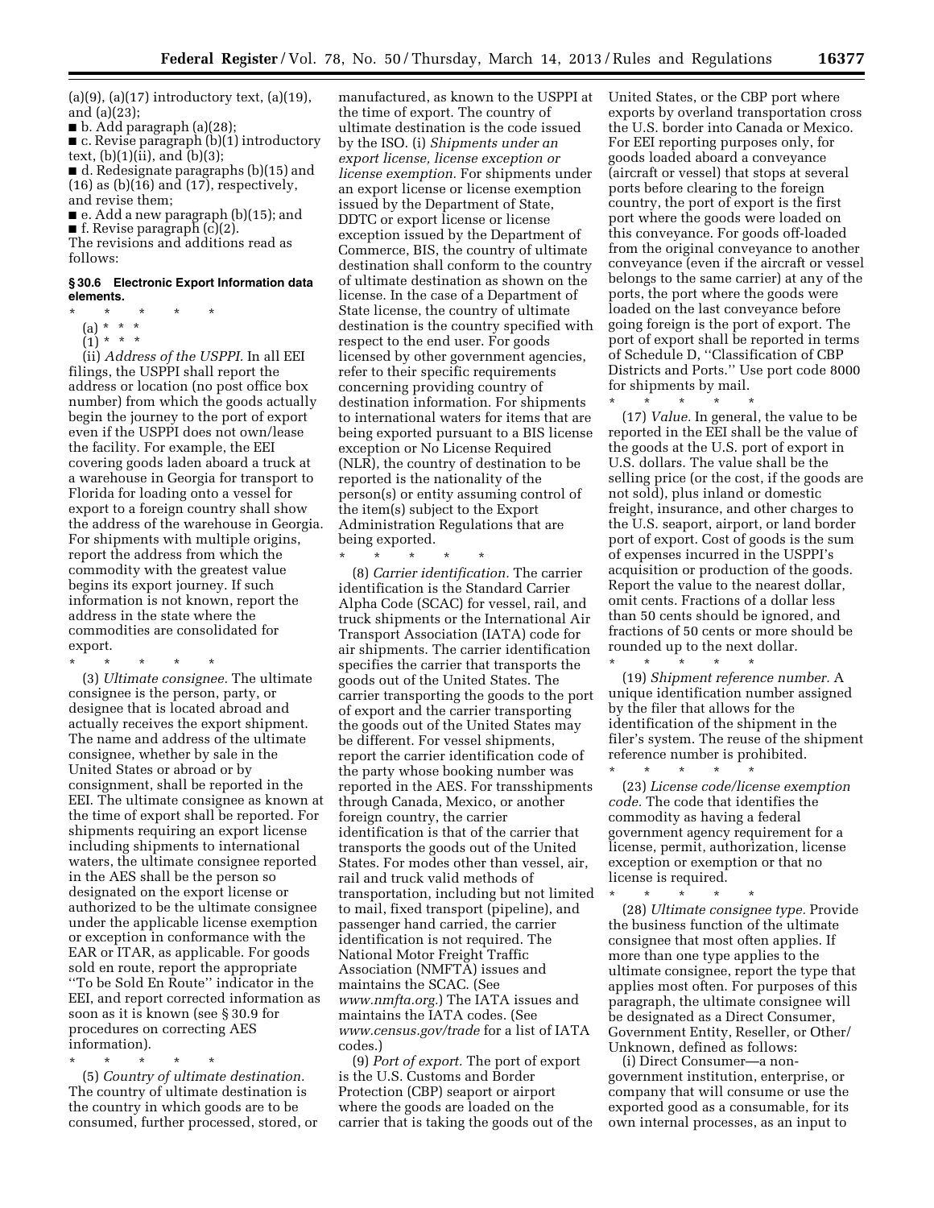(a)(9), (a)(17) introductory text, (a)(19), and (a)(23);

■ b. Add paragraph (a)(28);

■ c. Revise paragraph (b)(1) introductory text, (b)(1)(ii), and (b)(3);

■ d. Redesignate paragraphs (b)(15) and (16) as (b)(16) and (17), respectively, and revise them;

■ e. Add a new paragraph (b)(15); and

■ f. Revise paragraph (c)(2).

The revisions and additions read as follows:

**§ 30.6 Electronic Export Information data elements.**

\* \* \* \* \*

(a) \* \* \*

(1) \* \* \*

(ii) *Address of the USPPI.* In all EEI filings, the USPPI shall report the address or location (no post office box number) from which the goods actually begin the journey to the port of export even if the USPPI does not own/lease the facility. For example, the EEI covering goods laden aboard a truck at a warehouse in Georgia for transport to Florida for loading onto a vessel for export to a foreign country shall show the address of the warehouse in Georgia. For shipments with multiple origins, report the address from which the commodity with the greatest value begins its export journey. If such information is not known, report the address in the state where the commodities are consolidated for export.

\* \* \* \* \*

(3) *Ultimate consignee.* The ultimate consignee is the person, party, or designee that is located abroad and actually receives the export shipment. The name and address of the ultimate consignee, whether by sale in the United States or abroad or by consignment, shall be reported in the EEI. The ultimate consignee as known at the time of export shall be reported. For shipments requiring an export license including shipments to international waters, the ultimate consignee reported in the AES shall be the person so designated on the export license or authorized to be the ultimate consignee under the applicable license exemption or exception in conformance with the EAR or ITAR, as applicable. For goods sold en route, report the appropriate ''To be Sold En Route'' indicator in the EEI, and report corrected information as soon as it is known (see § 30.9 for procedures on correcting AES information).

\* \* \* \* \*

(5) *Country of ultimate destination.* The country of ultimate destination is the country in which goods are to be consumed, further processed, stored, or manufactured, as known to the USPPI at the time of export. The country of ultimate destination is the code issued by the ISO. (i) *Shipments under an export license, license exception or license exemption.* For shipments under an export license or license exemption issued by the Department of State, DDTC or export license or license exception issued by the Department of Commerce, BIS, the country of ultimate destination shall conform to the country of ultimate destination as shown on the license. In the case of a Department of State license, the country of ultimate destination is the country specified with respect to the end user. For goods licensed by other government agencies, refer to their specific requirements concerning providing country of destination information. For shipments to international waters for items that are being exported pursuant to a BIS license exception or No License Required (NLR), the country of destination to be reported is the nationality of the person(s) or entity assuming control of the item(s) subject to the Export Administration Regulations that are being exported.

\* \* \* \* \*

(8) *Carrier identification.* The carrier identification is the Standard Carrier Alpha Code (SCAC) for vessel, rail, and truck shipments or the International Air Transport Association (IATA) code for air shipments. The carrier identification specifies the carrier that transports the goods out of the United States. The carrier transporting the goods to the port of export and the carrier transporting the goods out of the United States may be different. For vessel shipments, report the carrier identification code of the party whose booking number was reported in the AES. For transshipments through Canada, Mexico, or another foreign country, the carrier identification is that of the carrier that transports the goods out of the United States. For modes other than vessel, air, rail and truck valid methods of transportation, including but not limited to mail, fixed transport (pipeline), and passenger hand carried, the carrier identification is not required. The National Motor Freight Traffic Association (NMFTA) issues and maintains the SCAC. (See *www.nmfta.org.*) The IATA issues and maintains the IATA codes. (See *www.census.gov/trade* for a list of IATA codes.)

(9) *Port of export.* The port of export is the U.S. Customs and Border Protection (CBP) seaport or airport where the goods are loaded on the carrier that is taking the goods out of the United States, or the CBP port where exports by overland transportation cross the U.S. border into Canada or Mexico. For EEI reporting purposes only, for goods loaded aboard a conveyance (aircraft or vessel) that stops at several ports before clearing to the foreign country, the port of export is the first port where the goods were loaded on this conveyance. For goods off-loaded from the original conveyance to another conveyance (even if the aircraft or vessel belongs to the same carrier) at any of the ports, the port where the goods were loaded on the last conveyance before going foreign is the port of export. The port of export shall be reported in terms of Schedule D, ''Classification of CBP Districts and Ports.'' Use port code 8000 for shipments by mail.

\* \* \* \* \*

(17) *Value.* In general, the value to be reported in the EEI shall be the value of the goods at the U.S. port of export in U.S. dollars. The value shall be the selling price (or the cost, if the goods are not sold), plus inland or domestic freight, insurance, and other charges to the U.S. seaport, airport, or land border port of export. Cost of goods is the sum of expenses incurred in the USPPI's acquisition or production of the goods. Report the value to the nearest dollar, omit cents. Fractions of a dollar less than 50 cents should be ignored, and fractions of 50 cents or more should be rounded up to the next dollar.

\* \* \* \* \*

(19) *Shipment reference number.* A unique identification number assigned by the filer that allows for the identification of the shipment in the filer's system. The reuse of the shipment reference number is prohibited.

\* \* \* \* \*

(23) *License code/license exemption code.* The code that identifies the commodity as having a federal government agency requirement for a license, permit, authorization, license exception or exemption or that no license is required.

\* \* \* \* \*

(28) *Ultimate consignee type.* Provide the business function of the ultimate consignee that most often applies. If more than one type applies to the ultimate consignee, report the type that applies most often. For purposes of this paragraph, the ultimate consignee will be designated as a Direct Consumer, Government Entity, Reseller, or Other/Unknown, defined as follows:

(i) Direct Consumer—a non-government institution, enterprise, or company that will consume or use the exported good as a consumable, for its own internal processes, as an input to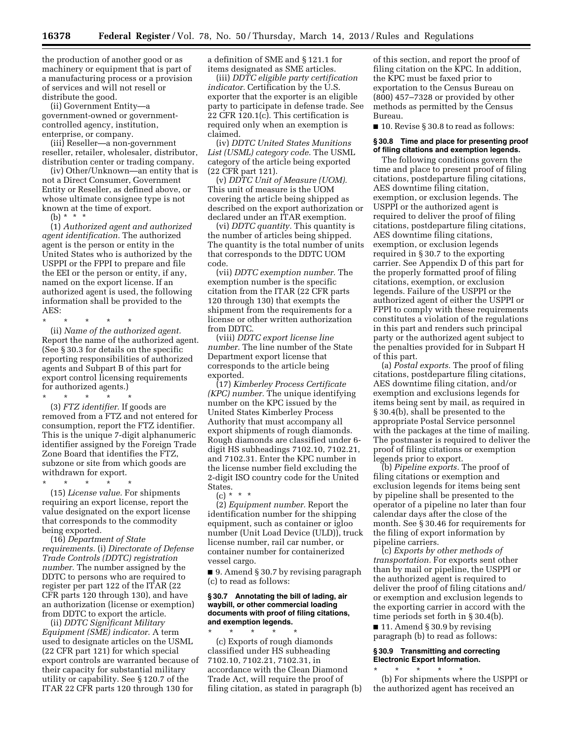the production of another good or as machinery or equipment that is part of a manufacturing process or a provision of services and will not resell or distribute the good.

(ii) Government Entity—a government-owned or government-controlled agency, institution, enterprise, or company.

(iii) Reseller—a non-government reseller, retailer, wholesaler, distributor, distribution center or trading company.

(iv) Other/Unknown—an entity that is not a Direct Consumer, Government Entity or Reseller, as defined above, or whose ultimate consignee type is not known at the time of export.

(b) * * *

(1) *Authorized agent and authorized agent identification.* The authorized agent is the person or entity in the United States who is authorized by the USPPI or the FPPI to prepare and file the EEI or the person or entity, if any, named on the export license. If an authorized agent is used, the following information shall be provided to the AES:

\* \* \* \* \*

(ii) *Name of the authorized agent.* Report the name of the authorized agent. (See § 30.3 for details on the specific reporting responsibilities of authorized agents and Subpart B of this part for export control licensing requirements for authorized agents.)

\* \* \* \* \*

(3) *FTZ identifier.* If goods are removed from a FTZ and not entered for consumption, report the FTZ identifier. This is the unique 7-digit alphanumeric identifier assigned by the Foreign Trade Zone Board that identifies the FTZ, subzone or site from which goods are withdrawn for export.

\* \* \* \* \*

(15) *License value.* For shipments requiring an export license, report the value designated on the export license that corresponds to the commodity being exported.

(16) *Department of State requirements.* (i) *Directorate of Defense Trade Controls (DDTC) registration number.* The number assigned by the DDTC to persons who are required to register per part 122 of the ITAR (22 CFR parts 120 through 130), and have an authorization (license or exemption) from DDTC to export the article.

(ii) *DDTC Significant Military Equipment (SME) indicator.* A term used to designate articles on the USML (22 CFR part 121) for which special export controls are warranted because of their capacity for substantial military utility or capability. See § 120.7 of the ITAR 22 CFR parts 120 through 130 for a definition of SME and § 121.1 for items designated as SME articles.

(iii) *DDTC eligible party certification indicator.* Certification by the U.S. exporter that the exporter is an eligible party to participate in defense trade. See 22 CFR 120.1(c). This certification is required only when an exemption is claimed.

(iv) *DDTC United States Munitions List (USML) category code.* The USML category of the article being exported (22 CFR part 121).

(v) *DDTC Unit of Measure (UOM).* This unit of measure is the UOM covering the article being shipped as described on the export authorization or declared under an ITAR exemption.

(vi) *DDTC quantity.* This quantity is the number of articles being shipped. The quantity is the total number of units that corresponds to the DDTC UOM code.

(vii) *DDTC exemption number.* The exemption number is the specific citation from the ITAR (22 CFR parts 120 through 130) that exempts the shipment from the requirements for a license or other written authorization from DDTC.

(viii) *DDTC export license line number.* The line number of the State Department export license that corresponds to the article being exported.

(17) *Kimberley Process Certificate (KPC) number.* The unique identifying number on the KPC issued by the United States Kimberley Process Authority that must accompany all export shipments of rough diamonds. Rough diamonds are classified under 6-digit HS subheadings 7102.10, 7102.21, and 7102.31. Enter the KPC number in the license number field excluding the 2-digit ISO country code for the United States.

(c) * * *

(2) *Equipment number.* Report the identification number for the shipping equipment, such as container or igloo number (Unit Load Device (ULD)), truck license number, rail car number, or container number for containerized vessel cargo.

■ 9. Amend § 30.7 by revising paragraph (c) to read as follows:

#### § 30.7 Annotating the bill of lading, air waybill, or other commercial loading documents with proof of filing citations, and exemption legends.

\* \* \* \* \*

(c) Exports of rough diamonds classified under HS subheading 7102.10, 7102.21, 7102.31, in accordance with the Clean Diamond Trade Act, will require the proof of filing citation, as stated in paragraph (b) of this section, and report the proof of filing citation on the KPC. In addition, the KPC must be faxed prior to exportation to the Census Bureau on (800) 457–7328 or provided by other methods as permitted by the Census Bureau.

■ 10. Revise § 30.8 to read as follows:

#### § 30.8 Time and place for presenting proof of filing citations and exemption legends.

The following conditions govern the time and place to present proof of filing citations, postdeparture filing citations, AES downtime filing citation, exemption, or exclusion legends. The USPPI or the authorized agent is required to deliver the proof of filing citations, postdeparture filing citations, AES downtime filing citations, exemption, or exclusion legends required in § 30.7 to the exporting carrier. See Appendix D of this part for the properly formatted proof of filing citations, exemption, or exclusion legends. Failure of the USPPI or the authorized agent of either the USPPI or FPPI to comply with these requirements constitutes a violation of the regulations in this part and renders such principal party or the authorized agent subject to the penalties provided for in Subpart H of this part.

(a) *Postal exports.* The proof of filing citations, postdeparture filing citations, AES downtime filing citation, and/or exemption and exclusions legends for items being sent by mail, as required in § 30.4(b), shall be presented to the appropriate Postal Service personnel with the packages at the time of mailing. The postmaster is required to deliver the proof of filing citations or exemption legends prior to export.

(b) *Pipeline exports.* The proof of filing citations or exemption and exclusion legends for items being sent by pipeline shall be presented to the operator of a pipeline no later than four calendar days after the close of the month. See § 30.46 for requirements for the filing of export information by pipeline carriers.

(c) *Exports by other methods of transportation.* For exports sent other than by mail or pipeline, the USPPI or the authorized agent is required to deliver the proof of filing citations and/or exemption and exclusion legends to the exporting carrier in accord with the time periods set forth in § 30.4(b).

■ 11. Amend § 30.9 by revising paragraph (b) to read as follows:

#### § 30.9 Transmitting and correcting Electronic Export Information.

\* \* \* \* \*

(b) For shipments where the USPPI or the authorized agent has received an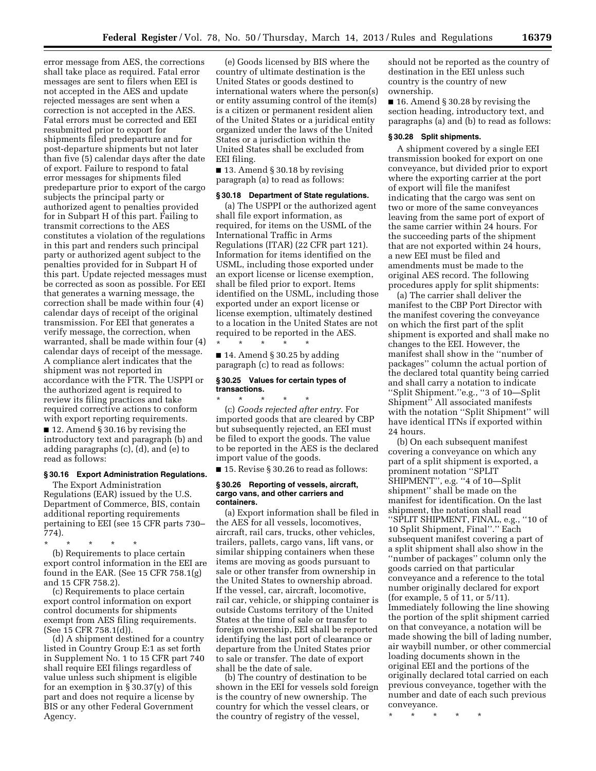error message from AES, the corrections shall take place as required. Fatal error messages are sent to filers when EEI is not accepted in the AES and update rejected messages are sent when a correction is not accepted in the AES. Fatal errors must be corrected and EEI resubmitted prior to export for shipments filed predeparture and for post-departure shipments but not later than five (5) calendar days after the date of export. Failure to respond to fatal error messages for shipments filed predeparture prior to export of the cargo subjects the principal party or authorized agent to penalties provided for in Subpart H of this part. Failing to transmit corrections to the AES constitutes a violation of the regulations in this part and renders such principal party or authorized agent subject to the penalties provided for in Subpart H of this part. Update rejected messages must be corrected as soon as possible. For EEI that generates a warning message, the correction shall be made within four (4) calendar days of receipt of the original transmission. For EEI that generates a verify message, the correction, when warranted, shall be made within four (4) calendar days of receipt of the message. A compliance alert indicates that the shipment was not reported in accordance with the FTR. The USPPI or the authorized agent is required to review its filing practices and take required corrective actions to conform with export reporting requirements.

■ 12. Amend § 30.16 by revising the introductory text and paragraph (b) and adding paragraphs (c), (d), and (e) to read as follows:

### § 30.16 Export Administration Regulations.

The Export Administration Regulations (EAR) issued by the U.S. Department of Commerce, BIS, contain additional reporting requirements pertaining to EEI (see 15 CFR parts 730–774).

\* \* \* \* \*

(b) Requirements to place certain export control information in the EEI are found in the EAR. (See 15 CFR 758.1(g) and 15 CFR 758.2).

(c) Requirements to place certain export control information on export control documents for shipments exempt from AES filing requirements. (See 15 CFR 758.1(d)).

(d) A shipment destined for a country listed in Country Group E:1 as set forth in Supplement No. 1 to 15 CFR part 740 shall require EEI filings regardless of value unless such shipment is eligible for an exemption in § 30.37(y) of this part and does not require a license by BIS or any other Federal Government Agency.

(e) Goods licensed by BIS where the country of ultimate destination is the United States or goods destined to international waters where the person(s) or entity assuming control of the item(s) is a citizen or permanent resident alien of the United States or a juridical entity organized under the laws of the United States or a jurisdiction within the United States shall be excluded from EEI filing.

■ 13. Amend § 30.18 by revising paragraph (a) to read as follows:

### § 30.18 Department of State regulations.

(a) The USPPI or the authorized agent shall file export information, as required, for items on the USML of the International Traffic in Arms Regulations (ITAR) (22 CFR part 121). Information for items identified on the USML, including those exported under an export license or license exemption, shall be filed prior to export. Items identified on the USML, including those exported under an export license or license exemption, ultimately destined to a location in the United States are not required to be reported in the AES.

\* \* \* \* \*

■ 14. Amend § 30.25 by adding paragraph (c) to read as follows:

### § 30.25 Values for certain types of transactions.

\* \* \* \* \*

(c) *Goods rejected after entry.* For imported goods that are cleared by CBP but subsequently rejected, an EEI must be filed to export the goods. The value to be reported in the AES is the declared import value of the goods.

■ 15. Revise § 30.26 to read as follows:

### § 30.26 Reporting of vessels, aircraft, cargo vans, and other carriers and containers.

(a) Export information shall be filed in the AES for all vessels, locomotives, aircraft, rail cars, trucks, other vehicles, trailers, pallets, cargo vans, lift vans, or similar shipping containers when these items are moving as goods pursuant to sale or other transfer from ownership in the United States to ownership abroad. If the vessel, car, aircraft, locomotive, rail car, vehicle, or shipping container is outside Customs territory of the United States at the time of sale or transfer to foreign ownership, EEI shall be reported identifying the last port of clearance or departure from the United States prior to sale or transfer. The date of export shall be the date of sale.

(b) The country of destination to be shown in the EEI for vessels sold foreign is the country of new ownership. The country for which the vessel clears, or the country of registry of the vessel, should not be reported as the country of destination in the EEI unless such country is the country of new ownership.

■ 16. Amend § 30.28 by revising the section heading, introductory text, and paragraphs (a) and (b) to read as follows:

### § 30.28 Split shipments.

A shipment covered by a single EEI transmission booked for export on one conveyance, but divided prior to export where the exporting carrier at the port of export will file the manifest indicating that the cargo was sent on two or more of the same conveyances leaving from the same port of export of the same carrier within 24 hours. For the succeeding parts of the shipment that are not exported within 24 hours, a new EEI must be filed and amendments must be made to the original AES record. The following procedures apply for split shipments:

(a) The carrier shall deliver the manifest to the CBP Port Director with the manifest covering the conveyance on which the first part of the split shipment is exported and shall make no changes to the EEI. However, the manifest shall show in the ''number of packages'' column the actual portion of the declared total quantity being carried and shall carry a notation to indicate ''Split Shipment.''e.g., ''3 of 10—Split Shipment'' All associated manifests with the notation ''Split Shipment'' will have identical ITNs if exported within 24 hours.

(b) On each subsequent manifest covering a conveyance on which any part of a split shipment is exported, a prominent notation ''SPLIT SHIPMENT'', e.g. ''4 of 10—Split shipment'' shall be made on the manifest for identification. On the last shipment, the notation shall read ''SPLIT SHIPMENT, FINAL, e.g., ''10 of 10 Split Shipment, Final''.'' Each subsequent manifest covering a part of a split shipment shall also show in the ''number of packages'' column only the goods carried on that particular conveyance and a reference to the total number originally declared for export (for example, 5 of 11, or 5/11). Immediately following the line showing the portion of the split shipment carried on that conveyance, a notation will be made showing the bill of lading number, air waybill number, or other commercial loading documents shown in the original EEI and the portions of the originally declared total carried on each previous conveyance, together with the number and date of each such previous conveyance.

\* \* \* \* \*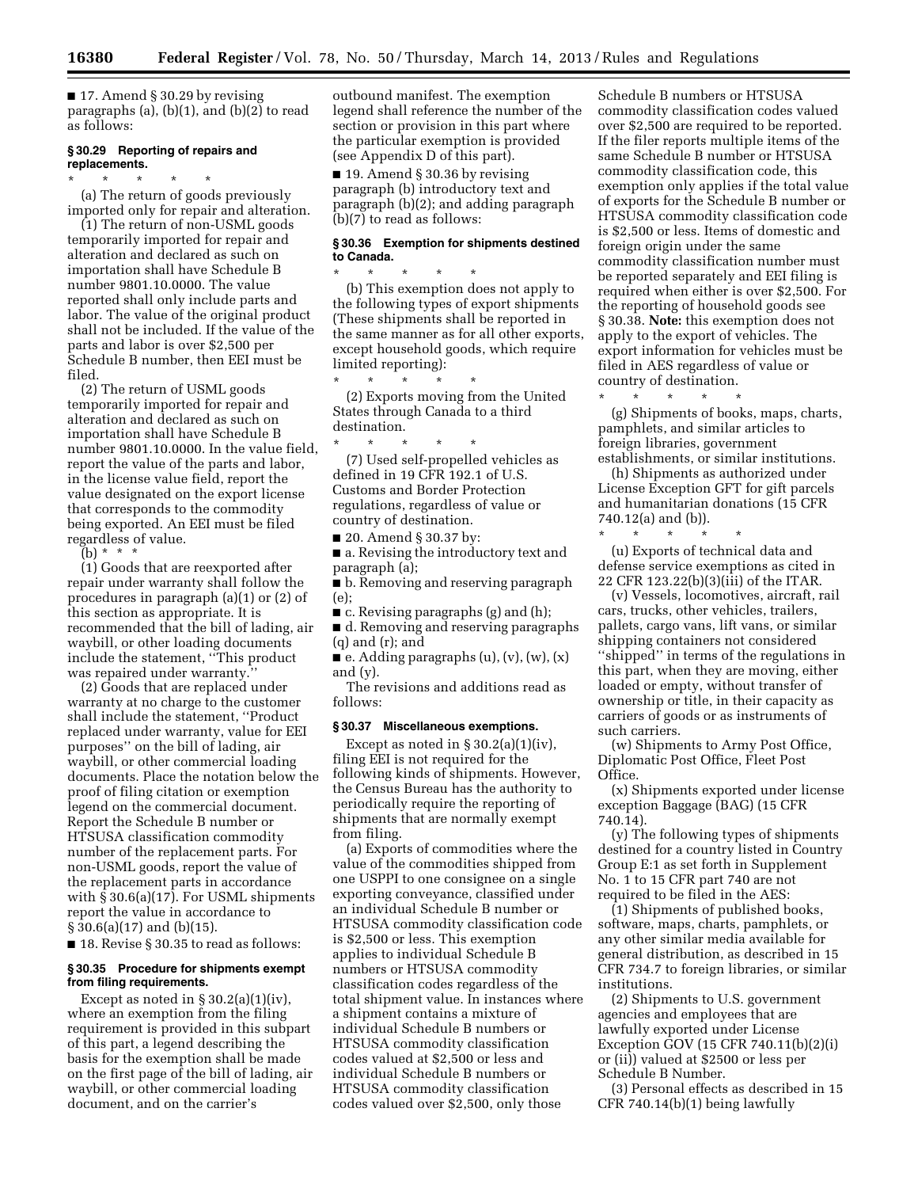■ 17. Amend § 30.29 by revising paragraphs (a), (b)(1), and (b)(2) to read as follows:

### § 30.29 Reporting of repairs and replacements.

\* \* \* \* \*

(a) The return of goods previously imported only for repair and alteration.

(1) The return of non-USML goods temporarily imported for repair and alteration and declared as such on importation shall have Schedule B number 9801.10.0000. The value reported shall only include parts and labor. The value of the original product shall not be included. If the value of the parts and labor is over $2,500 per Schedule B number, then EEI must be filed.

(2) The return of USML goods temporarily imported for repair and alteration and declared as such on importation shall have Schedule B number 9801.10.0000. In the value field, report the value of the parts and labor, in the license value field, report the value designated on the export license that corresponds to the commodity being exported. An EEI must be filed regardless of value.

(b) \* \* \*

(1) Goods that are reexported after repair under warranty shall follow the procedures in paragraph (a)(1) or (2) of this section as appropriate. It is recommended that the bill of lading, air waybill, or other loading documents include the statement, ''This product was repaired under warranty.''

(2) Goods that are replaced under warranty at no charge to the customer shall include the statement, ''Product replaced under warranty, value for EEI purposes'' on the bill of lading, air waybill, or other commercial loading documents. Place the notation below the proof of filing citation or exemption legend on the commercial document. Report the Schedule B number or HTSUSA classification commodity number of the replacement parts. For non-USML goods, report the value of the replacement parts in accordance with § 30.6(a)(17). For USML shipments report the value in accordance to § 30.6(a)(17) and (b)(15).

■ 18. Revise § 30.35 to read as follows:

### § 30.35 Procedure for shipments exempt from filing requirements.

Except as noted in § 30.2(a)(1)(iv), where an exemption from the filing requirement is provided in this subpart of this part, a legend describing the basis for the exemption shall be made on the first page of the bill of lading, air waybill, or other commercial loading document, and on the carrier's outbound manifest. The exemption legend shall reference the number of the section or provision in this part where the particular exemption is provided (see Appendix D of this part).

■ 19. Amend § 30.36 by revising paragraph (b) introductory text and paragraph (b)(2); and adding paragraph (b)(7) to read as follows:

### § 30.36 Exemption for shipments destined to Canada.

\* \* \* \* \*

(b) This exemption does not apply to the following types of export shipments (These shipments shall be reported in the same manner as for all other exports, except household goods, which require limited reporting):

\* \* \* \* \*

(2) Exports moving from the United States through Canada to a third destination.

\* \* \* \* \*

(7) Used self-propelled vehicles as defined in 19 CFR 192.1 of U.S. Customs and Border Protection regulations, regardless of value or country of destination.

■ 20. Amend § 30.37 by:

■ a. Revising the introductory text and paragraph (a);

■ b. Removing and reserving paragraph (e);

■ c. Revising paragraphs (g) and (h);

■ d. Removing and reserving paragraphs (q) and (r); and

■ e. Adding paragraphs (u), (v), (w), (x) and (y).

The revisions and additions read as follows:

### § 30.37 Miscellaneous exemptions.

Except as noted in § 30.2(a)(1)(iv), filing EEI is not required for the following kinds of shipments. However, the Census Bureau has the authority to periodically require the reporting of shipments that are normally exempt from filing.

(a) Exports of commodities where the value of the commodities shipped from one USPPI to one consignee on a single exporting conveyance, classified under an individual Schedule B number or HTSUSA commodity classification code is $2,500 or less. This exemption applies to individual Schedule B numbers or HTSUSA commodity classification codes regardless of the total shipment value. In instances where a shipment contains a mixture of individual Schedule B numbers or HTSUSA commodity classification codes valued at $2,500 or less and individual Schedule B numbers or HTSUSA commodity classification codes valued over $2,500, only those Schedule B numbers or HTSUSA commodity classification codes valued over $2,500 are required to be reported. If the filer reports multiple items of the same Schedule B number or HTSUSA commodity classification code, this exemption only applies if the total value of exports for the Schedule B number or HTSUSA commodity classification code is $2,500 or less. Items of domestic and foreign origin under the same commodity classification number must be reported separately and EEI filing is required when either is over $2,500. For the reporting of household goods see § 30.38. **Note:** this exemption does not apply to the export of vehicles. The export information for vehicles must be filed in AES regardless of value or country of destination.

\* \* \* \* \*

(g) Shipments of books, maps, charts, pamphlets, and similar articles to foreign libraries, government establishments, or similar institutions.

(h) Shipments as authorized under License Exception GFT for gift parcels and humanitarian donations (15 CFR 740.12(a) and (b)).

\* \* \* \* \*

(u) Exports of technical data and defense service exemptions as cited in 22 CFR 123.22(b)(3)(iii) of the ITAR.

(v) Vessels, locomotives, aircraft, rail cars, trucks, other vehicles, trailers, pallets, cargo vans, lift vans, or similar shipping containers not considered ''shipped'' in terms of the regulations in this part, when they are moving, either loaded or empty, without transfer of ownership or title, in their capacity as carriers of goods or as instruments of such carriers.

(w) Shipments to Army Post Office, Diplomatic Post Office, Fleet Post Office.

(x) Shipments exported under license exception Baggage (BAG) (15 CFR 740.14).

(y) The following types of shipments destined for a country listed in Country Group E:1 as set forth in Supplement No. 1 to 15 CFR part 740 are not required to be filed in the AES:

(1) Shipments of published books, software, maps, charts, pamphlets, or any other similar media available for general distribution, as described in 15 CFR 734.7 to foreign libraries, or similar institutions.

(2) Shipments to U.S. government agencies and employees that are lawfully exported under License Exception GOV (15 CFR 740.11(b)(2)(i) or (ii)) valued at $2500 or less per Schedule B Number.

(3) Personal effects as described in 15 CFR 740.14(b)(1) being lawfully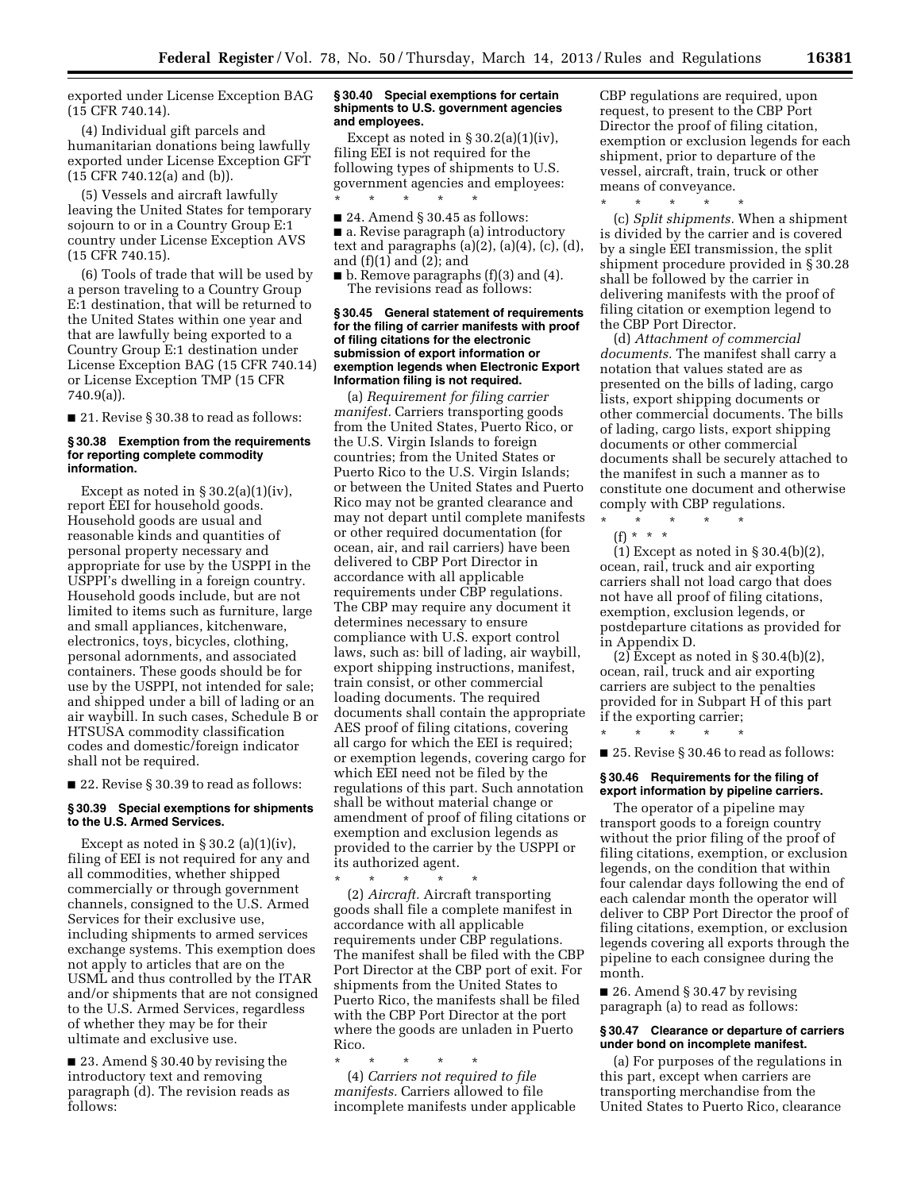exported under License Exception BAG (15 CFR 740.14).

(4) Individual gift parcels and humanitarian donations being lawfully exported under License Exception GFT (15 CFR 740.12(a) and (b)).

(5) Vessels and aircraft lawfully leaving the United States for temporary sojourn to or in a Country Group E:1 country under License Exception AVS (15 CFR 740.15).

(6) Tools of trade that will be used by a person traveling to a Country Group E:1 destination, that will be returned to the United States within one year and that are lawfully being exported to a Country Group E:1 destination under License Exception BAG (15 CFR 740.14) or License Exception TMP (15 CFR 740.9(a)).

■ 21. Revise § 30.38 to read as follows:

**§ 30.38 Exemption from the requirements for reporting complete commodity information.**

Except as noted in § 30.2(a)(1)(iv), report EEI for household goods. Household goods are usual and reasonable kinds and quantities of personal property necessary and appropriate for use by the USPPI in the USPPI's dwelling in a foreign country. Household goods include, but are not limited to items such as furniture, large and small appliances, kitchenware, electronics, toys, bicycles, clothing, personal adornments, and associated containers. These goods should be for use by the USPPI, not intended for sale; and shipped under a bill of lading or an air waybill. In such cases, Schedule B or HTSUSA commodity classification codes and domestic/foreign indicator shall not be required.

■ 22. Revise § 30.39 to read as follows:

**§ 30.39 Special exemptions for shipments to the U.S. Armed Services.**

Except as noted in § 30.2 (a)(1)(iv), filing of EEI is not required for any and all commodities, whether shipped commercially or through government channels, consigned to the U.S. Armed Services for their exclusive use, including shipments to armed services exchange systems. This exemption does not apply to articles that are on the USML and thus controlled by the ITAR and/or shipments that are not consigned to the U.S. Armed Services, regardless of whether they may be for their ultimate and exclusive use.

■ 23. Amend § 30.40 by revising the introductory text and removing paragraph (d). The revision reads as follows:

**§ 30.40 Special exemptions for certain shipments to U.S. government agencies and employees.**

Except as noted in § 30.2(a)(1)(iv), filing EEI is not required for the following types of shipments to U.S. government agencies and employees:

\* \* \* \* \*

■ 24. Amend § 30.45 as follows:

■ a. Revise paragraph (a) introductory text and paragraphs (a)(2), (a)(4), (c), (d), and (f)(1) and (2); and

■ b. Remove paragraphs (f)(3) and (4).

The revisions read as follows:

**§ 30.45 General statement of requirements for the filing of carrier manifests with proof of filing citations for the electronic submission of export information or exemption legends when Electronic Export Information filing is not required.**

(a) *Requirement for filing carrier manifest.* Carriers transporting goods from the United States, Puerto Rico, or the U.S. Virgin Islands to foreign countries; from the United States or Puerto Rico to the U.S. Virgin Islands; or between the United States and Puerto Rico may not be granted clearance and may not depart until complete manifests or other required documentation (for ocean, air, and rail carriers) have been delivered to CBP Port Director in accordance with all applicable requirements under CBP regulations. The CBP may require any document it determines necessary to ensure compliance with U.S. export control laws, such as: bill of lading, air waybill, export shipping instructions, manifest, train consist, or other commercial loading documents. The required documents shall contain the appropriate AES proof of filing citations, covering all cargo for which the EEI is required; or exemption legends, covering cargo for which EEI need not be filed by the regulations of this part. Such annotation shall be without material change or amendment of proof of filing citations or exemption and exclusion legends as provided to the carrier by the USPPI or its authorized agent.

\* \* \* \* \*

(2) *Aircraft.* Aircraft transporting goods shall file a complete manifest in accordance with all applicable requirements under CBP regulations. The manifest shall be filed with the CBP Port Director at the CBP port of exit. For shipments from the United States to Puerto Rico, the manifests shall be filed with the CBP Port Director at the port where the goods are unladen in Puerto Rico.

\* \* \* \* \*

(4) *Carriers not required to file manifests.* Carriers allowed to file incomplete manifests under applicable CBP regulations are required, upon request, to present to the CBP Port Director the proof of filing citation, exemption or exclusion legends for each shipment, prior to departure of the vessel, aircraft, train, truck or other means of conveyance.

\* \* \* \* \*

(c) *Split shipments.* When a shipment is divided by the carrier and is covered by a single EEI transmission, the split shipment procedure provided in § 30.28 shall be followed by the carrier in delivering manifests with the proof of filing citation or exemption legend to the CBP Port Director.

(d) *Attachment of commercial documents.* The manifest shall carry a notation that values stated are as presented on the bills of lading, cargo lists, export shipping documents or other commercial documents. The bills of lading, cargo lists, export shipping documents or other commercial documents shall be securely attached to the manifest in such a manner as to constitute one document and otherwise comply with CBP regulations.

\* \* \* \* \*

(f) \* \* \*

(1) Except as noted in § 30.4(b)(2), ocean, rail, truck and air exporting carriers shall not load cargo that does not have all proof of filing citations, exemption, exclusion legends, or postdeparture citations as provided for in Appendix D.

(2) Except as noted in § 30.4(b)(2), ocean, rail, truck and air exporting carriers are subject to the penalties provided for in Subpart H of this part if the exporting carrier;

\* \* \* \* \*

■ 25. Revise § 30.46 to read as follows:

**§ 30.46 Requirements for the filing of export information by pipeline carriers.**

The operator of a pipeline may transport goods to a foreign country without the prior filing of the proof of filing citations, exemption, or exclusion legends, on the condition that within four calendar days following the end of each calendar month the operator will deliver to CBP Port Director the proof of filing citations, exemption, or exclusion legends covering all exports through the pipeline to each consignee during the month.

■ 26. Amend § 30.47 by revising paragraph (a) to read as follows:

**§ 30.47 Clearance or departure of carriers under bond on incomplete manifest.**

(a) For purposes of the regulations in this part, except when carriers are transporting merchandise from the United States to Puerto Rico, clearance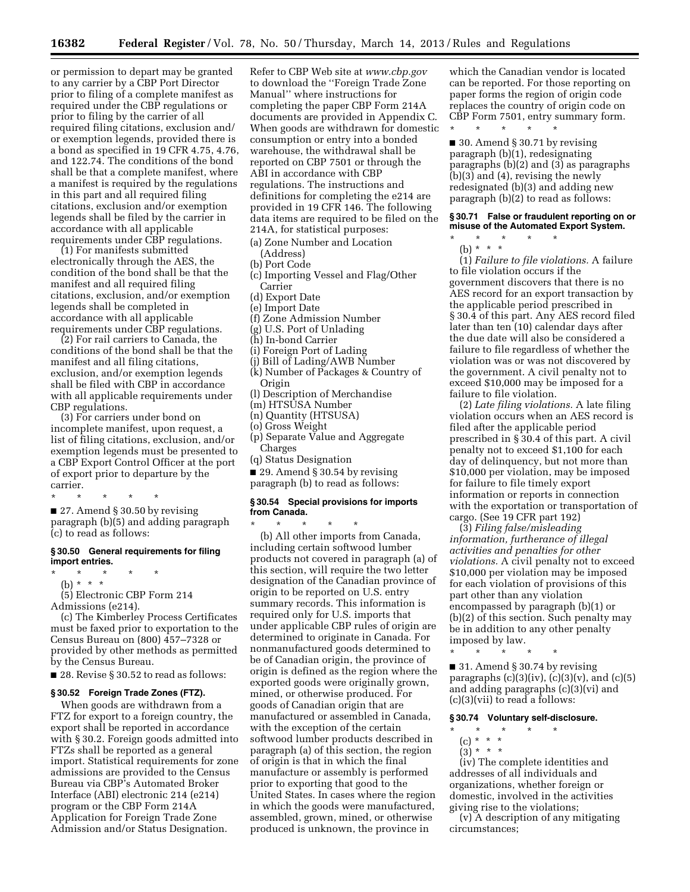or permission to depart may be granted to any carrier by a CBP Port Director prior to filing of a complete manifest as required under the CBP regulations or prior to filing by the carrier of all required filing citations, exclusion and/or exemption legends, provided there is a bond as specified in 19 CFR 4.75, 4.76, and 122.74. The conditions of the bond shall be that a complete manifest, where a manifest is required by the regulations in this part and all required filing citations, exclusion and/or exemption legends shall be filed by the carrier in accordance with all applicable requirements under CBP regulations.

(1) For manifests submitted electronically through the AES, the condition of the bond shall be that the manifest and all required filing citations, exclusion, and/or exemption legends shall be completed in accordance with all applicable requirements under CBP regulations.

(2) For rail carriers to Canada, the conditions of the bond shall be that the manifest and all filing citations, exclusion, and/or exemption legends shall be filed with CBP in accordance with all applicable requirements under CBP regulations.

(3) For carriers under bond on incomplete manifest, upon request, a list of filing citations, exclusion, and/or exemption legends must be presented to a CBP Export Control Officer at the port of export prior to departure by the carrier.

\* \* \* \* \*

■ 27. Amend § 30.50 by revising paragraph (b)(5) and adding paragraph (c) to read as follows:

### § 30.50 General requirements for filing import entries.

\* \* \* \* \*

(b) \* \* \*

(5) Electronic CBP Form 214 Admissions (e214).

(c) The Kimberley Process Certificates must be faxed prior to exportation to the Census Bureau on (800) 457–7328 or provided by other methods as permitted by the Census Bureau.

■ 28. Revise § 30.52 to read as follows:

### § 30.52 Foreign Trade Zones (FTZ).

When goods are withdrawn from a FTZ for export to a foreign country, the export shall be reported in accordance with § 30.2. Foreign goods admitted into FTZs shall be reported as a general import. Statistical requirements for zone admissions are provided to the Census Bureau via CBP's Automated Broker Interface (ABI) electronic 214 (e214) program or the CBP Form 214A Application for Foreign Trade Zone Admission and/or Status Designation. Refer to CBP Web site at *www.cbp.gov* to download the ''Foreign Trade Zone Manual'' where instructions for completing the paper CBP Form 214A documents are provided in Appendix C. When goods are withdrawn for domestic consumption or entry into a bonded warehouse, the withdrawal shall be reported on CBP 7501 or through the ABI in accordance with CBP regulations. The instructions and definitions for completing the e214 are provided in 19 CFR 146. The following data items are required to be filed on the 214A, for statistical purposes:

(a) Zone Number and Location (Address)
(b) Port Code
(c) Importing Vessel and Flag/Other Carrier
(d) Export Date
(e) Import Date
(f) Zone Admission Number
(g) U.S. Port of Unlading
(h) In-bond Carrier
(i) Foreign Port of Lading
(j) Bill of Lading/AWB Number
(k) Number of Packages & Country of Origin
(l) Description of Merchandise
(m) HTSUSA Number
(n) Quantity (HTSUSA)
(o) Gross Weight
(p) Separate Value and Aggregate Charges
(q) Status Designation

■ 29. Amend § 30.54 by revising paragraph (b) to read as follows:

### § 30.54 Special provisions for imports from Canada.

\* \* \* \* \*

(b) All other imports from Canada, including certain softwood lumber products not covered in paragraph (a) of this section, will require the two letter designation of the Canadian province of origin to be reported on U.S. entry summary records. This information is required only for U.S. imports that under applicable CBP rules of origin are determined to originate in Canada. For nonmanufactured goods determined to be of Canadian origin, the province of origin is defined as the region where the exported goods were originally grown, mined, or otherwise produced. For goods of Canadian origin that are manufactured or assembled in Canada, with the exception of the certain softwood lumber products described in paragraph (a) of this section, the region of origin is that in which the final manufacture or assembly is performed prior to exporting that good to the United States. In cases where the region in which the goods were manufactured, assembled, grown, mined, or otherwise produced is unknown, the province in which the Canadian vendor is located can be reported. For those reporting on paper forms the region of origin code replaces the country of origin code on CBP Form 7501, entry summary form.

\* \* \* \* \*

■ 30. Amend § 30.71 by revising paragraph (b)(1), redesignating paragraphs (b)(2) and (3) as paragraphs (b)(3) and (4), revising the newly redesignated (b)(3) and adding new paragraph (b)(2) to read as follows:

### § 30.71 False or fraudulent reporting on or misuse of the Automated Export System.

\* \* \* \* \*

(b) \* \* \*

(1) *Failure to file violations.* A failure to file violation occurs if the government discovers that there is no AES record for an export transaction by the applicable period prescribed in § 30.4 of this part. Any AES record filed later than ten (10) calendar days after the due date will also be considered a failure to file regardless of whether the violation was or was not discovered by the government. A civil penalty not to exceed $10,000 may be imposed for a failure to file violation.

(2) *Late filing violations.* A late filing violation occurs when an AES record is filed after the applicable period prescribed in § 30.4 of this part. A civil penalty not to exceed $1,100 for each day of delinquency, but not more than $10,000 per violation, may be imposed for failure to file timely export information or reports in connection with the exportation or transportation of cargo. (See 19 CFR part 192)

(3) *Filing false/misleading information, furtherance of illegal activities and penalties for other violations.* A civil penalty not to exceed $10,000 per violation may be imposed for each violation of provisions of this part other than any violation encompassed by paragraph (b)(1) or (b)(2) of this section. Such penalty may be in addition to any other penalty imposed by law.

\* \* \* \* \*

■ 31. Amend § 30.74 by revising paragraphs (c)(3)(iv), (c)(3)(v), and (c)(5) and adding paragraphs (c)(3)(vi) and (c)(3)(vii) to read a follows:

### § 30.74 Voluntary self-disclosure.

\* \* \* \* \*

(c) \* \* \*

(3) \* \* \*

(iv) The complete identities and addresses of all individuals and organizations, whether foreign or domestic, involved in the activities giving rise to the violations;

(v) A description of any mitigating circumstances;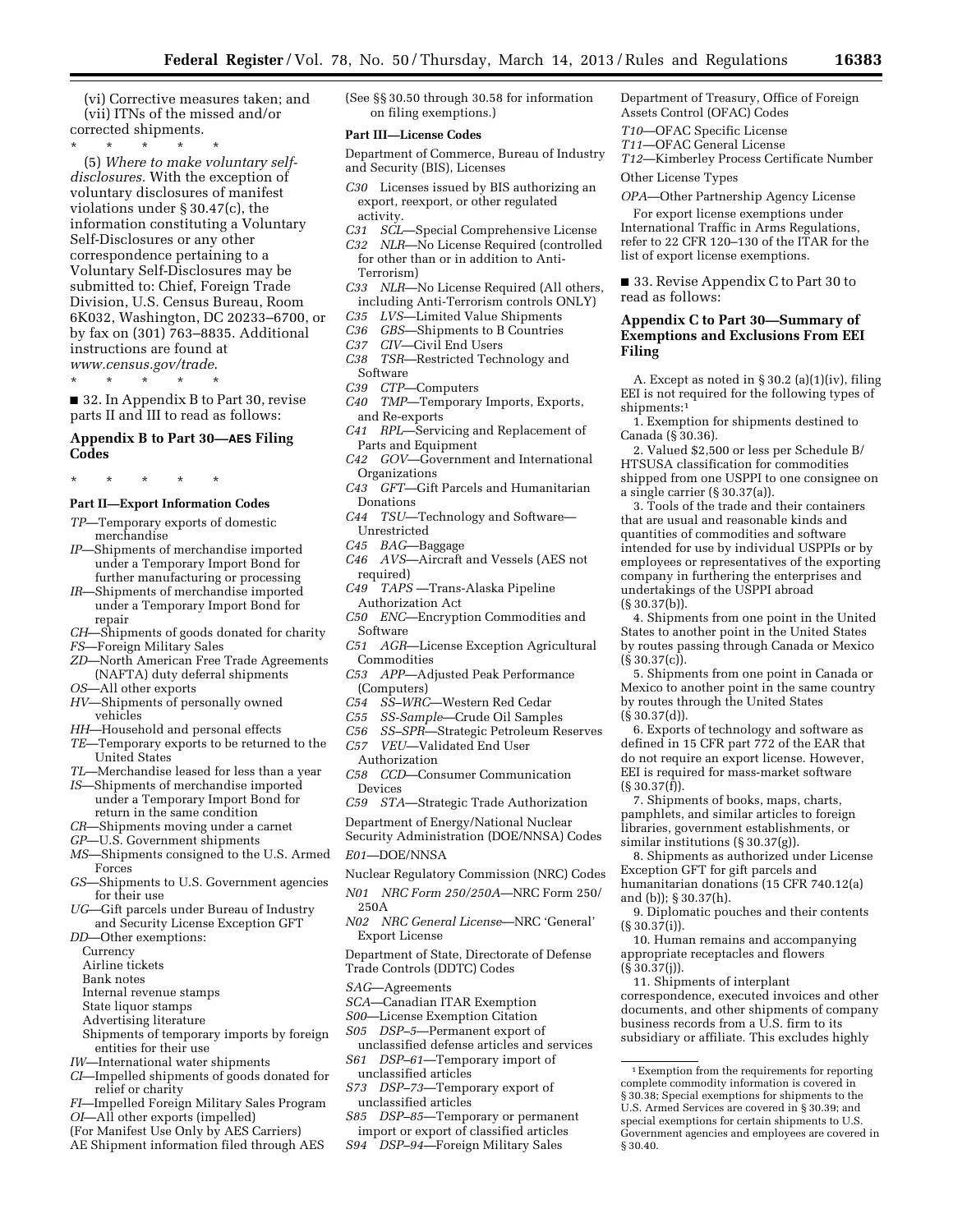(vi) Corrective measures taken; and

(vii) ITNs of the missed and/or corrected shipments.

\* \* \* \* \*

(5) *Where to make voluntary self-disclosures.* With the exception of voluntary disclosures of manifest violations under § 30.47(c), the information constituting a Voluntary Self-Disclosure or any other correspondence pertaining to a Voluntary Self-Disclosures may be submitted to: Chief, Foreign Trade Division, U.S. Census Bureau, Room 6K032, Washington, DC 20233–6700, or by fax on (301) 763–8835. Additional instructions are found at *www.census.gov/trade*.

\* \* \* \* \*

■ 32. In Appendix B to Part 30, revise parts II and III to read as follows:

## Appendix B to Part 30—AES Filing Codes

\* \* \* \* \*

### Part II—Export Information Codes

*TP*—Temporary exports of domestic merchandise
*IP*—Shipments of merchandise imported under a Temporary Import Bond for further manufacturing or processing
*IR*—Shipments of merchandise imported under a Temporary Import Bond for repair
*CH*—Shipments of goods donated for charity
*FS*—Foreign Military Sales
*ZD*—North American Free Trade Agreements (NAFTA) duty deferral shipments
*OS*—All other exports
*HV*—Shipments of personally owned vehicles
*HH*—Household and personal effects
*TE*—Temporary exports to be returned to the United States
*TL*—Merchandise leased for less than a year
*IS*—Shipments of merchandise imported under a Temporary Import Bond for return in the same condition
*CR*—Shipments moving under a carnet
*GP*—U.S. Government shipments
*MS*—Shipments consigned to the U.S. Armed Forces
*GS*—Shipments to U.S. Government agencies for their use
*UG*—Gift parcels under Bureau of Industry and Security License Exception GFT
*DD*—Other exemptions:
  Currency
  Airline tickets
  Bank notes
  Internal revenue stamps
  State liquor stamps
  Advertising literature
  Shipments of temporary imports by foreign entities for their use
*IW*—International water shipments
*CI*—Impelled shipments of goods donated for relief or charity
*FI*—Impelled Foreign Military Sales Program
*OI*—All other exports (impelled)
(For Manifest Use Only by AES Carriers)
AE Shipment information filed through AES
(See §§ 30.50 through 30.58 for information on filing exemptions.)

### Part III—License Codes

Department of Commerce, Bureau of Industry and Security (BIS), Licenses

*C30* Licenses issued by BIS authorizing an export, reexport, or other regulated activity.
*C31 SCL*—Special Comprehensive License
*C32 NLR*—No License Required (controlled for other than or in addition to Anti-Terrorism)
*C33 NLR*—No License Required (All others, including Anti-Terrorism controls ONLY)
*C35 LVS*—Limited Value Shipments
*C36 GBS*—Shipments to B Countries
*C37 CIV*—Civil End Users
*C38 TSR*—Restricted Technology and Software
*C39 CTP*—Computers
*C40 TMP*—Temporary Imports, Exports, and Re-exports
*C41 RPL*—Servicing and Replacement of Parts and Equipment
*C42 GOV*—Government and International Organizations
*C43 GFT*—Gift Parcels and Humanitarian Donations
*C44 TSU*—Technology and Software—Unrestricted
*C45 BAG*—Baggage
*C46 AVS*—Aircraft and Vessels (AES not required)
*C49 TAPS* —Trans-Alaska Pipeline Authorization Act
*C50 ENC*—Encryption Commodities and Software
*C51 AGR*—License Exception Agricultural Commodities
*C53 APP*—Adjusted Peak Performance (Computers)
*C54 SS–WRC*—Western Red Cedar
*C55 SS-Sample*—Crude Oil Samples
*C56 SS–SPR*—Strategic Petroleum Reserves
*C57 VEU*—Validated End User Authorization
*C58 CCD*—Consumer Communication Devices
*C59 STA*—Strategic Trade Authorization

Department of Energy/National Nuclear Security Administration (DOE/NNSA) Codes

*E01*—DOE/NNSA

Nuclear Regulatory Commission (NRC) Codes

*N01 NRC Form 250/250A*—NRC Form 250/250A
*N02 NRC General License*—NRC 'General' Export License

Department of State, Directorate of Defense Trade Controls (DDTC) Codes

*SAG*—Agreements
*SCA*—Canadian ITAR Exemption
*S00*—License Exemption Citation
*S05 DSP–5*—Permanent export of unclassified defense articles and services
*S61 DSP–61*—Temporary import of unclassified articles
*S73 DSP–73*—Temporary export of unclassified articles
*S85 DSP–85*—Temporary or permanent import or export of classified articles
*S94 DSP–94*—Foreign Military Sales

Department of Treasury, Office of Foreign Assets Control (OFAC) Codes

*T10*—OFAC Specific License
*T11*—OFAC General License
*T12*—Kimberley Process Certificate Number

Other License Types

*OPA*—Other Partnership Agency License

For export license exemptions under International Traffic in Arms Regulations, refer to 22 CFR 120–130 of the ITAR for the list of export license exemptions.

■ 33. Revise Appendix C to Part 30 to read as follows:

## Appendix C to Part 30—Summary of Exemptions and Exclusions From EEI Filing

A. Except as noted in § 30.2 (a)(1)(iv), filing EEI is not required for the following types of shipments:[1]

1. Exemption for shipments destined to Canada (§ 30.36).

2. Valued $2,500 or less per Schedule B/HTSUSA classification for commodities shipped from one USPPI to one consignee on a single carrier (§ 30.37(a)).

3. Tools of the trade and their containers that are usual and reasonable kinds and quantities of commodities and software intended for use by individual USPPIs or by employees or representatives of the exporting company in furthering the enterprises and undertakings of the USPPI abroad (§ 30.37(b)).

4. Shipments from one point in the United States to another point in the United States by routes passing through Canada or Mexico (§ 30.37(c)).

5. Shipments from one point in Canada or Mexico to another point in the same country by routes through the United States (§ 30.37(d)).

6. Exports of technology and software as defined in 15 CFR part 772 of the EAR that do not require an export license. However, EEI is required for mass-market software (§ 30.37(f)).

7. Shipments of books, maps, charts, pamphlets, and similar articles to foreign libraries, government establishments, or similar institutions (§ 30.37(g)).

8. Shipments as authorized under License Exception GFT for gift parcels and humanitarian donations (15 CFR 740.12(a) and (b)); § 30.37(h).

9. Diplomatic pouches and their contents (§ 30.37(i)).

10. Human remains and accompanying appropriate receptacles and flowers (§ 30.37(j)).

11. Shipments of interplant correspondence, executed invoices and other documents, and other shipments of company business records from a U.S. firm to its subsidiary or affiliate. This excludes highly

[1] Exemption from the requirements for reporting complete commodity information is covered in § 30.38; Special exemptions for shipments to the U.S. Armed Services are covered in § 30.39; and special exemptions for certain shipments to U.S. Government agencies and employees are covered in § 30.40.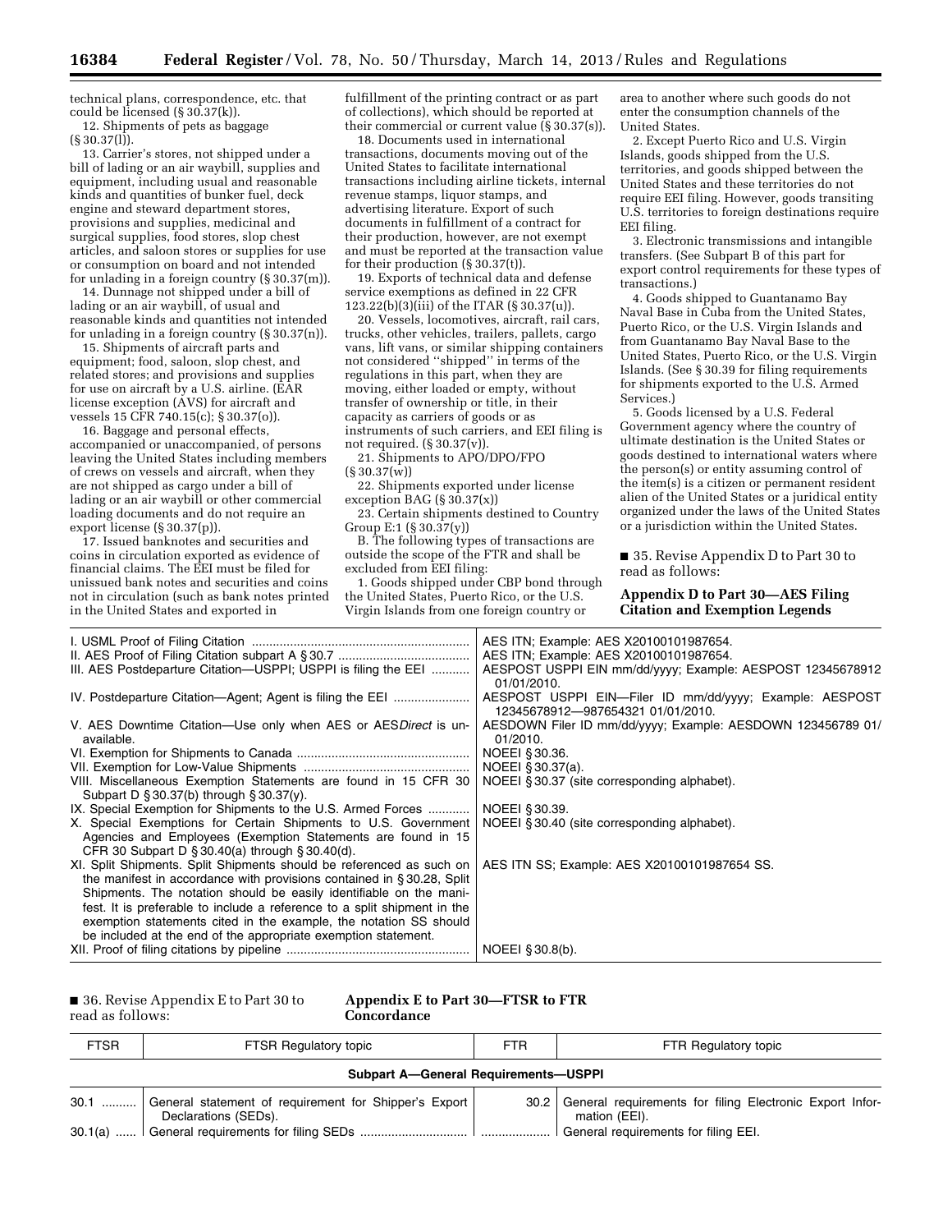technical plans, correspondence, etc. that could be licensed (§ 30.37(k)).

12. Shipments of pets as baggage (§ 30.37(l)).

13. Carrier's stores, not shipped under a bill of lading or an air waybill, supplies and equipment, including usual and reasonable kinds and quantities of bunker fuel, deck engine and steward department stores, provisions and supplies, medicinal and surgical supplies, food stores, slop chest articles, and saloon stores or supplies for use or consumption on board and not intended for unlading in a foreign country (§ 30.37(m)).

14. Dunnage not shipped under a bill of lading or an air waybill, of usual and reasonable kinds and quantities not intended for unlading in a foreign country (§ 30.37(n)).

15. Shipments of aircraft parts and equipment; food, saloon, slop chest, and related stores; and provisions and supplies for use on aircraft by a U.S. airline. (EAR license exception (AVS) for aircraft and vessels 15 CFR 740.15(c); § 30.37(o)).

16. Baggage and personal effects, accompanied or unaccompanied, of persons leaving the United States including members of crews on vessels and aircraft, when they are not shipped as cargo under a bill of lading or an air waybill or other commercial loading documents and do not require an export license (§ 30.37(p)).

17. Issued banknotes and securities and coins in circulation exported as evidence of financial claims. The EEI must be filed for unissued bank notes and securities and coins not in circulation (such as bank notes printed in the United States and exported in fulfillment of the printing contract or as part of collections), which should be reported at their commercial or current value (§ 30.37(s)).

18. Documents used in international transactions, documents moving out of the United States to facilitate international transactions including airline tickets, internal revenue stamps, liquor stamps, and advertising literature. Export of such documents in fulfillment of a contract for their production, however, are not exempt and must be reported at the transaction value for their production (§ 30.37(t)).

19. Exports of technical data and defense service exemptions as defined in 22 CFR 123.22(b)(3)(iii) of the ITAR (§ 30.37(u)).

20. Vessels, locomotives, aircraft, rail cars, trucks, other vehicles, trailers, pallets, cargo vans, lift vans, or similar shipping containers not considered "shipped" in terms of the regulations in this part, when they are moving, either loaded or empty, without transfer of ownership or title, in their capacity as carriers of goods or as instruments of such carriers, and EEI filing is not required. (§ 30.37(v)).

21. Shipments to APO/DPO/FPO (§ 30.37(w))

22. Shipments exported under license exception BAG (§ 30.37(x))

23. Certain shipments destined to Country Group E:1 (§ 30.37(y))

B. The following types of transactions are outside the scope of the FTR and shall be excluded from EEI filing:

1. Goods shipped under CBP bond through the United States, Puerto Rico, or the U.S. Virgin Islands from one foreign country or area to another where such goods do not enter the consumption channels of the United States.

2. Except Puerto Rico and U.S. Virgin Islands, goods shipped from the U.S. territories, and goods shipped between the United States and these territories do not require EEI filing. However, goods transiting U.S. territories to foreign destinations require EEI filing.

3. Electronic transmissions and intangible transfers. (See Subpart B of this part for export control requirements for these types of transactions.)

4. Goods shipped to Guantanamo Bay Naval Base in Cuba from the United States, Puerto Rico, or the U.S. Virgin Islands and from Guantanamo Bay Naval Base to the United States, Puerto Rico, or the U.S. Virgin Islands. (See § 30.39 for filing requirements for shipments exported to the U.S. Armed Services.)

5. Goods licensed by a U.S. Federal Government agency where the country of ultimate destination is the United States or goods destined to international waters where the person(s) or entity assuming control of the item(s) is a citizen or permanent resident alien of the United States or a juridical entity organized under the laws of the United States or a jurisdiction within the United States.

■ 35. Revise Appendix D to Part 30 to read as follows:

## Appendix D to Part 30—AES Filing Citation and Exemption Legends

| | |
|---|---|
| I. USML Proof of Filing Citation | AES ITN; Example: AES X20100101987654. |
| II. AES Proof of Filing Citation subpart A § 30.7 | AES ITN; Example: AES X20100101987654. |
| III. AES Postdeparture Citation—USPPI; USPPI is filing the EEI | AESPOST USPPI EIN mm/dd/yyyy; Example: AESPOST 12345678912 01/01/2010. |
| IV. Postdeparture Citation—Agent; Agent is filing the EEI | AESPOST USPPI EIN—Filer ID mm/dd/yyyy; Example: AESPOST 12345678912—987654321 01/01/2010. |
| V. AES Downtime Citation—Use only when AES or AES*Direct* is unavailable. | AESDOWN Filer ID mm/dd/yyyy; Example: AESDOWN 123456789 01/01/2010. |
| VI. Exemption for Shipments to Canada | NOEEI § 30.36. |
| VII. Exemption for Low-Value Shipments | NOEEI § 30.37(a). |
| VIII. Miscellaneous Exemption Statements are found in 15 CFR 30 Subpart D § 30.37(b) through § 30.37(y). | NOEEI § 30.37 (site corresponding alphabet). |
| IX. Special Exemption for Shipments to the U.S. Armed Forces | NOEEI § 30.39. |
| X. Special Exemptions for Certain Shipments to U.S. Government Agencies and Employees (Exemption Statements are found in 15 CFR 30 Subpart D § 30.40(a) through § 30.40(d). | NOEEI § 30.40 (site corresponding alphabet). |
| XI. Split Shipments. Split Shipments should be referenced as such on the manifest in accordance with provisions contained in § 30.28, Split Shipments. The notation should be easily identifiable on the manifest. It is preferable to include a reference to a split shipment in the exemption statements cited in the example, the notation SS should be included at the end of the appropriate exemption statement. | AES ITN SS; Example: AES X20100101987654 SS. |
| XII. Proof of filing citations by pipeline | NOEEI § 30.8(b). |

■ 36. Revise Appendix E to Part 30 to read as follows:

## Appendix E to Part 30—FTSR to FTR Concordance

| FTSR | FTSR Regulatory topic | FTR | FTR Regulatory topic |
|---|---|---|---|
| | **Subpart A—General Requirements—USPPI** | | |
| 30.1 | General statement of requirement for Shipper's Export Declarations (SEDs). | 30.2 | General requirements for filing Electronic Export Information (EEI). |
| 30.1(a) | General requirements for filing SEDs | | General requirements for filing EEI. |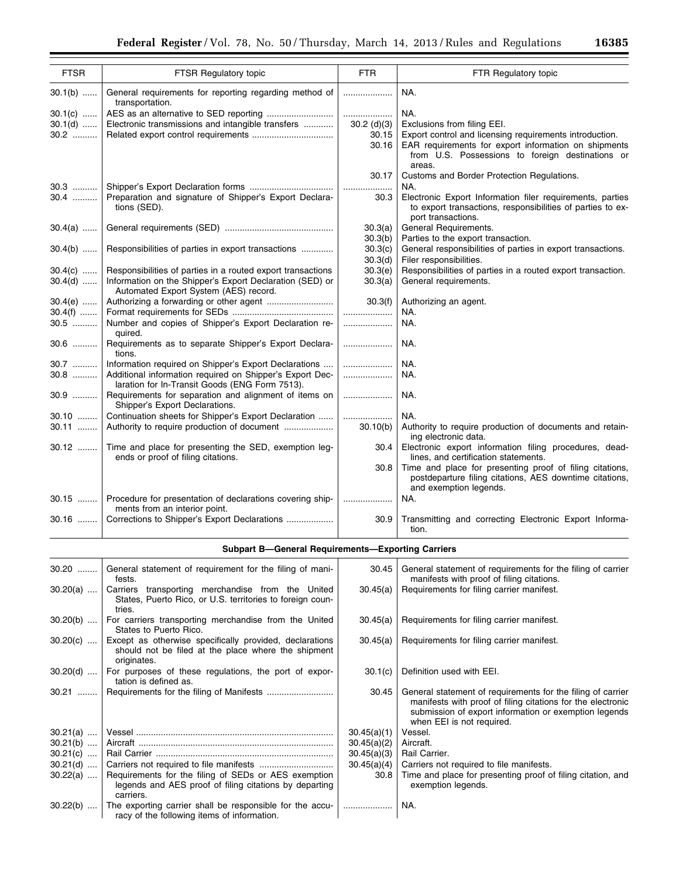| FTSR | FTSR Regulatory topic | FTR | FTR Regulatory topic |
|---|---|---|---|
| 30.1(b) | General requirements for reporting regarding method of transportation. | | NA. |
| 30.1(c) | AES as an alternative to SED reporting | | NA. |
| 30.1(d) | Electronic transmissions and intangible transfers | 30.2 (d)(3) | Exclusions from filing EEI. |
| 30.2 | Related export control requirements | 30.15 | Export control and licensing requirements introduction. |
| | | 30.16 | EAR requirements for export information on shipments from U.S. Possessions to foreign destinations or areas. |
| | | 30.17 | Customs and Border Protection Regulations. |
| 30.3 | Shipper's Export Declaration forms | | NA. |
| 30.4 | Preparation and signature of Shipper's Export Declarations (SED). | 30.3 | Electronic Export Information filer requirements, parties to export transactions, responsibilities of parties to export transactions. |
| 30.4(a) | General requirements (SED) | 30.3(a) | General Requirements. |
| | | 30.3(b) | Parties to the export transaction. |
| 30.4(b) | Responsibilities of parties in export transactions | 30.3(c) | General responsibilities of parties in export transactions. |
| | | 30.3(d) | Filer responsibilities. |
| 30.4(c) | Responsibilities of parties in a routed export transactions | 30.3(e) | Responsibilities of parties in a routed export transaction. |
| 30.4(d) | Information on the Shipper's Export Declaration (SED) or Automated Export System (AES) record. | 30.3(a) | General requirements. |
| 30.4(e) | Authorizing a forwarding or other agent | 30.3(f) | Authorizing an agent. |
| 30.4(f) | Format requirements for SEDs | | NA. |
| 30.5 | Number and copies of Shipper's Export Declaration required. | | NA. |
| 30.6 | Requirements as to separate Shipper's Export Declarations. | | NA. |
| 30.7 | Information required on Shipper's Export Declarations | | NA. |
| 30.8 | Additional information required on Shipper's Export Declaration for In-Transit Goods (ENG Form 7513). | | NA. |
| 30.9 | Requirements for separation and alignment of items on Shipper's Export Declarations. | | NA. |
| 30.10 | Continuation sheets for Shipper's Export Declaration | | NA. |
| 30.11 | Authority to require production of document | 30.10(b) | Authority to require production of documents and retaining electronic data. |
| 30.12 | Time and place for presenting the SED, exemption legends or proof of filing citations. | 30.4 | Electronic export information filing procedures, deadlines, and certification statements. |
| | | 30.8 | Time and place for presenting proof of filing citations, postdeparture filing citations, AES downtime citations, and exemption legends. |
| 30.15 | Procedure for presentation of declarations covering shipments from an interior point. | | NA. |
| 30.16 | Corrections to Shipper's Export Declarations | 30.9 | Transmitting and correcting Electronic Export Information. |
| **Subpart B—General Requirements—Exporting Carriers** | | | |
| 30.20 | General statement of requirement for the filing of manifests. | 30.45 | General statement of requirements for the filing of carrier manifests with proof of filing citations. |
| 30.20(a) | Carriers transporting merchandise from the United States, Puerto Rico, or U.S. territories to foreign countries. | 30.45(a) | Requirements for filing carrier manifest. |
| 30.20(b) | For carriers transporting merchandise from the United States to Puerto Rico. | 30.45(a) | Requirements for filing carrier manifest. |
| 30.20(c) | Except as otherwise specifically provided, declarations should not be filed at the place where the shipment originates. | 30.45(a) | Requirements for filing carrier manifest. |
| 30.20(d) | For purposes of these regulations, the port of exportation is defined as. | 30.1(c) | Definition used with EEI. |
| 30.21 | Requirements for the filing of Manifests | 30.45 | General statement of requirements for the filing of carrier manifests with proof of filing citations for the electronic submission of export information or exemption legends when EEI is not required. |
| 30.21(a) | Vessel | 30.45(a)(1) | Vessel. |
| 30.21(b) | Aircraft | 30.45(a)(2) | Aircraft. |
| 30.21(c) | Rail Carrier | 30.45(a)(3) | Rail Carrier. |
| 30.21(d) | Carriers not required to file manifests | 30.45(a)(4) | Carriers not required to file manifests. |
| 30.22(a) | Requirements for the filing of SEDs or AES exemption legends and AES proof of filing citations by departing carriers. | 30.8 | Time and place for presenting proof of filing citation, and exemption legends. |
| 30.22(b) | The exporting carrier shall be responsible for the accuracy of the following items of information. | | NA. |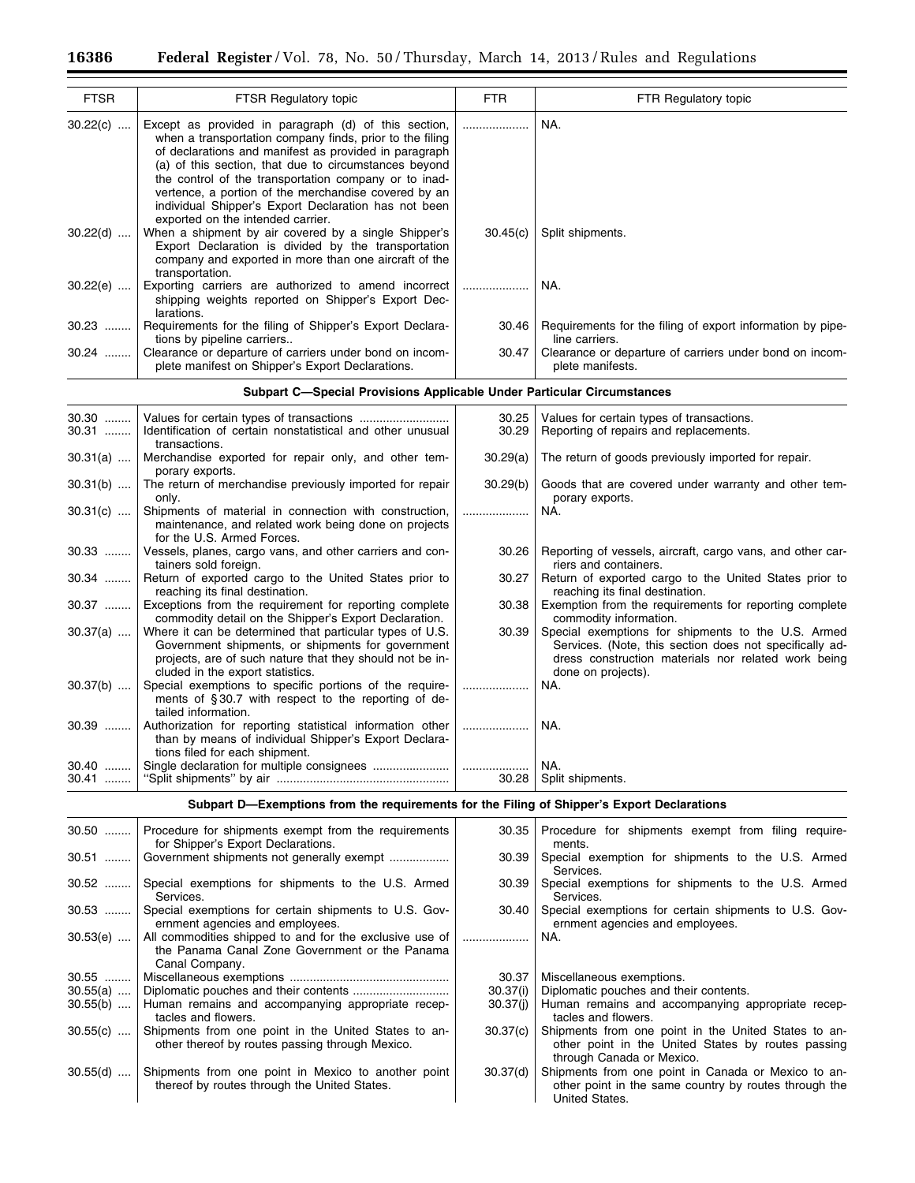| FTSR | FTSR Regulatory topic | FTR | FTR Regulatory topic |
|---|---|---|---|
| 30.22(c) .... | Except as provided in paragraph (d) of this section, when a transportation company finds, prior to the filing of declarations and manifest as provided in paragraph (a) of this section, that due to circumstances beyond the control of the transportation company or to inadvertence, a portion of the merchandise covered by an individual Shipper's Export Declaration has not been exported on the intended carrier. | .................... | NA. |
| 30.22(d) .... | When a shipment by air covered by a single Shipper's Export Declaration is divided by the transportation company and exported in more than one aircraft of the transportation. | 30.45(c) | Split shipments. |
| 30.22(e) .... | Exporting carriers are authorized to amend incorrect shipping weights reported on Shipper's Export Declarations. | .................... | NA. |
| 30.23 ........ | Requirements for the filing of Shipper's Export Declarations by pipeline carriers.. | 30.46 | Requirements for the filing of export information by pipeline carriers. |
| 30.24 ........ | Clearance or departure of carriers under bond on incomplete manifest on Shipper's Export Declarations. | 30.47 | Clearance or departure of carriers under bond on incomplete manifests. |
| **Subpart C—Special Provisions Applicable Under Particular Circumstances** | | | |
| 30.30 ........ | Values for certain types of transactions .......................... | 30.25 | Values for certain types of transactions. |
| 30.31 ........ | Identification of certain nonstatistical and other unusual transactions. | 30.29 | Reporting of repairs and replacements. |
| 30.31(a) .... | Merchandise exported for repair only, and other temporary exports. | 30.29(a) | The return of goods previously imported for repair. |
| 30.31(b) .... | The return of merchandise previously imported for repair only. | 30.29(b) | Goods that are covered under warranty and other temporary exports. |
| 30.31(c) .... | Shipments of material in connection with construction, maintenance, and related work being done on projects for the U.S. Armed Forces. | .................... | NA. |
| 30.33 ........ | Vessels, planes, cargo vans, and other carriers and containers sold foreign. | 30.26 | Reporting of vessels, aircraft, cargo vans, and other carriers and containers. |
| 30.34 ........ | Return of exported cargo to the United States prior to reaching its final destination. | 30.27 | Return of exported cargo to the United States prior to reaching its final destination. |
| 30.37 ........ | Exceptions from the requirement for reporting complete commodity detail on the Shipper's Export Declaration. | 30.38 | Exemption from the requirements for reporting complete commodity information. |
| 30.37(a) .... | Where it can be determined that particular types of U.S. Government shipments, or shipments for government projects, are of such nature that they should not be included in the export statistics. | 30.39 | Special exemptions for shipments to the U.S. Armed Services. (Note, this section does not specifically address construction materials nor related work being done on projects). |
| 30.37(b) .... | Special exemptions to specific portions of the requirements of §30.7 with respect to the reporting of detailed information. | .................... | NA. |
| 30.39 ........ | Authorization for reporting statistical information other than by means of individual Shipper's Export Declarations filed for each shipment. | .................... | NA. |
| 30.40 ........ | Single declaration for multiple consignees ....................... | .................... | NA. |
| 30.41 ........ | "Split shipments" by air ................................................... | 30.28 | Split shipments. |
| **Subpart D—Exemptions from the requirements for the Filing of Shipper's Export Declarations** | | | |
| 30.50 ........ | Procedure for shipments exempt from the requirements for Shipper's Export Declarations. | 30.35 | Procedure for shipments exempt from filing requirements. |
| 30.51 ........ | Government shipments not generally exempt .................. | 30.39 | Special exemption for shipments to the U.S. Armed Services. |
| 30.52 ........ | Special exemptions for shipments to the U.S. Armed Services. | 30.39 | Special exemptions for shipments to the U.S. Armed Services. |
| 30.53 ........ | Special exemptions for certain shipments to U.S. Government agencies and employees. | 30.40 | Special exemptions for certain shipments to U.S. Government agencies and employees. |
| 30.53(e) .... | All commodities shipped to and for the exclusive use of the Panama Canal Zone Government or the Panama Canal Company. | .................... | NA. |
| 30.55 ........ | Miscellaneous exemptions ............................................... | 30.37 | Miscellaneous exemptions. |
| 30.55(a) .... | Diplomatic pouches and their contents ............................ | 30.37(i) | Diplomatic pouches and their contents. |
| 30.55(b) .... | Human remains and accompanying appropriate receptacles and flowers. | 30.37(j) | Human remains and accompanying appropriate receptacles and flowers. |
| 30.55(c) .... | Shipments from one point in the United States to another point thereof by routes passing through Mexico. | 30.37(c) | Shipments from one point in the United States to another point in the United States by routes passing through Canada or Mexico. |
| 30.55(d) .... | Shipments from one point in Mexico to another point thereof by routes through the United States. | 30.37(d) | Shipments from one point in Canada or Mexico to another point in the same country by routes through the United States. |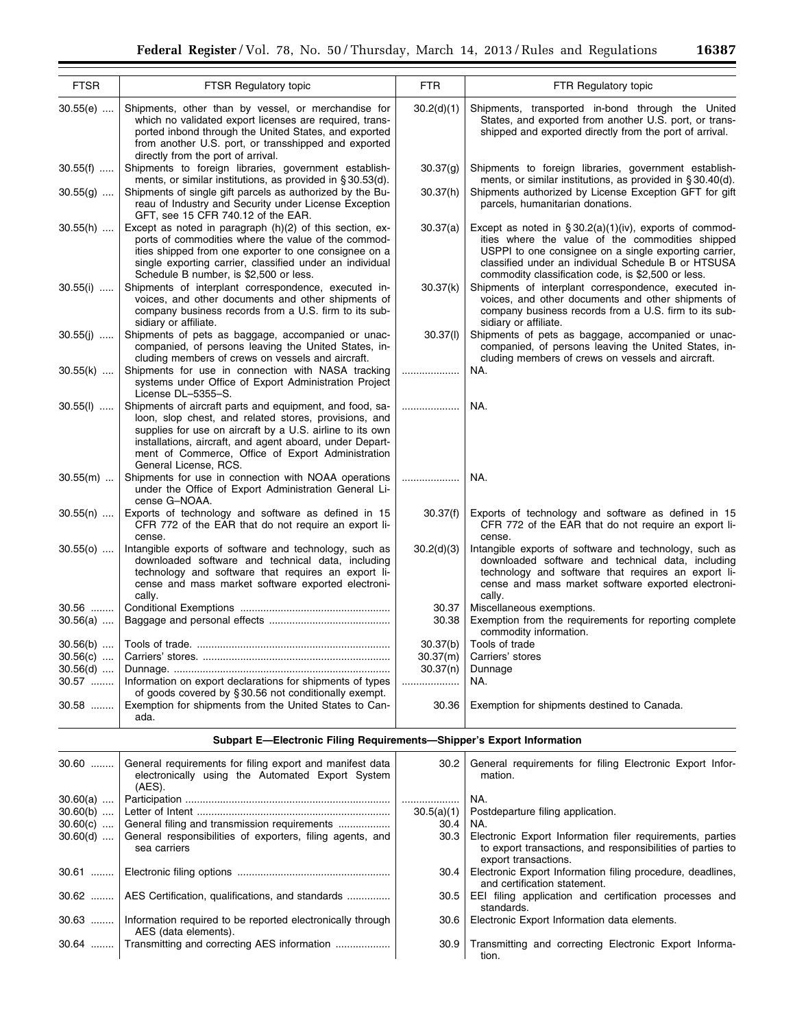| FTSR | FTSR Regulatory topic | FTR | FTR Regulatory topic |
|---|---|---|---|
| 30.55(e) | Shipments, other than by vessel, or merchandise for which no validated export licenses are required, transported inbond through the United States, and exported from another U.S. port, or transshipped and exported directly from the port of arrival. | 30.2(d)(1) | Shipments, transported in-bond through the United States, and exported from another U.S. port, or transshipped and exported directly from the port of arrival. |
| 30.55(f) | Shipments to foreign libraries, government establishments, or similar institutions, as provided in § 30.53(d). | 30.37(g) | Shipments to foreign libraries, government establishments, or similar institutions, as provided in § 30.40(d). |
| 30.55(g) | Shipments of single gift parcels as authorized by the Bureau of Industry and Security under License Exception GFT, see 15 CFR 740.12 of the EAR. | 30.37(h) | Shipments authorized by License Exception GFT for gift parcels, humanitarian donations. |
| 30.55(h) | Except as noted in paragraph (h)(2) of this section, exports of commodities where the value of the commodities shipped from one exporter to one consignee on a single exporting carrier, classified under an individual Schedule B number, is $2,500 or less. | 30.37(a) | Except as noted in § 30.2(a)(1)(iv), exports of commodities where the value of the commodities shipped USPPI to one consignee on a single exporting carrier, classified under an individual Schedule B or HTSUSA commodity classification code, is $2,500 or less. |
| 30.55(i) | Shipments of interplant correspondence, executed invoices, and other documents and other shipments of company business records from a U.S. firm to its subsidiary or affiliate. | 30.37(k) | Shipments of interplant correspondence, executed invoices, and other documents and other shipments of company business records from a U.S. firm to its subsidiary or affiliate. |
| 30.55(j) | Shipments of pets as baggage, accompanied or unaccompanied, of persons leaving the United States, including members of crews on vessels and aircraft. | 30.37(l) | Shipments of pets as baggage, accompanied or unaccompanied, of persons leaving the United States, including members of crews on vessels and aircraft. |
| 30.55(k) | Shipments for use in connection with NASA tracking systems under Office of Export Administration Project License DL–5355–S. | | NA. |
| 30.55(l) | Shipments of aircraft parts and equipment, and food, saloon, slop chest, and related stores, provisions, and supplies for use on aircraft by a U.S. airline to its own installations, aircraft, and agent aboard, under Department of Commerce, Office of Export Administration General License, RCS. | | NA. |
| 30.55(m) | Shipments for use in connection with NOAA operations under the Office of Export Administration General License G–NOAA. | | NA. |
| 30.55(n) | Exports of technology and software as defined in 15 CFR 772 of the EAR that do not require an export license. | 30.37(f) | Exports of technology and software as defined in 15 CFR 772 of the EAR that do not require an export license. |
| 30.55(o) | Intangible exports of software and technology, such as downloaded software and technical data, including technology and software that requires an export license and mass market software exported electronically. | 30.2(d)(3) | Intangible exports of software and technology, such as downloaded software and technical data, including technology and software that requires an export license and mass market software exported electronically. |
| 30.56 | Conditional Exemptions | 30.37 | Miscellaneous exemptions. |
| 30.56(a) | Baggage and personal effects | 30.38 | Exemption from the requirements for reporting complete commodity information. |
| 30.56(b) | Tools of trade. | 30.37(b) | Tools of trade |
| 30.56(c) | Carriers' stores. | 30.37(m) | Carriers' stores |
| 30.56(d) | Dunnage. | 30.37(n) | Dunnage |
| 30.57 | Information on export declarations for shipments of types of goods covered by § 30.56 not conditionally exempt. | | NA. |
| 30.58 | Exemption for shipments from the United States to Canada. | 30.36 | Exemption for shipments destined to Canada. |
| **Subpart E—Electronic Filing Requirements—Shipper's Export Information** | | | |
| 30.60 | General requirements for filing export and manifest data electronically using the Automated Export System (AES). | 30.2 | General requirements for filing Electronic Export Information. |
| 30.60(a) | Participation | | NA. |
| 30.60(b) | Letter of Intent | 30.5(a)(1) | Postdeparture filing application. |
| 30.60(c) | General filing and transmission requirements | 30.4 | NA. |
| 30.60(d) | General responsibilities of exporters, filing agents, and sea carriers | 30.3 | Electronic Export Information filer requirements, parties to export transactions, and responsibilities of parties to export transactions. |
| 30.61 | Electronic filing options | 30.4 | Electronic Export Information filing procedure, deadlines, and certification statement. |
| 30.62 | AES Certification, qualifications, and standards | 30.5 | EEI filing application and certification processes and standards. |
| 30.63 | Information required to be reported electronically through AES (data elements). | 30.6 | Electronic Export Information data elements. |
| 30.64 | Transmitting and correcting AES information | 30.9 | Transmitting and correcting Electronic Export Information. |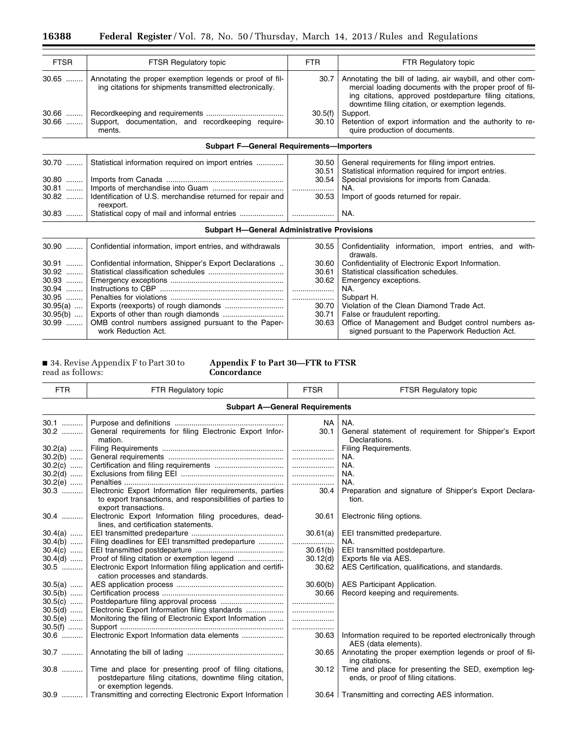| FTSR | FTSR Regulatory topic | FTR | FTR Regulatory topic |
|---|---|---|---|
| 30.65 | Annotating the proper exemption legends or proof of filing citations for shipments transmitted electronically. | 30.7 | Annotating the bill of lading, air waybill, and other commercial loading documents with the proper proof of filing citations, approved postdeparture filing citations, downtime filing citation, or exemption legends. |
| 30.66 | Recordkeeping and requirements | 30.5(f) | Support. |
| 30.66 | Support, documentation, and recordkeeping requirements. | 30.10 | Retention of export information and the authority to require production of documents. |
| | **Subpart F—General Requirements—Importers** | | |
| 30.70 | Statistical information required on import entries | 30.50 | General requirements for filing import entries. |
| | | 30.51 | Statistical information required for import entries. |
| 30.80 | Imports from Canada | 30.54 | Special provisions for imports from Canada. |
| 30.81 | Imports of merchandise into Guam | | NA. |
| 30.82 | Identification of U.S. merchandise returned for repair and reexport. | 30.53 | Import of goods returned for repair. |
| 30.83 | Statistical copy of mail and informal entries | | NA. |
| | **Subpart H—General Administrative Provisions** | | |
| 30.90 | Confidential information, import entries, and withdrawals | 30.55 | Confidentiality information, import entries, and withdrawals. |
| 30.91 | Confidential information, Shipper's Export Declarations | 30.60 | Confidentiality of Electronic Export Information. |
| 30.92 | Statistical classification schedules | 30.61 | Statistical classification schedules. |
| 30.93 | Emergency exceptions | 30.62 | Emergency exceptions. |
| 30.94 | Instructions to CBP | | NA. |
| 30.95 | Penalties for violations | | Subpart H. |
| 30.95(a) | Exports (reexports) of rough diamonds | 30.70 | Violation of the Clean Diamond Trade Act. |
| 30.95(b) | Exports of other than rough diamonds | 30.71 | False or fraudulent reporting. |
| 30.99 | OMB control numbers assigned pursuant to the Paperwork Reduction Act. | 30.63 | Office of Management and Budget control numbers assigned pursuant to the Paperwork Reduction Act. |

■ 34. Revise Appendix F to Part 30 to read as follows:

## Appendix F to Part 30—FTR to FTSR Concordance

| FTR | FTR Regulatory topic | FTSR | FTSR Regulatory topic |
|---|---|---|---|
| | **Subpart A—General Requirements** | | |
| 30.1 | Purpose and definitions | NA | NA. |
| 30.2 | General requirements for filing Electronic Export Information. | 30.1 | General statement of requirement for Shipper's Export Declarations. |
| 30.2(a) | Filing Requirements | | Filing Requirements. |
| 30.2(b) | General requirements | | NA. |
| 30.2(c) | Certification and filing requirements | | NA. |
| 30.2(d) | Exclusions from filing EEI | | NA. |
| 30.2(e) | Penalties | | NA. |
| 30.3 | Electronic Export Information filer requirements, parties to export transactions, and responsibilities of parties to export transactions. | 30.4 | Preparation and signature of Shipper's Export Declaration. |
| 30.4 | Electronic Export Information filing procedures, deadlines, and certification statements. | 30.61 | Electronic filing options. |
| 30.4(a) | EEI transmitted predeparture | 30.61(a) | EEI transmitted predeparture. |
| 30.4(b) | Filing deadlines for EEI transmitted predeparture | | NA. |
| 30.4(c) | EEI transmitted postdeparture | 30.61(b) | EEI transmitted postdeparture. |
| 30.4(d) | Proof of filing citation or exemption legend | 30.12(d) | Exports file via AES. |
| 30.5 | Electronic Export Information filing application and certification processes and standards. | 30.62 | AES Certification, qualifications, and standards. |
| 30.5(a) | AES application process | 30.60(b) | AES Participant Application. |
| 30.5(b) | Certification process | 30.66 | Record keeping and requirements. |
| 30.5(c) | Postdeparture filing approval process | | |
| 30.5(d) | Electronic Export Information filing standards | | |
| 30.5(e) | Monitoring the filing of Electronic Export Information | | |
| 30.5(f) | Support | | |
| 30.6 | Electronic Export Information data elements | 30.63 | Information required to be reported electronically through AES (data elements). |
| 30.7 | Annotating the bill of lading | 30.65 | Annotating the proper exemption legends or proof of filing citations. |
| 30.8 | Time and place for presenting proof of filing citations, postdeparture filing citations, downtime filing citation, or exemption legends. | 30.12 | Time and place for presenting the SED, exemption legends, or proof of filing citations. |
| 30.9 | Transmitting and correcting Electronic Export Information | 30.64 | Transmitting and correcting AES information. |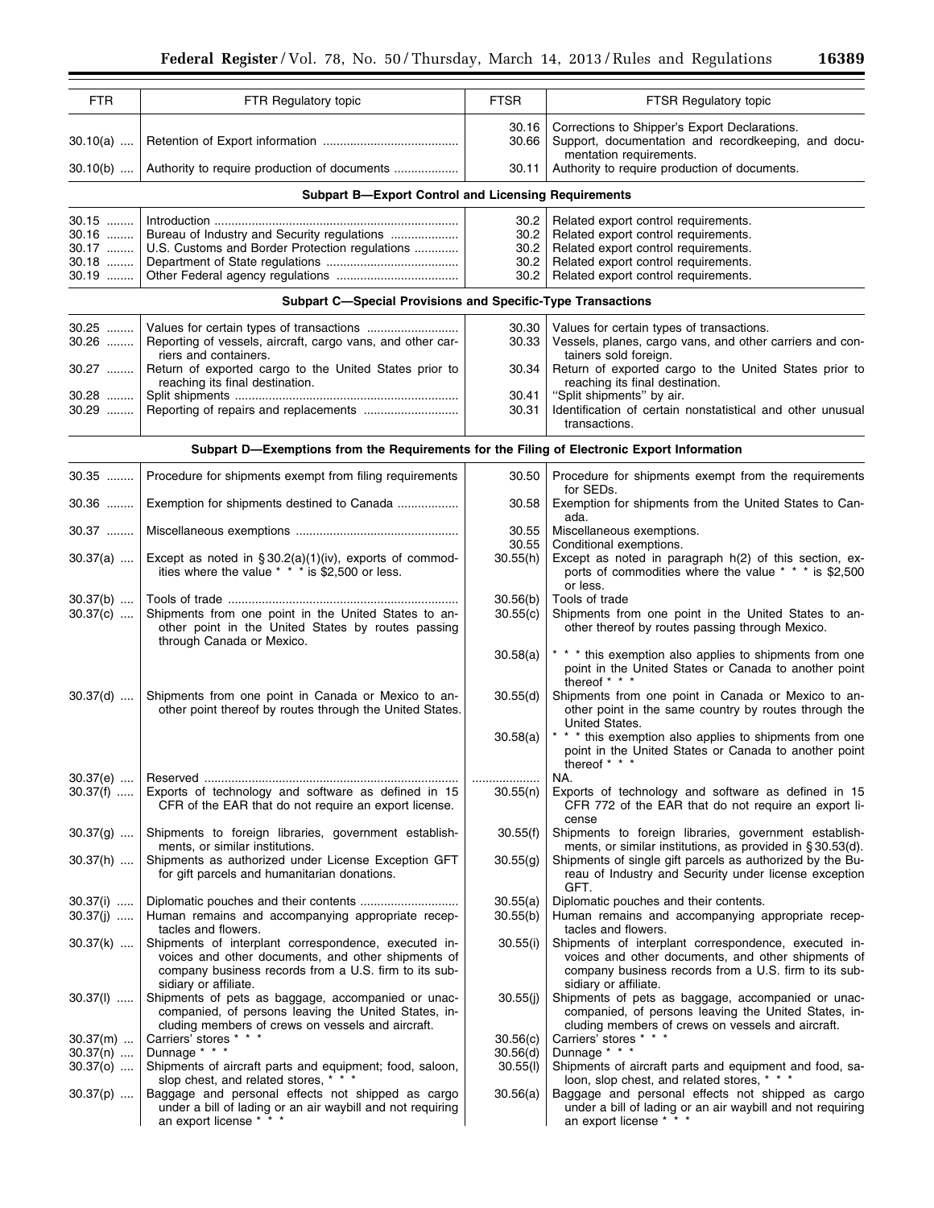| FTR | FTR Regulatory topic | FTSR | FTSR Regulatory topic |
|---|---|---|---|
| | | 30.16 | Corrections to Shipper's Export Declarations. |
| 30.10(a) | Retention of Export information | 30.66 | Support, documentation and recordkeeping, and documentation requirements. |
| 30.10(b) | Authority to require production of documents | 30.11 | Authority to require production of documents. |
| **Subpart B—Export Control and Licensing Requirements** | | | |
| 30.15 | Introduction | 30.2 | Related export control requirements. |
| 30.16 | Bureau of Industry and Security regulations | 30.2 | Related export control requirements. |
| 30.17 | U.S. Customs and Border Protection regulations | 30.2 | Related export control requirements. |
| 30.18 | Department of State regulations | 30.2 | Related export control requirements. |
| 30.19 | Other Federal agency regulations | 30.2 | Related export control requirements. |
| **Subpart C—Special Provisions and Specific-Type Transactions** | | | |
| 30.25 | Values for certain types of transactions | 30.30 | Values for certain types of transactions. |
| 30.26 | Reporting of vessels, aircraft, cargo vans, and other carriers and containers. | 30.33 | Vessels, planes, cargo vans, and other carriers and containers sold foreign. |
| 30.27 | Return of exported cargo to the United States prior to reaching its final destination. | 30.34 | Return of exported cargo to the United States prior to reaching its final destination. |
| 30.28 | Split shipments | 30.41 | "Split shipments" by air. |
| 30.29 | Reporting of repairs and replacements | 30.31 | Identification of certain nonstatistical and other unusual transactions. |
| **Subpart D—Exemptions from the Requirements for the Filing of Electronic Export Information** | | | |
| 30.35 | Procedure for shipments exempt from filing requirements | 30.50 | Procedure for shipments exempt from the requirements for SEDs. |
| 30.36 | Exemption for shipments destined to Canada | 30.58 | Exemption for shipments from the United States to Canada. |
| 30.37 | Miscellaneous exemptions | 30.55 | Miscellaneous exemptions. |
| | | 30.55 | Conditional exemptions. |
| 30.37(a) | Except as noted in § 30.2(a)(1)(iv), exports of commodities where the value * * * is $2,500 or less. | 30.55(h) | Except as noted in paragraph h(2) of this section, exports of commodities where the value * * * is $2,500 or less. |
| 30.37(b) | Tools of trade | 30.56(b) | Tools of trade |
| 30.37(c) | Shipments from one point in the United States to another point in the United States by routes passing through Canada or Mexico. | 30.55(c) | Shipments from one point in the United States to another thereof by routes passing through Mexico. |
| | | 30.58(a) | * * * this exemption also applies to shipments from one point in the United States or Canada to another point thereof * * * |
| 30.37(d) | Shipments from one point in Canada or Mexico to another point thereof by routes through the United States. | 30.55(d) | Shipments from one point in Canada or Mexico to another point in the same country by routes through the United States. |
| | | 30.58(a) | * * * this exemption also applies to shipments from one point in the United States or Canada to another point thereof * * * |
| 30.37(e) | Reserved | ................... | NA. |
| 30.37(f) | Exports of technology and software as defined in 15 CFR of the EAR that do not require an export license. | 30.55(n) | Exports of technology and software as defined in 15 CFR 772 of the EAR that do not require an export license |
| 30.37(g) | Shipments to foreign libraries, government establishments, or similar institutions. | 30.55(f) | Shipments to foreign libraries, government establishments, or similar institutions, as provided in § 30.53(d). |
| 30.37(h) | Shipments as authorized under License Exception GFT for gift parcels and humanitarian donations. | 30.55(g) | Shipments of single gift parcels as authorized by the Bureau of Industry and Security under license exception GFT. |
| 30.37(i) | Diplomatic pouches and their contents | 30.55(a) | Diplomatic pouches and their contents. |
| 30.37(j) | Human remains and accompanying appropriate receptacles and flowers. | 30.55(b) | Human remains and accompanying appropriate receptacles and flowers. |
| 30.37(k) | Shipments of interplant correspondence, executed invoices and other documents, and other shipments of company business records from a U.S. firm to its subsidiary or affiliate. | 30.55(i) | Shipments of interplant correspondence, executed invoices and other documents, and other shipments of company business records from a U.S. firm to its subsidiary or affiliate. |
| 30.37(l) | Shipments of pets as baggage, accompanied or unaccompanied, of persons leaving the United States, including members of crews on vessels and aircraft. | 30.55(j) | Shipments of pets as baggage, accompanied or unaccompanied, of persons leaving the United States, including members of crews on vessels and aircraft. |
| 30.37(m) | Carriers' stores * * * | 30.56(c) | Carriers' stores * * * |
| 30.37(n) | Dunnage * * * | 30.56(d) | Dunnage * * * |
| 30.37(o) | Shipments of aircraft parts and equipment; food, saloon, slop chest, and related stores, * * * | 30.55(l) | Shipments of aircraft parts and equipment and food, saloon, slop chest, and related stores, * * * |
| 30.37(p) | Baggage and personal effects not shipped as cargo under a bill of lading or an air waybill and not requiring an export license * * * | 30.56(a) | Baggage and personal effects not shipped as cargo under a bill of lading or an air waybill and not requiring an export license * * * |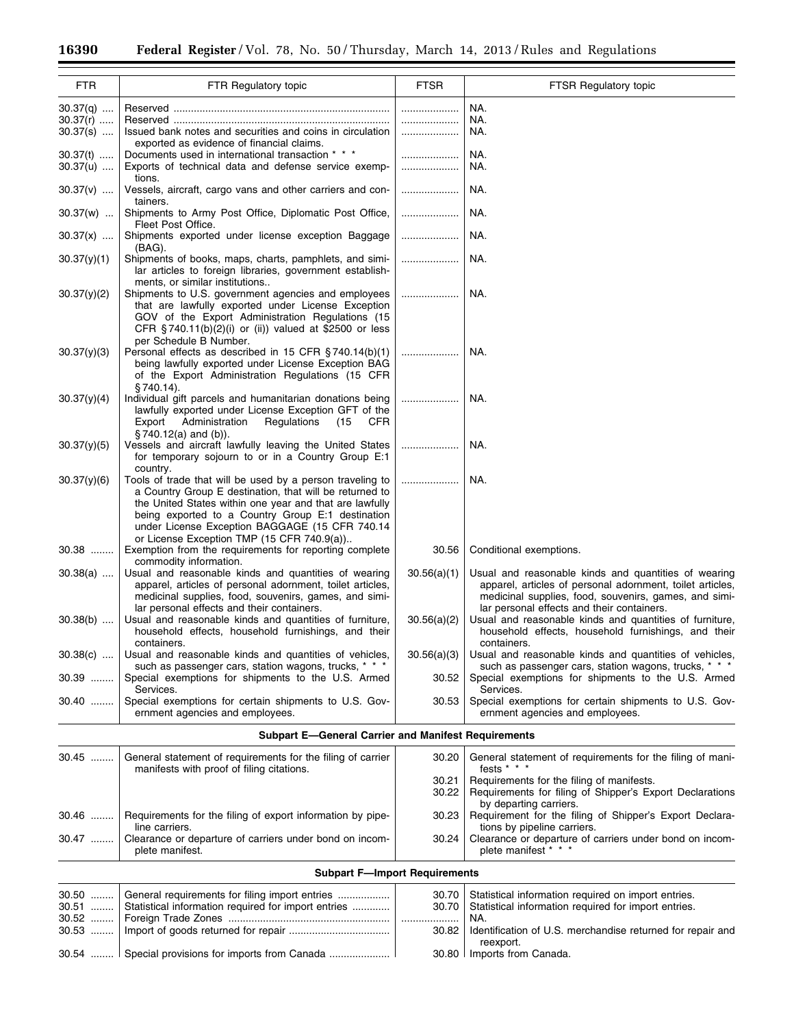| FTR | FTR Regulatory topic | FTSR | FTSR Regulatory topic |
|---|---|---|---|
| 30.37(q) | Reserved | | NA. |
| 30.37(r) | Reserved | | NA. |
| 30.37(s) | Issued bank notes and securities and coins in circulation exported as evidence of financial claims. | | NA. |
| 30.37(t) | Documents used in international transaction * * * | | NA. |
| 30.37(u) | Exports of technical data and defense service exemptions. | | NA. |
| 30.37(v) | Vessels, aircraft, cargo vans and other carriers and containers. | | NA. |
| 30.37(w) | Shipments to Army Post Office, Diplomatic Post Office, Fleet Post Office. | | NA. |
| 30.37(x) | Shipments exported under license exception Baggage (BAG). | | NA. |
| 30.37(y)(1) | Shipments of books, maps, charts, pamphlets, and similar articles to foreign libraries, government establishments, or similar institutions.. | | NA. |
| 30.37(y)(2) | Shipments to U.S. government agencies and employees that are lawfully exported under License Exception GOV of the Export Administration Regulations (15 CFR §740.11(b)(2)(i) or (ii)) valued at $2500 or less per Schedule B Number. | | NA. |
| 30.37(y)(3) | Personal effects as described in 15 CFR §740.14(b)(1) being lawfully exported under License Exception BAG of the Export Administration Regulations (15 CFR §740.14). | | NA. |
| 30.37(y)(4) | Individual gift parcels and humanitarian donations being lawfully exported under License Exception GFT of the Export Administration Regulations (15 CFR §740.12(a) and (b)). | | NA. |
| 30.37(y)(5) | Vessels and aircraft lawfully leaving the United States for temporary sojourn to or in a Country Group E:1 country. | | NA. |
| 30.37(y)(6) | Tools of trade that will be used by a person traveling to a Country Group E destination, that will be returned to the United States within one year and that are lawfully being exported to a Country Group E:1 destination under License Exception BAGGAGE (15 CFR 740.14 or License Exception TMP (15 CFR 740.9(a)).. | | NA. |
| 30.38 | Exemption from the requirements for reporting complete commodity information. | 30.56 | Conditional exemptions. |
| 30.38(a) | Usual and reasonable kinds and quantities of wearing apparel, articles of personal adornment, toilet articles, medicinal supplies, food, souvenirs, games, and similar personal effects and their containers. | 30.56(a)(1) | Usual and reasonable kinds and quantities of wearing apparel, articles of personal adornment, toilet articles, medicinal supplies, food, souvenirs, games, and similar personal effects and their containers. |
| 30.38(b) | Usual and reasonable kinds and quantities of furniture, household effects, household furnishings, and their containers. | 30.56(a)(2) | Usual and reasonable kinds and quantities of furniture, household effects, household furnishings, and their containers. |
| 30.38(c) | Usual and reasonable kinds and quantities of vehicles, such as passenger cars, station wagons, trucks, * * * | 30.56(a)(3) | Usual and reasonable kinds and quantities of vehicles, such as passenger cars, station wagons, trucks, * * * |
| 30.39 | Special exemptions for shipments to the U.S. Armed Services. | 30.52 | Special exemptions for shipments to the U.S. Armed Services. |
| 30.40 | Special exemptions for certain shipments to U.S. Government agencies and employees. | 30.53 | Special exemptions for certain shipments to U.S. Government agencies and employees. |
| | **Subpart E—General Carrier and Manifest Requirements** | | |
| 30.45 | General statement of requirements for the filing of carrier manifests with proof of filing citations. | 30.20 | General statement of requirements for the filing of manifests * * * |
| | | 30.21 | Requirements for the filing of manifests. |
| | | 30.22 | Requirements for filing of Shipper's Export Declarations by departing carriers. |
| 30.46 | Requirements for the filing of export information by pipeline carriers. | 30.23 | Requirement for the filing of Shipper's Export Declarations by pipeline carriers. |
| 30.47 | Clearance or departure of carriers under bond on incomplete manifest. | 30.24 | Clearance or departure of carriers under bond on incomplete manifest * * * |
| | **Subpart F—Import Requirements** | | |
| 30.50 | General requirements for filing import entries | 30.70 | Statistical information required on import entries. |
| 30.51 | Statistical information required for import entries | 30.70 | Statistical information required for import entries. |
| 30.52 | Foreign Trade Zones | | NA. |
| 30.53 | Import of goods returned for repair | 30.82 | Identification of U.S. merchandise returned for repair and reexport. |
| 30.54 | Special provisions for imports from Canada | 30.80 | Imports from Canada. |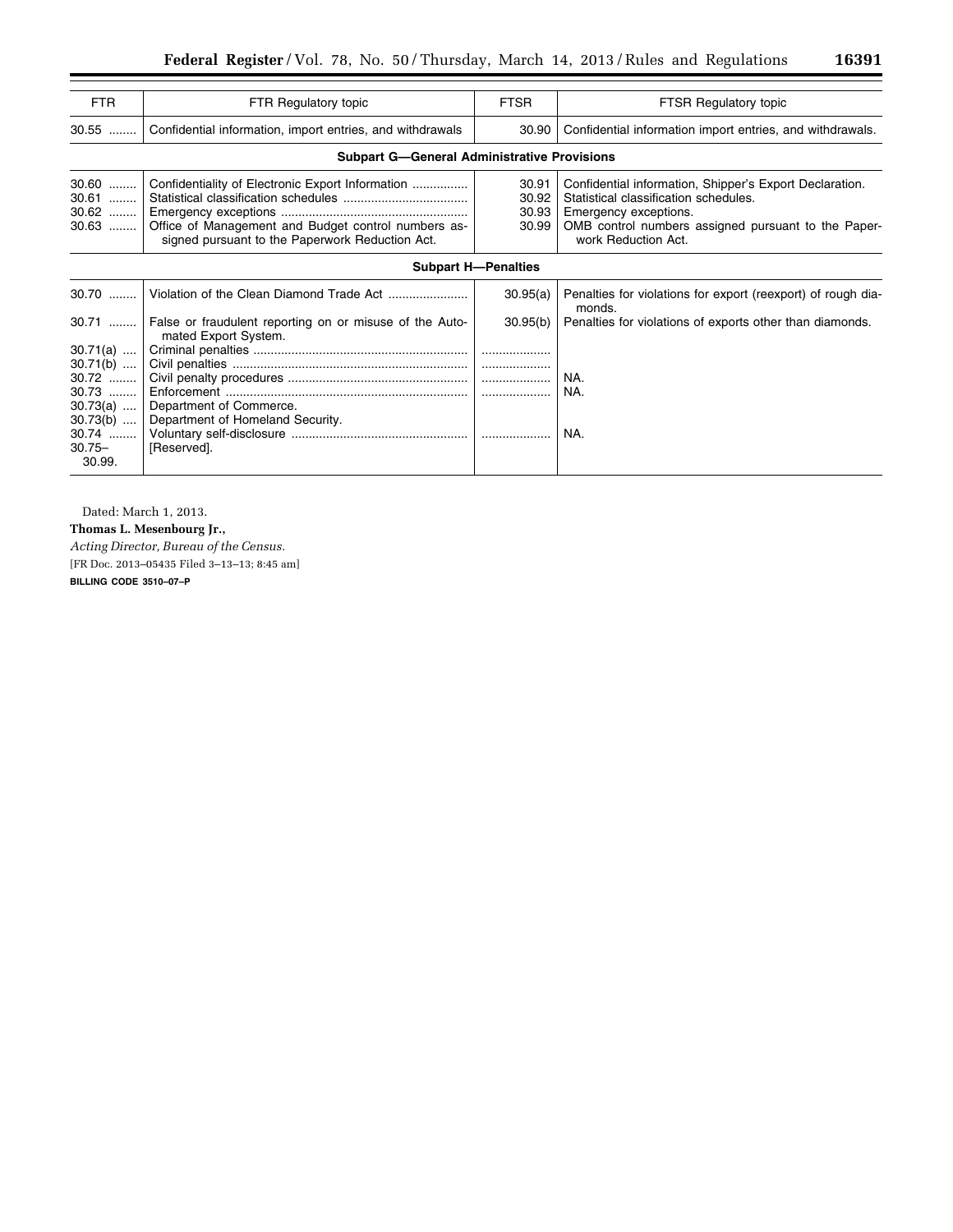| FTR | FTR Regulatory topic | FTSR | FTSR Regulatory topic |
|---|---|---|---|
| 30.55 | Confidential information, import entries, and withdrawals | 30.90 | Confidential information import entries, and withdrawals. |
| **Subpart G—General Administrative Provisions** | | | |
| 30.60 | Confidentiality of Electronic Export Information | 30.91 | Confidential information, Shipper's Export Declaration. |
| 30.61 | Statistical classification schedules | 30.92 | Statistical classification schedules. |
| 30.62 | Emergency exceptions | 30.93 | Emergency exceptions. |
| 30.63 | Office of Management and Budget control numbers assigned pursuant to the Paperwork Reduction Act. | 30.99 | OMB control numbers assigned pursuant to the Paperwork Reduction Act. |
| **Subpart H—Penalties** | | | |
| 30.70 | Violation of the Clean Diamond Trade Act | 30.95(a) | Penalties for violations for export (reexport) of rough diamonds. |
| 30.71 | False or fraudulent reporting on or misuse of the Automated Export System. | 30.95(b) | Penalties for violations of exports other than diamonds. |
| 30.71(a) | Criminal penalties | | |
| 30.71(b) | Civil penalties | | |
| 30.72 | Civil penalty procedures | | NA. |
| 30.73 | Enforcement | | NA. |
| 30.73(a) | Department of Commerce. | | |
| 30.73(b) | Department of Homeland Security. | | |
| 30.74 | Voluntary self-disclosure | | NA. |
| 30.75–30.99. | [Reserved]. | | |

Dated: March 1, 2013.

**Thomas L. Mesenbourg Jr.,**

*Acting Director, Bureau of the Census.*

[FR Doc. 2013–05435 Filed 3–13–13; 8:45 am]

**BILLING CODE 3510–07–P**